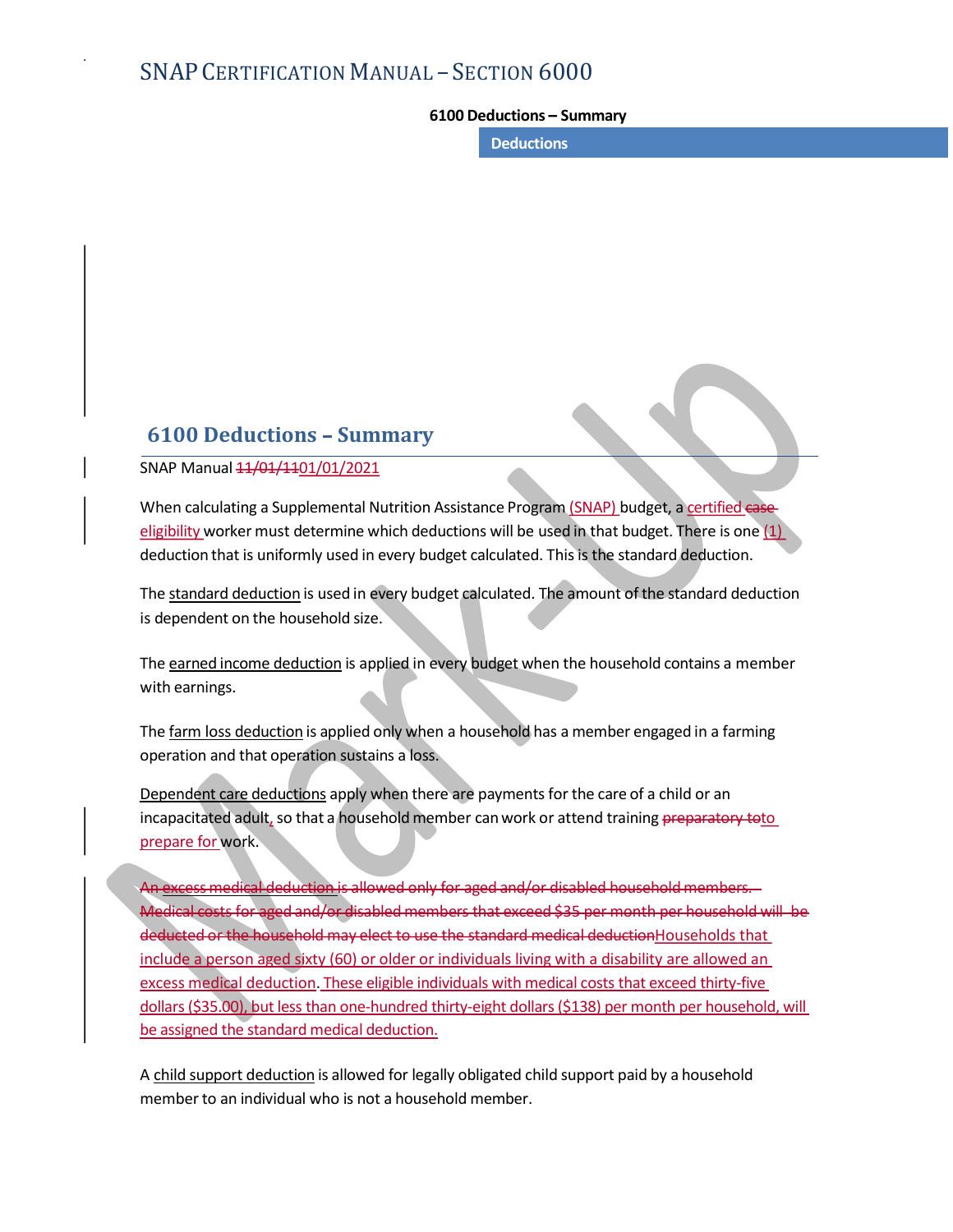# 6100 Deductions – Summary

SNAP Manual ~~11/01/11~~01/01/2021

When calculating a Supplemental Nutrition Assistance Program (SNAP) budget, a certified ~~case~~ eligibility worker must determine which deductions will be used in that budget. There is one (1) deduction that is uniformly used in every budget calculated. This is the standard deduction.

The standard deduction is used in every budget calculated. The amount of the standard deduction is dependent on the household size.

The earned income deduction is applied in every budget when the household contains a member with earnings.

The farm loss deduction is applied only when a household has a member engaged in a farming operation and that operation sustains a loss.

Dependent care deductions apply when there are payments for the care of a child or an incapacitated adult, so that a household member can work or attend training ~~preparatory to~~to prepare for work.

~~An excess medical deduction is allowed only for aged and/or disabled household members. Medical costs for aged and/or disabled members that exceed $35 per month per household will be deducted or the household may elect to use the standard medical deduction~~Households that include a person aged sixty (60) or older or individuals living with a disability are allowed an excess medical deduction. These eligible individuals with medical costs that exceed thirty-five dollars ($35.00), but less than one-hundred thirty-eight dollars ($138) per month per household, will be assigned the standard medical deduction.

A child support deduction is allowed for legally obligated child support paid by a household member to an individual who is not a household member.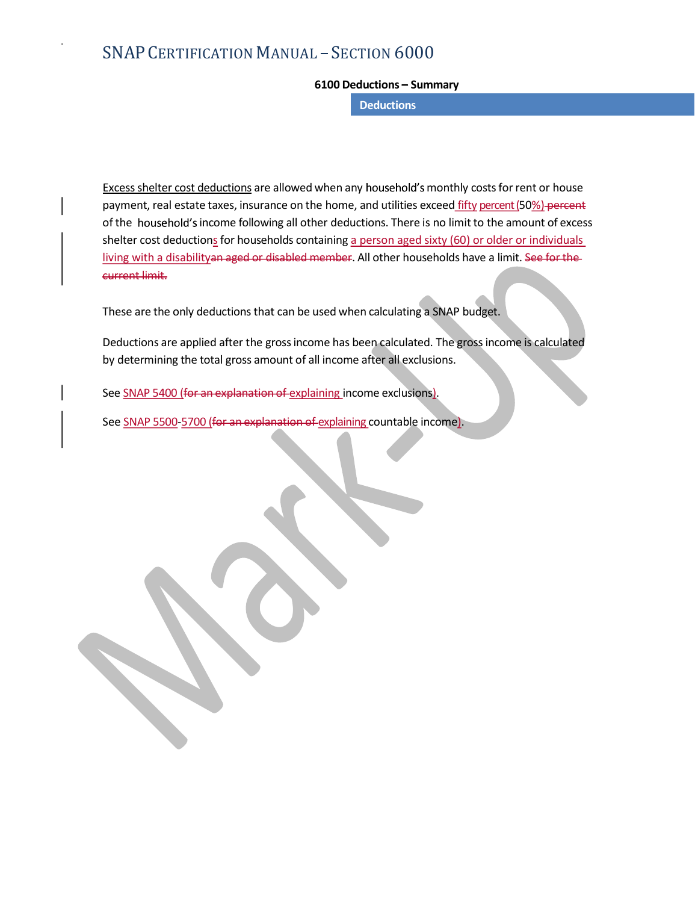## 6100 Deductions – Summary

### Deductions

Excess shelter cost deductions are allowed when any household's monthly costs for rent or house payment, real estate taxes, insurance on the home, and utilities exceed fifty percent (50%) ~~percent~~ of the household's income following all other deductions. There is no limit to the amount of excess shelter cost deductions for households containing a person aged sixty (60) or older or individuals living with a disability~~an aged or disabled member~~. All other households have a limit. ~~See for the current limit.~~

These are the only deductions that can be used when calculating a SNAP budget.

Deductions are applied after the gross income has been calculated. The gross income is calculated by determining the total gross amount of all income after all exclusions.

See SNAP 5400 (~~for an explanation of~~ explaining income exclusions).

See SNAP 5500-5700 (~~for an explanation of~~ explaining countable income).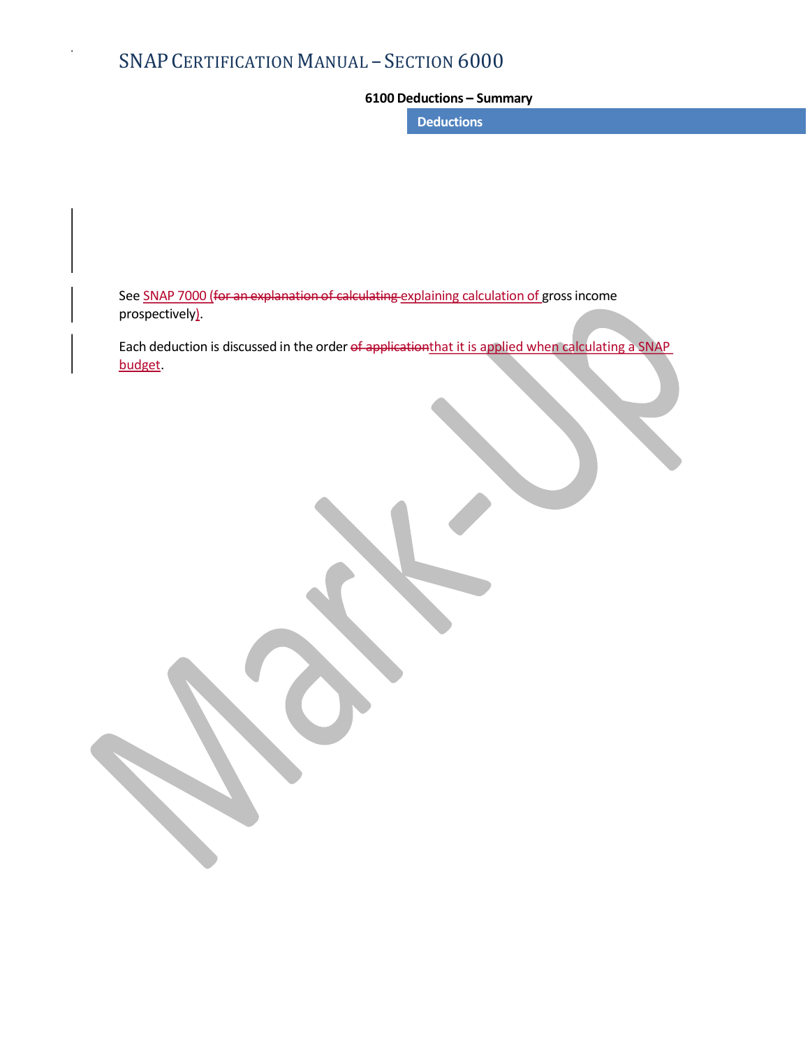**6100 Deductions – Summary**

**Deductions**

See SNAP 7000 (~~for an explanation of calculating~~ explaining calculation of gross income prospectively).

Each deduction is discussed in the order ~~of application~~that it is applied when calculating a SNAP budget.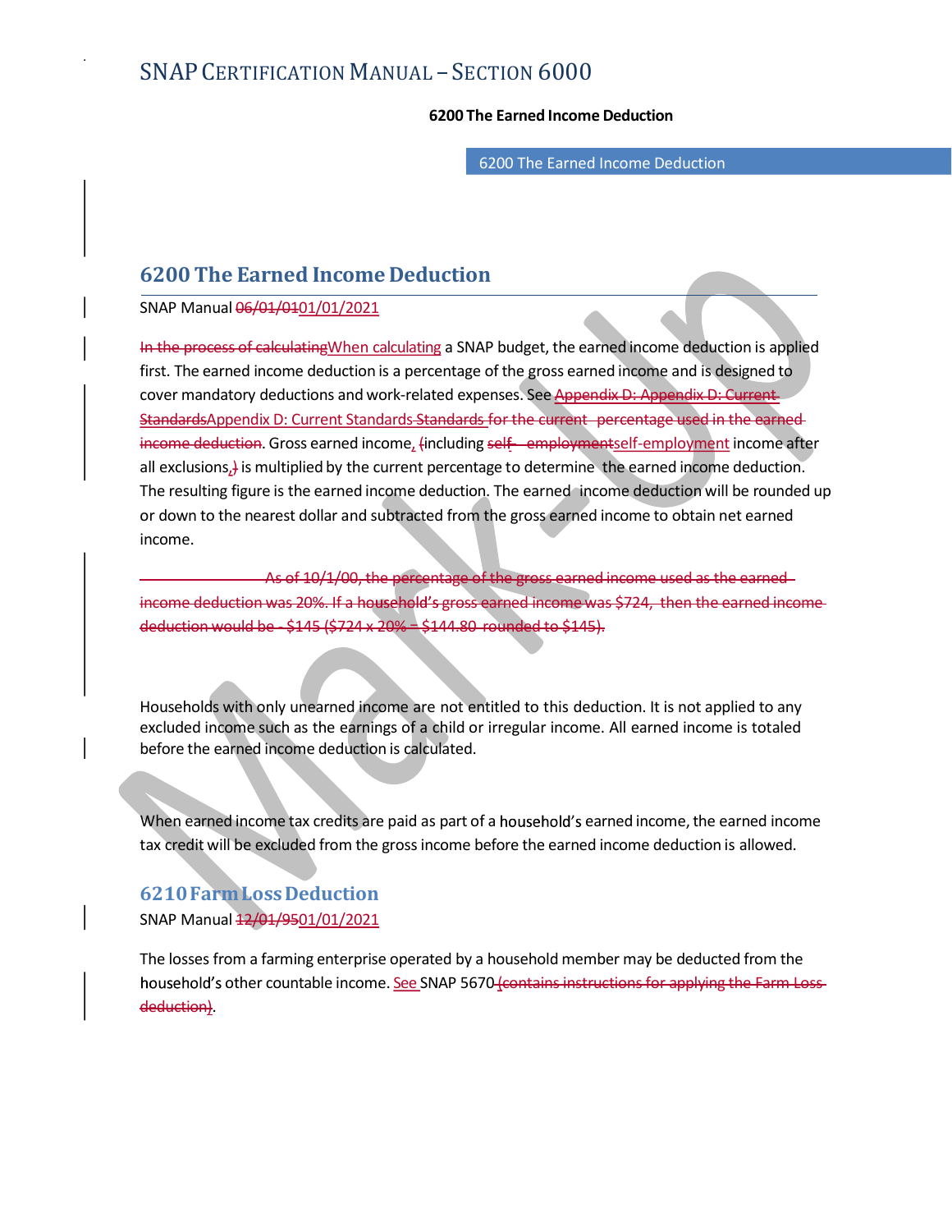## 6200 The Earned Income Deduction

SNAP Manual ~~06/01/01~~01/01/2021

~~In the process of calculating~~When calculating a SNAP budget, the earned income deduction is applied first. The earned income deduction is a percentage of the gross earned income and is designed to cover mandatory deductions and work-related expenses. See ~~Appendix D: Appendix D: Current Standards~~Appendix D: Current Standards ~~Standards for the current percentage used in the earned income deduction~~. Gross earned income, ~~(~~including ~~self- employment~~self-employment income after all exclusions, ~~)~~ is multiplied by the current percentage to determine the earned income deduction. The resulting figure is the earned income deduction. The earned income deduction will be rounded up or down to the nearest dollar and subtracted from the gross earned income to obtain net earned income.

~~As of 10/1/00, the percentage of the gross earned income used as the earned income deduction was 20%. If a household's gross earned income was $724, then the earned income deduction would be - $145 ($724 x 20% = $144.80 rounded to $145).~~

Households with only unearned income are not entitled to this deduction. It is not applied to any excluded income such as the earnings of a child or irregular income. All earned income is totaled before the earned income deduction is calculated.

When earned income tax credits are paid as part of a household's earned income, the earned income tax credit will be excluded from the gross income before the earned income deduction is allowed.

### 6210 Farm Loss Deduction

SNAP Manual ~~12/01/95~~01/01/2021

The losses from a farming enterprise operated by a household member may be deducted from the household's other countable income. See SNAP 5670 ~~(contains instructions for applying the Farm Loss deduction)~~.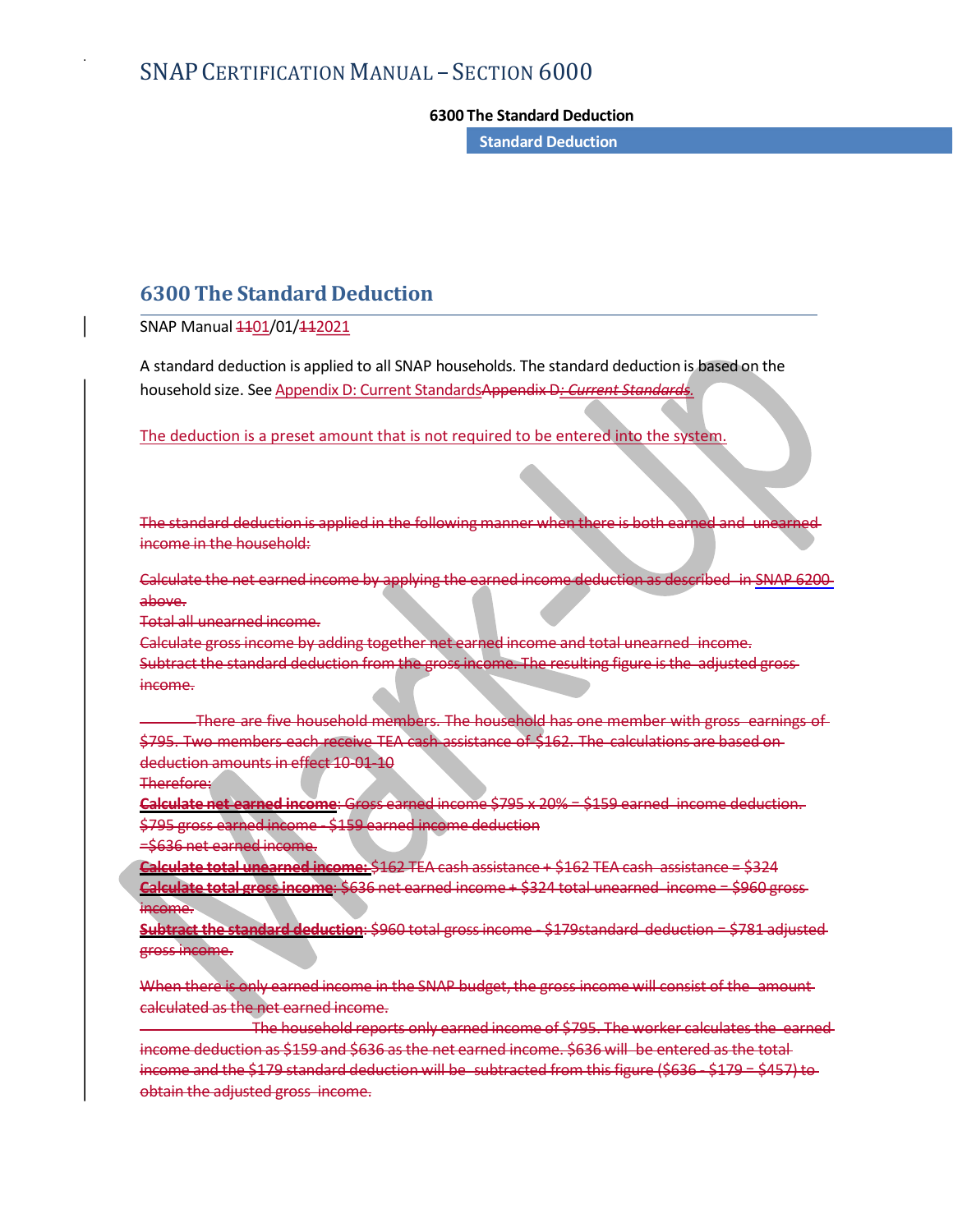# 6300 The Standard Deduction

SNAP Manual ~~11~~01/01/~~11~~2021

A standard deduction is applied to all SNAP households. The standard deduction is based on the household size. See Appendix D: Current Standards~~Appendix D: *Current Standards*.~~

The deduction is a preset amount that is not required to be entered into the system.

~~The standard deduction is applied in the following manner when there is both earned and unearned income in the household:~~

~~Calculate the net earned income by applying the earned income deduction as described in SNAP 6200 above.~~
~~Total all unearned income.~~
~~Calculate gross income by adding together net earned income and total unearned income.~~
~~Subtract the standard deduction from the gross income. The resulting figure is the adjusted gross income.~~

~~There are five household members. The household has one member with gross earnings of \$795. Two members each receive TEA cash assistance of \$162. The calculations are based on deduction amounts in effect 10-01-10~~
~~Therefore:~~
~~**Calculate net earned income**: Gross earned income \$795 x 20% = \$159 earned income deduction.~~
~~\$795 gross earned income - \$159 earned income deduction~~
~~=\$636 net earned income.~~
~~**Calculate total unearned income:** \$162 TEA cash assistance + \$162 TEA cash assistance = \$324~~
~~**Calculate total gross income**: \$636 net earned income + \$324 total unearned income = \$960 gross income.~~
~~**Subtract the standard deduction**: \$960 total gross income - \$179standard deduction = \$781 adjusted gross income.~~

~~When there is only earned income in the SNAP budget, the gross income will consist of the amount calculated as the net earned income.~~
~~The household reports only earned income of \$795. The worker calculates the earned income deduction as \$159 and \$636 as the net earned income. \$636 will be entered as the total income and the \$179 standard deduction will be subtracted from this figure (\$636 - \$179 = \$457) to obtain the adjusted gross income.~~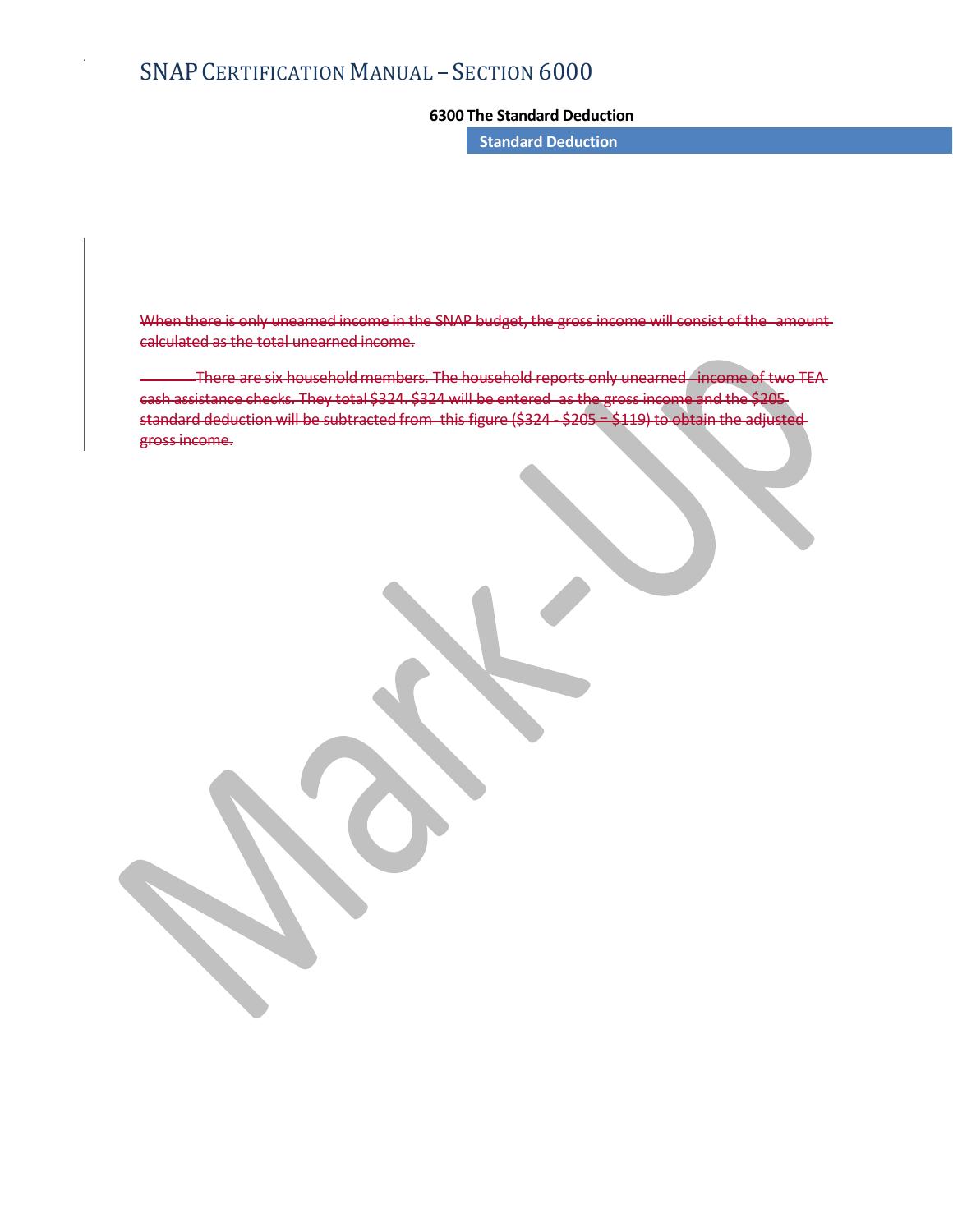## 6300 The Standard Deduction

### Standard Deduction

~~When there is only unearned income in the SNAP budget, the gross income will consist of the amount calculated as the total unearned income.~~

~~There are six household members. The household reports only unearned income of two TEA cash assistance checks. They total $324. $324 will be entered as the gross income and the $205 standard deduction will be subtracted from this figure ($324 - $205 = $119) to obtain the adjusted gross income.~~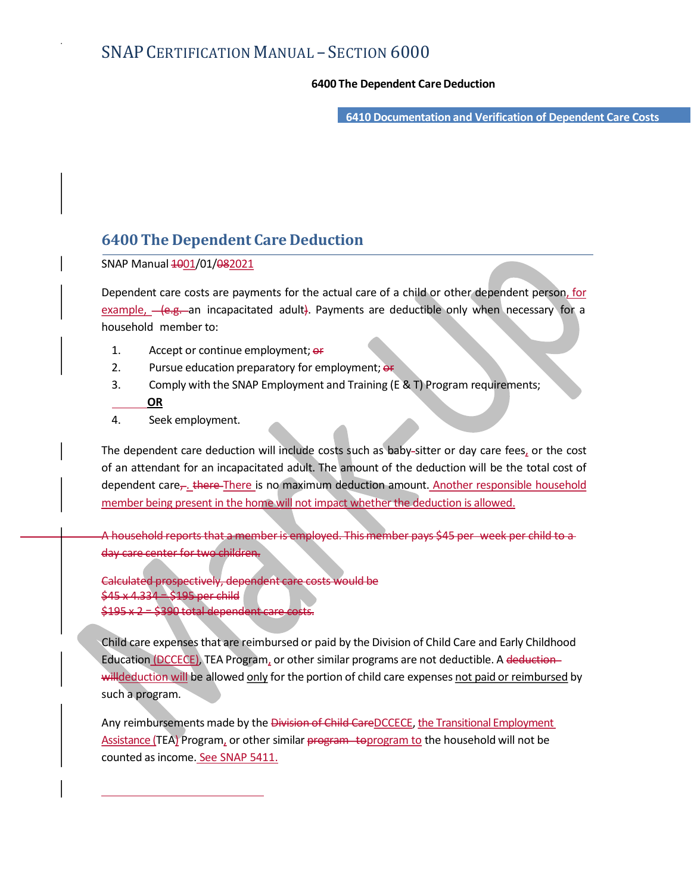# 6400 The Dependent Care Deduction

SNAP Manual ~~10~~01/01/~~08~~2021

Dependent care costs are payments for the actual care of a child or other dependent person, for example, ~~(e.g.~~ an incapacitated adult~~)~~. Payments are deductible only when necessary for a household member to:

1. Accept or continue employment; ~~or~~
2. Pursue education preparatory for employment; ~~or~~
3. Comply with the SNAP Employment and Training (E & T) Program requirements;

   **OR**
4. Seek employment.

The dependent care deduction will include costs such as baby~~-~~sitter or day care fees, or the cost of an attendant for an incapacitated adult. The amount of the deduction will be the total cost of dependent care~~,~~. ~~there~~ There is no maximum deduction amount. Another responsible household member being present in the home will not impact whether the deduction is allowed.

~~A household reports that a member is employed. This member pays $45 per week per child to a day care center for two children.~~

~~Calculated prospectively, dependent care costs would be~~
~~$45 x 4.334 = $195 per child~~
~~$195 x 2 = $390 total dependent care costs.~~

Child care expenses that are reimbursed or paid by the Division of Child Care and Early Childhood Education (DCCECE), TEA Program, or other similar programs are not deductible. A ~~deduction will~~ deduction will be allowed only for the portion of child care expenses not paid or reimbursed by such a program.

Any reimbursements made by the ~~Division of Child Care~~ DCCECE, the Transitional Employment Assistance (TEA) Program, or other similar ~~program to~~ program to the household will not be counted as income. See SNAP 5411.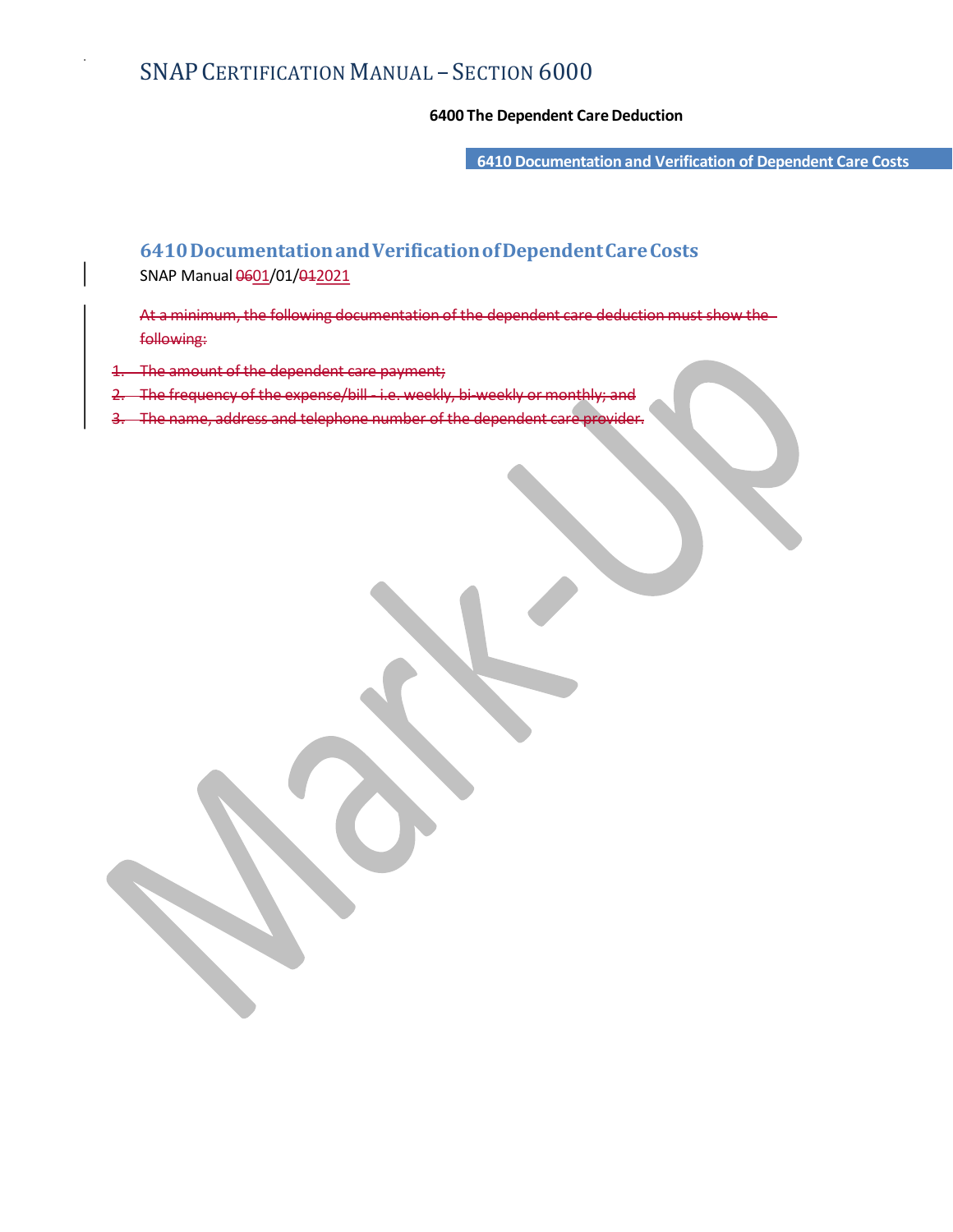## 6410 Documentation and Verification of Dependent Care Costs

SNAP Manual ~~06~~01/01/~~01~~2021

~~At a minimum, the following documentation of the dependent care deduction must show the following:~~

1. ~~The amount of the dependent care payment;~~
2. ~~The frequency of the expense/bill - i.e. weekly, bi-weekly or monthly; and~~
3. ~~The name, address and telephone number of the dependent care provider.~~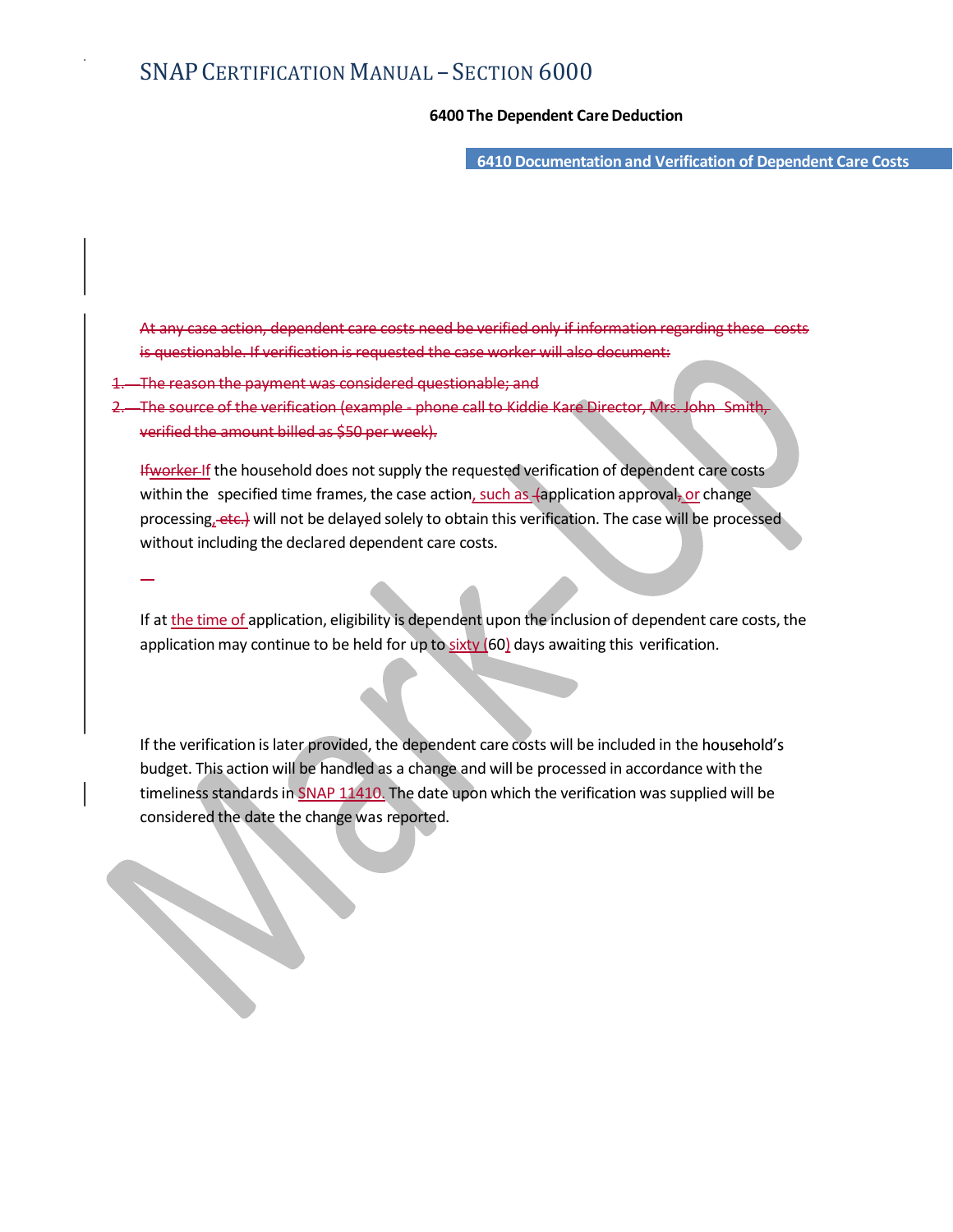## 6400 The Dependent Care Deduction

### 6410 Documentation and Verification of Dependent Care Costs

~~At any case action, dependent care costs need be verified only if information regarding these costs is questionable. If verification is requested the case worker will also document:~~

~~1. The reason the payment was considered questionable; and~~
~~2. The source of the verification (example - phone call to Kiddie Kare Director, Mrs. John Smith, verified the amount billed as $50 per week).~~

~~Ifworker~~ If the household does not supply the requested verification of dependent care costs within the specified time frames, the case action, such as ~~(~~application approval~~,~~ or change processing~~, etc.)~~ will not be delayed solely to obtain this verification. The case will be processed without including the declared dependent care costs.

If at the time of application, eligibility is dependent upon the inclusion of dependent care costs, the application may continue to be held for up to sixty (60) days awaiting this verification.

If the verification is later provided, the dependent care costs will be included in the household's budget. This action will be handled as a change and will be processed in accordance with the timeliness standards in SNAP 11410. The date upon which the verification was supplied will be considered the date the change was reported.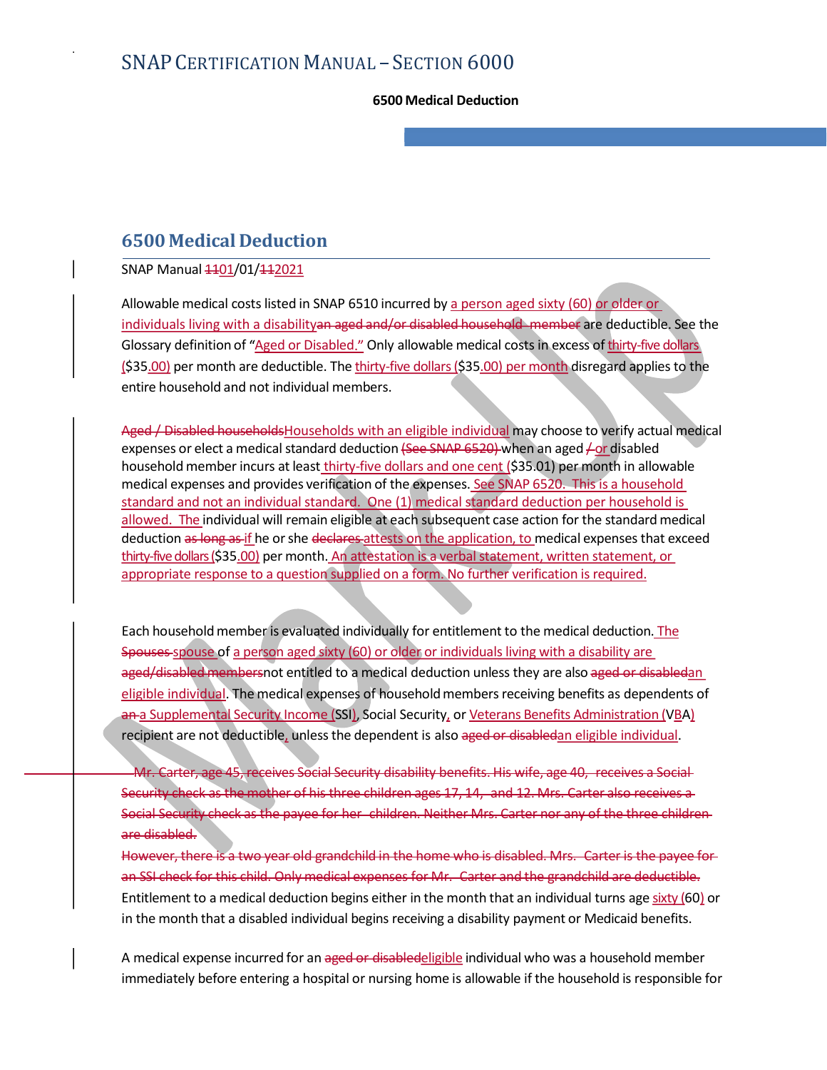SNAP Manual ~~11~~01/01/~~11~~2021

## 6500 Medical Deduction

Allowable medical costs listed in SNAP 6510 incurred by a person aged sixty (60) or older or individuals living with a disability~~an aged and/or disabled household member~~ are deductible. See the Glossary definition of "Aged or Disabled." Only allowable medical costs in excess of thirty-five dollars ($35.00) per month are deductible. The thirty-five dollars ($35.00) per month disregard applies to the entire household and not individual members.

~~Aged / Disabled households~~Households with an eligible individual may choose to verify actual medical expenses or elect a medical standard deduction ~~(See SNAP 6520)~~ when an aged ~~/~~ or disabled household member incurs at least thirty-five dollars and one cent ($35.01) per month in allowable medical expenses and provides verification of the expenses. See SNAP 6520. This is a household standard and not an individual standard. One (1) medical standard deduction per household is allowed. The individual will remain eligible at each subsequent case action for the standard medical deduction ~~as long as~~ if he or she ~~declares~~ attests on the application, to medical expenses that exceed thirty-five dollars ($35.00) per month. An attestation is a verbal statement, written statement, or appropriate response to a question supplied on a form. No further verification is required.

Each household member is evaluated individually for entitlement to the medical deduction. The ~~Spouses~~ spouse of a person aged sixty (60) or older or individuals living with a disability are ~~aged/disabled members~~not entitled to a medical deduction unless they are also ~~aged or disabled~~an eligible individual. The medical expenses of household members receiving benefits as dependents of ~~an~~ a Supplemental Security Income (SSI), Social Security, or Veterans Benefits Administration (VBA) recipient are not deductible, unless the dependent is also ~~aged or disabled~~an eligible individual.

~~Mr. Carter, age 45, receives Social Security disability benefits. His wife, age 40, receives a Social Security check as the mother of his three children ages 17, 14, and 12. Mrs. Carter also receives a Social Security check as the payee for her children. Neither Mrs. Carter nor any of the three children are disabled.~~

~~However, there is a two year old grandchild in the home who is disabled. Mrs. Carter is the payee for an SSI check for this child. Only medical expenses for Mr. Carter and the grandchild are deductible.~~

Entitlement to a medical deduction begins either in the month that an individual turns age sixty (60) or in the month that a disabled individual begins receiving a disability payment or Medicaid benefits.

A medical expense incurred for an ~~aged or disabled~~eligible individual who was a household member immediately before entering a hospital or nursing home is allowable if the household is responsible for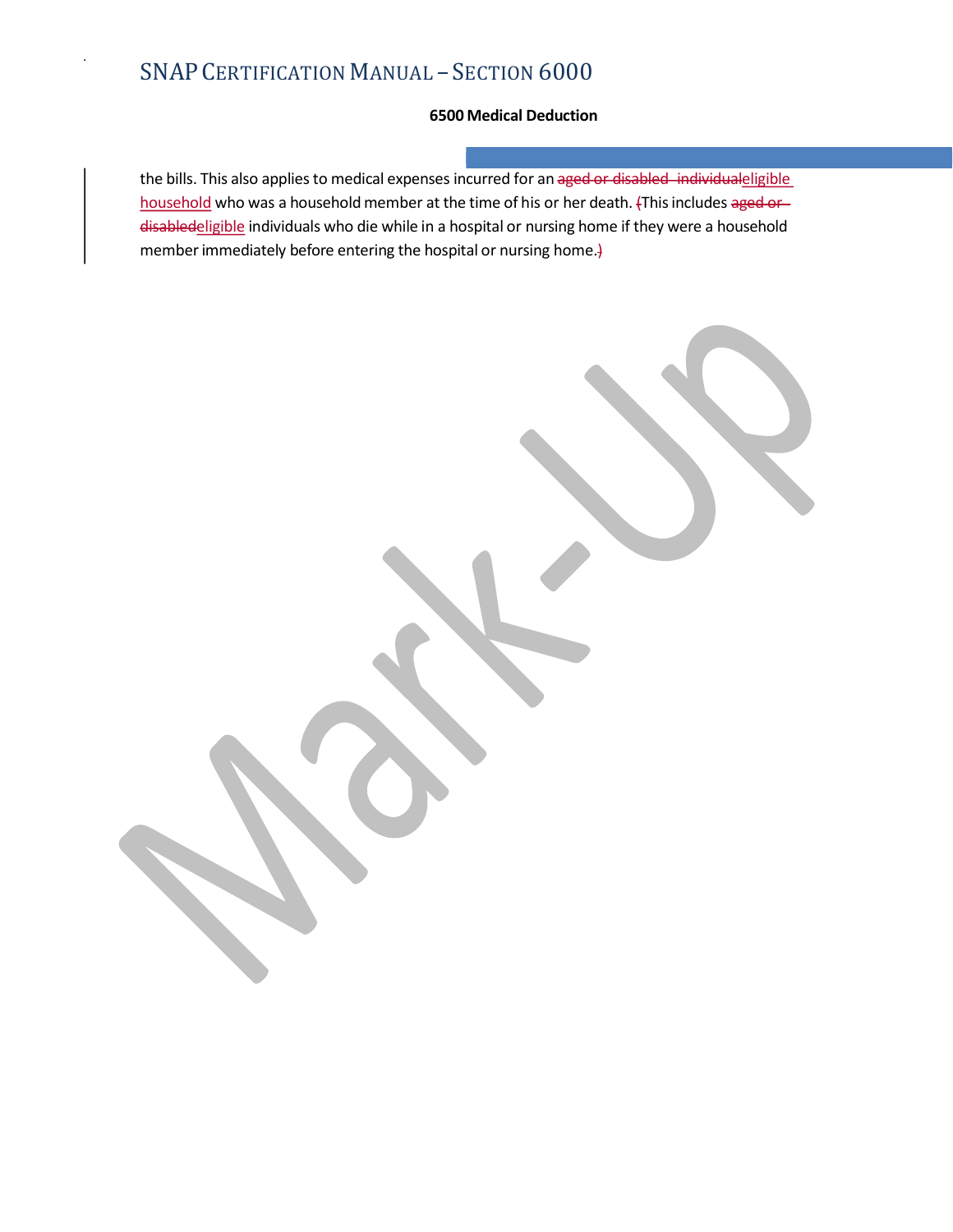the bills. This also applies to medical expenses incurred for an ~~aged or disabled individual~~eligible household who was a household member at the time of his or her death. ~~(~~This includes ~~aged or disabled~~eligible individuals who die while in a hospital or nursing home if they were a household member immediately before entering the hospital or nursing home.~~)~~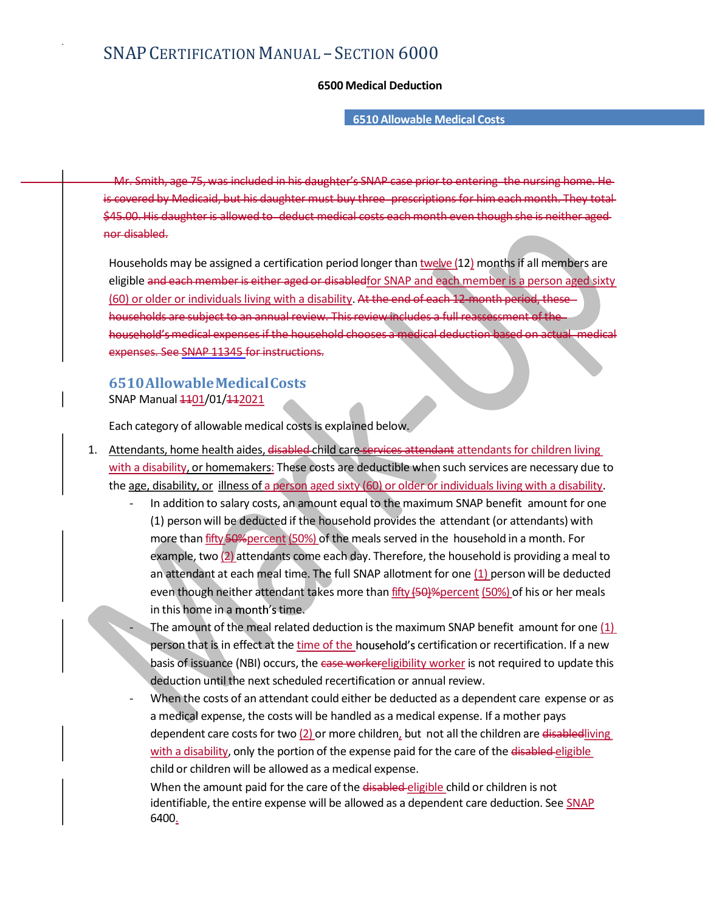~~Mr. Smith, age 75, was included in his daughter's SNAP case prior to entering the nursing home. He is covered by Medicaid, but his daughter must buy three prescriptions for him each month. They total $45.00. His daughter is allowed to deduct medical costs each month even though she is neither aged nor disabled.~~

Households may be assigned a certification period longer than twelve (12) months if all members are eligible ~~and each member is either aged or disabled~~for SNAP and each member is a person aged sixty (60) or older or individuals living with a disability. ~~At the end of each 12-month period, these households are subject to an annual review. This review includes a full reassessment of the household's medical expenses if the household chooses a medical deduction based on actual medical expenses. See SNAP 11345 for instructions.~~

## 6510 Allowable Medical Costs

SNAP Manual ~~11~~01/01/~~11~~2021

Each category of allowable medical costs is explained below.

1. Attendants, home health aides, ~~disabled~~ child care ~~services attendant~~ attendants for children living with a disability, or homemakers: These costs are deductible when such services are necessary due to the age, disability, or illness of a person aged sixty (60) or older or individuals living with a disability.
   - In addition to salary costs, an amount equal to the maximum SNAP benefit amount for one (1) person will be deducted if the household provides the attendant (or attendants) with more than fifty ~~50%~~percent (50%) of the meals served in the household in a month. For example, two (2) attendants come each day. Therefore, the household is providing a meal to an attendant at each meal time. The full SNAP allotment for one (1) person will be deducted even though neither attendant takes more than fifty ~~(50)%~~percent (50%) of his or her meals in this home in a month's time.
   - The amount of the meal related deduction is the maximum SNAP benefit amount for one (1) person that is in effect at the time of the household's certification or recertification. If a new basis of issuance (NBI) occurs, the ~~case worker~~eligibility worker is not required to update this deduction until the next scheduled recertification or annual review.
   - When the costs of an attendant could either be deducted as a dependent care expense or as a medical expense, the costs will be handled as a medical expense. If a mother pays dependent care costs for two (2) or more children, but not all the children are ~~disabled~~living with a disability, only the portion of the expense paid for the care of the ~~disabled~~ eligible child or children will be allowed as a medical expense.

     When the amount paid for the care of the ~~disabled~~ eligible child or children is not identifiable, the entire expense will be allowed as a dependent care deduction. See SNAP 6400.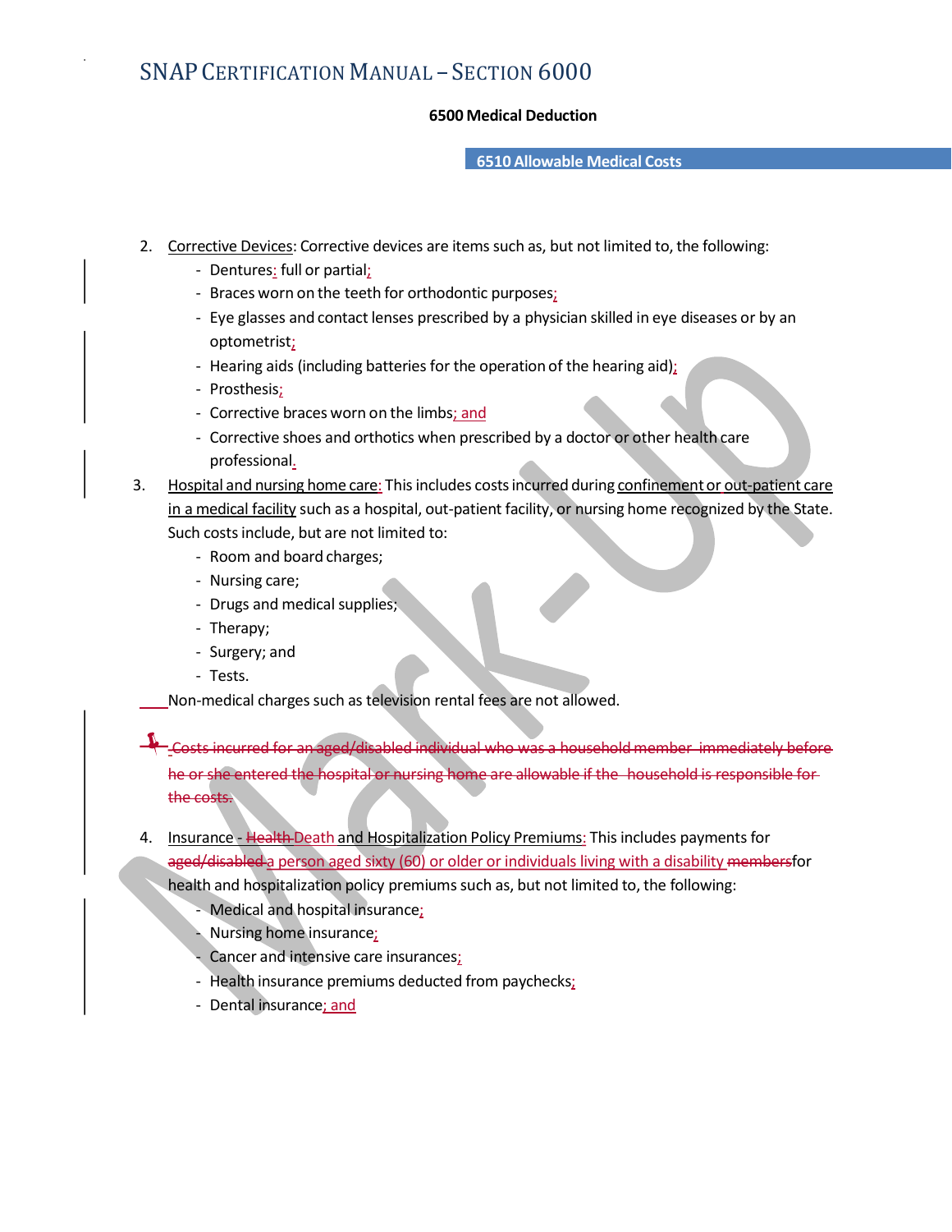# SNAP CERTIFICATION MANUAL – SECTION 6000

## 6500 Medical Deduction

### 6510 Allowable Medical Costs

2. Corrective Devices: Corrective devices are items such as, but not limited to, the following:
   - Dentures: full or partial;
   - Braces worn on the teeth for orthodontic purposes;
   - Eye glasses and contact lenses prescribed by a physician skilled in eye diseases or by an optometrist;
   - Hearing aids (including batteries for the operation of the hearing aid);
   - Prosthesis;
   - Corrective braces worn on the limbs; and
   - Corrective shoes and orthotics when prescribed by a doctor or other health care professional.
3. Hospital and nursing home care: This includes costs incurred during confinement or out-patient care in a medical facility such as a hospital, out-patient facility, or nursing home recognized by the State. Such costs include, but are not limited to:
   - Room and board charges;
   - Nursing care;
   - Drugs and medical supplies;
   - Therapy;
   - Surgery; and
   - Tests.

   Non-medical charges such as television rental fees are not allowed.

   ~~Costs incurred for an aged/disabled individual who was a household member immediately before he or she entered the hospital or nursing home are allowable if the household is responsible for the costs.~~

4. Insurance - ~~Health~~ Death and Hospitalization Policy Premiums: This includes payments for ~~aged/disabled~~ a person aged sixty (60) or older or individuals living with a disability ~~members~~for health and hospitalization policy premiums such as, but not limited to, the following:
   - Medical and hospital insurance;
   - Nursing home insurance;
   - Cancer and intensive care insurances;
   - Health insurance premiums deducted from paychecks;
   - Dental insurance; and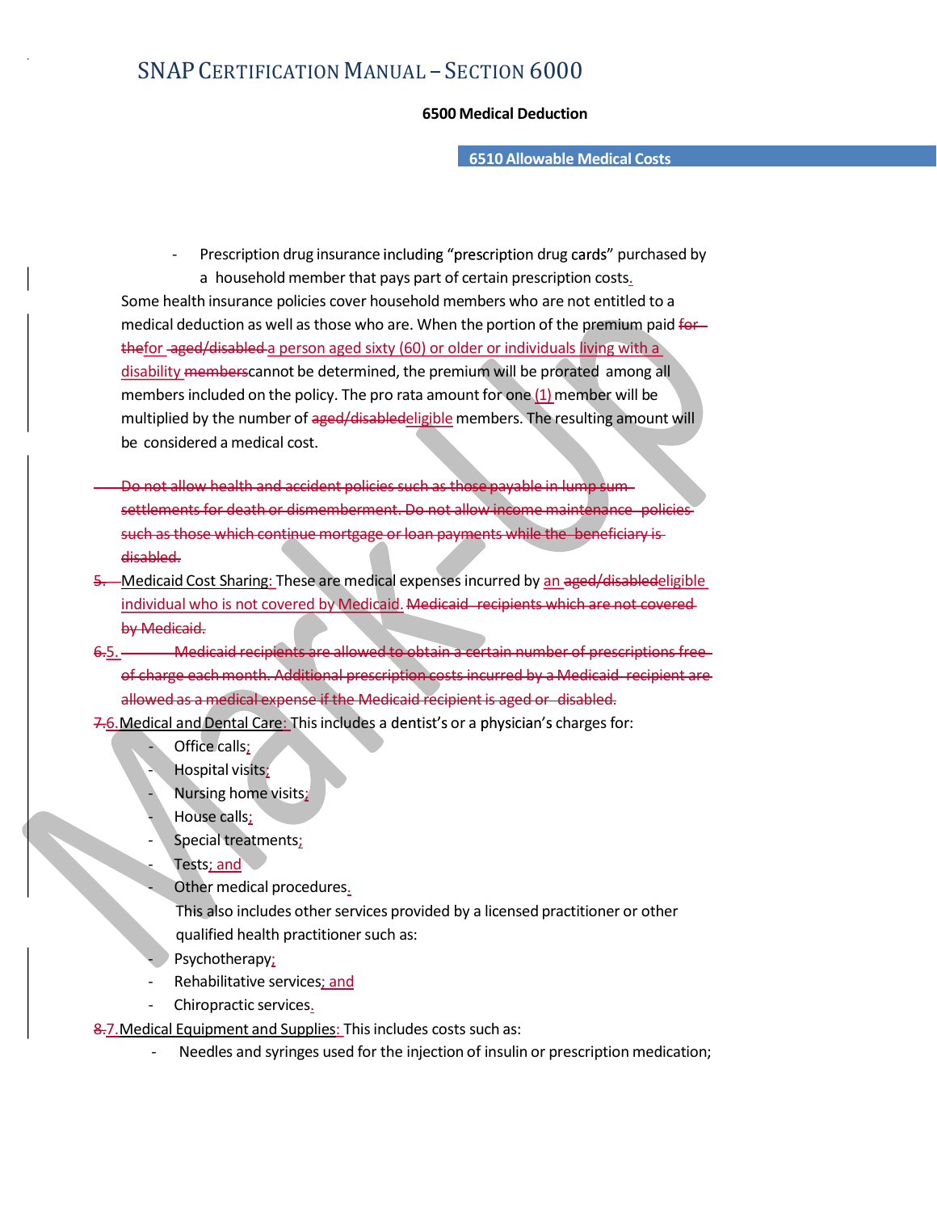## 6500 Medical Deduction

### 6510 Allowable Medical Costs

- Prescription drug insurance including "prescription drug cards" purchased by a household member that pays part of certain prescription costs.

Some health insurance policies cover household members who are not entitled to a medical deduction as well as those who are. When the portion of the premium paid ~~for the~~for ~~aged/disabled~~ a person aged sixty (60) or older or individuals living with a disability ~~members~~cannot be determined, the premium will be prorated among all members included on the policy. The pro rata amount for one (1) member will be multiplied by the number of ~~aged/disabled~~eligible members. The resulting amount will be considered a medical cost.

~~Do not allow health and accident policies such as those payable in lump sum settlements for death or dismemberment. Do not allow income maintenance policies such as those which continue mortgage or loan payments while the beneficiary is disabled.~~

~~5.~~ Medical Cost Sharing: These are medical expenses incurred by an ~~aged/disabled~~eligible individual who is not covered by Medicaid. ~~Medicaid recipients which are not covered by Medicaid.~~

~~6.~~5. ~~Medicaid recipients are allowed to obtain a certain number of prescriptions free of charge each month. Additional prescription costs incurred by a Medicaid recipient are allowed as a medical expense if the Medicaid recipient is aged or disabled.~~

~~7.~~6. Medical and Dental Care: This includes a dentist's or a physician's charges for:

- Office calls;
- Hospital visits;
- Nursing home visits;
- House calls;
- Special treatments;
- Tests; and
- Other medical procedures.

This also includes other services provided by a licensed practitioner or other qualified health practitioner such as:

- Psychotherapy;
- Rehabilitative services; and
- Chiropractic services.

~~8.~~7. Medical Equipment and Supplies: This includes costs such as:

- Needles and syringes used for the injection of insulin or prescription medication;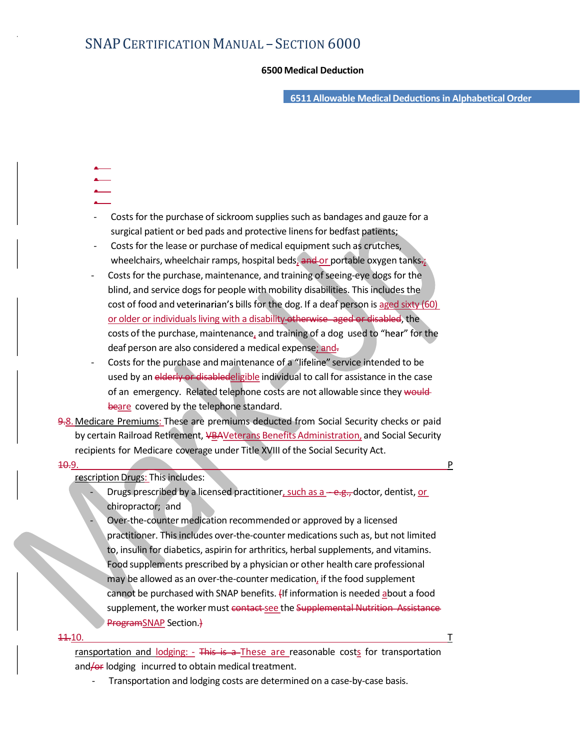# SNAP CERTIFICATION MANUAL – SECTION 6000

**6500 Medical Deduction**

**6511 Allowable Medical Deductions in Alphabetical Order**

- Costs for the purchase of sickroom supplies such as bandages and gauze for a surgical patient or bed pads and protective linens for bedfast patients;
- Costs for the lease or purchase of medical equipment such as crutches, wheelchairs, wheelchair ramps, hospital beds, ~~and~~ or portable oxygen tanks.;
- Costs for the purchase, maintenance, and training of seeing-eye dogs for the blind, and service dogs for people with mobility disabilities. This includes the cost of food and veterinarian's bills for the dog. If a deaf person is aged sixty (60) or older or individuals living with a disability ~~otherwise aged or disabled~~, the costs of the purchase, maintenance, and training of a dog used to "hear" for the deaf person are also considered a medical expense; and~~.~~
- Costs for the purchase and maintenance of a "lifeline" service intended to be used by an ~~elderly or disabled~~eligible individual to call for assistance in the case of an emergency. Related telephone costs are not allowable since they ~~would be~~are covered by the telephone standard.

~~9.~~8. Medicare Premiums: These are premiums deducted from Social Security checks or paid by certain Railroad Retirement, ~~VBA~~Veterans Benefits Administration, and Social Security recipients for Medicare coverage under Title XVIII of the Social Security Act.

~~10.~~9. Prescription Drugs: This includes:

- Drugs prescribed by a licensed practitioner, such as a ~~– e.g.,~~ doctor, dentist, or chiropractor; and
- Over-the-counter medication recommended or approved by a licensed practitioner. This includes over-the-counter medications such as, but not limited to, insulin for diabetics, aspirin for arthritics, herbal supplements, and vitamins. Food supplements prescribed by a physician or other health care professional may be allowed as an over-the-counter medication, if the food supplement cannot be purchased with SNAP benefits. ~~(~~If information is needed about a food supplement, the worker must ~~contact~~ see the ~~Supplemental Nutrition Assistance Program~~SNAP Section.~~)~~

~~11.~~10. Transportation and lodging: - ~~This is a~~ These are reasonable costs for transportation and~~/or~~ lodging incurred to obtain medical treatment.

- Transportation and lodging costs are determined on a case-by-case basis.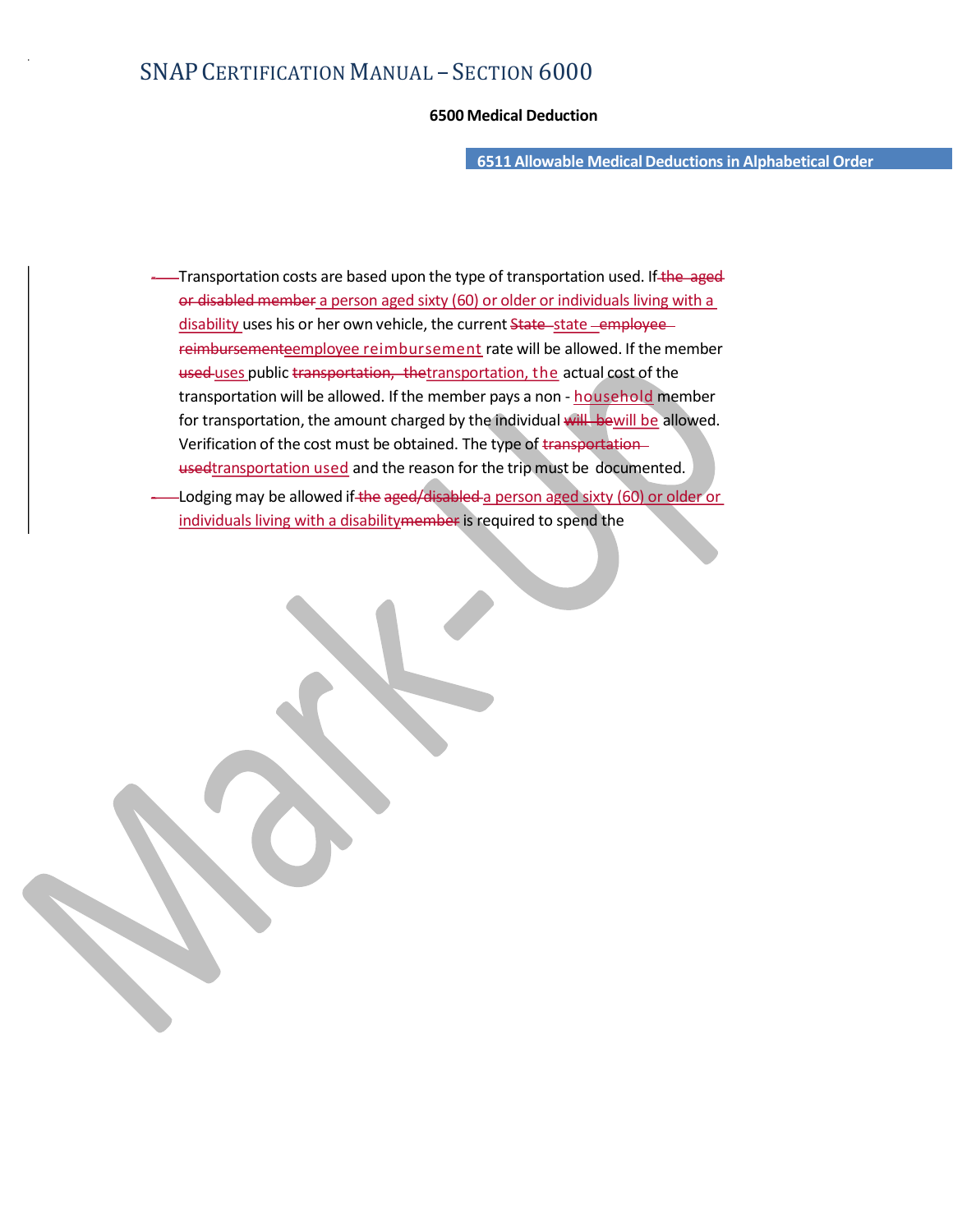# SNAP CERTIFICATION MANUAL – SECTION 6000

## 6500 Medical Deduction

### 6511 Allowable Medical Deductions in Alphabetical Order

- Transportation costs are based upon the type of transportation used. If ~~the aged or disabled member~~ a person aged sixty (60) or older or individuals living with a disability uses his or her own vehicle, the current ~~State~~ state ~~employee reimbursement~~ employee reimbursement rate will be allowed. If the member ~~used~~ uses public ~~transportation, the~~ transportation, the actual cost of the transportation will be allowed. If the member pays a non - household member for transportation, the amount charged by the individual ~~will be~~ will be allowed. Verification of the cost must be obtained. The type of ~~transportation used~~ transportation used and the reason for the trip must be documented.
- Lodging may be allowed if ~~the aged/disabled~~ a person aged sixty (60) or older or individuals living with a disability ~~member~~ is required to spend the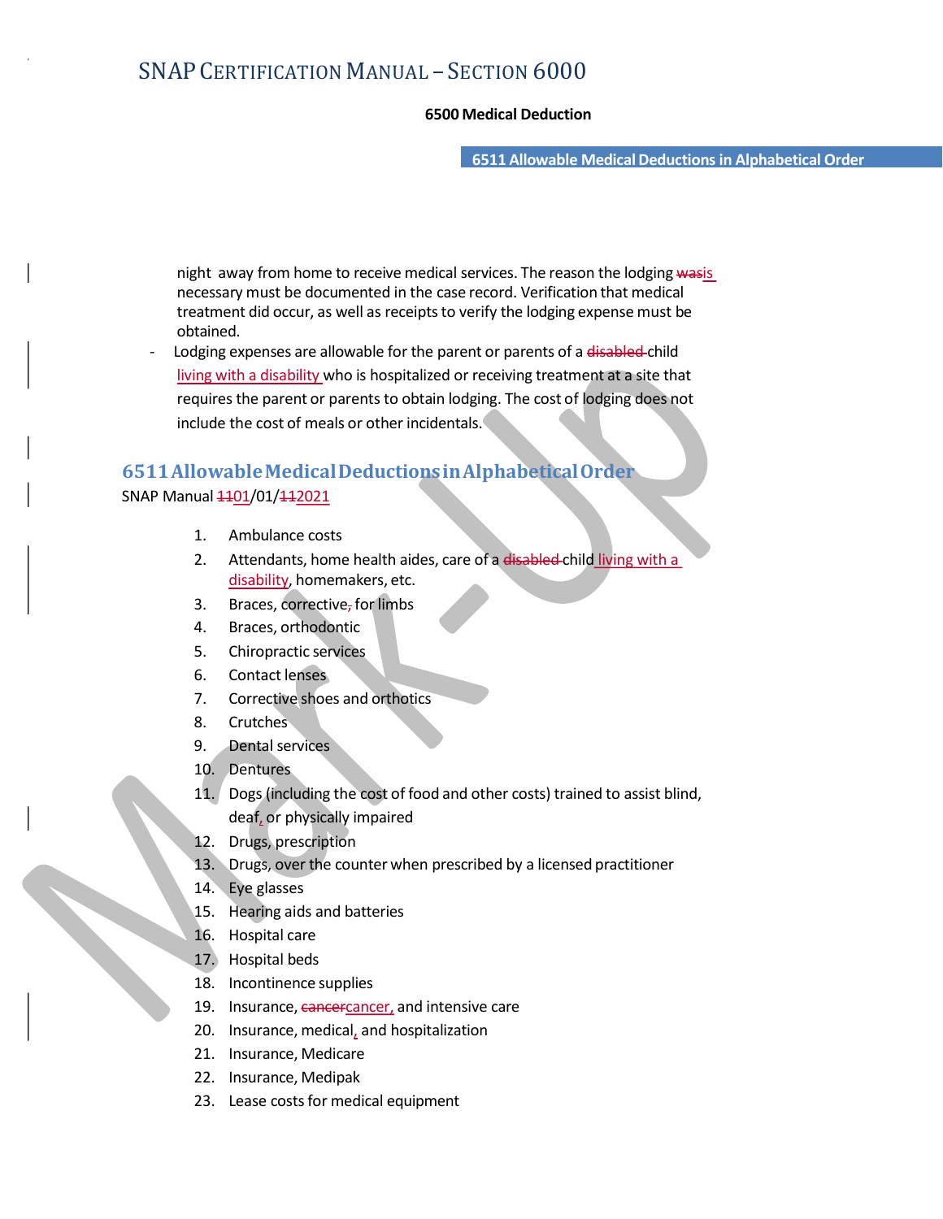night away from home to receive medical services. The reason the lodging wasis necessary must be documented in the case record. Verification that medical treatment did occur, as well as receipts to verify the lodging expense must be obtained.

- Lodging expenses are allowable for the parent or parents of a disabled child living with a disability who is hospitalized or receiving treatment at a site that requires the parent or parents to obtain lodging. The cost of lodging does not include the cost of meals or other incidentals.

## 6511 Allowable Medical Deductions in Alphabetical Order

SNAP Manual 1101/01/112021

1. Ambulance costs
2. Attendants, home health aides, care of a disabled child living with a disability, homemakers, etc.
3. Braces, corrective, for limbs
4. Braces, orthodontic
5. Chiropractic services
6. Contact lenses
7. Corrective shoes and orthotics
8. Crutches
9. Dental services
10. Dentures
11. Dogs (including the cost of food and other costs) trained to assist blind, deaf, or physically impaired
12. Drugs, prescription
13. Drugs, over the counter when prescribed by a licensed practitioner
14. Eye glasses
15. Hearing aids and batteries
16. Hospital care
17. Hospital beds
18. Incontinence supplies
19. Insurance, cancercancer, and intensive care
20. Insurance, medical, and hospitalization
21. Insurance, Medicare
22. Insurance, Medipak
23. Lease costs for medical equipment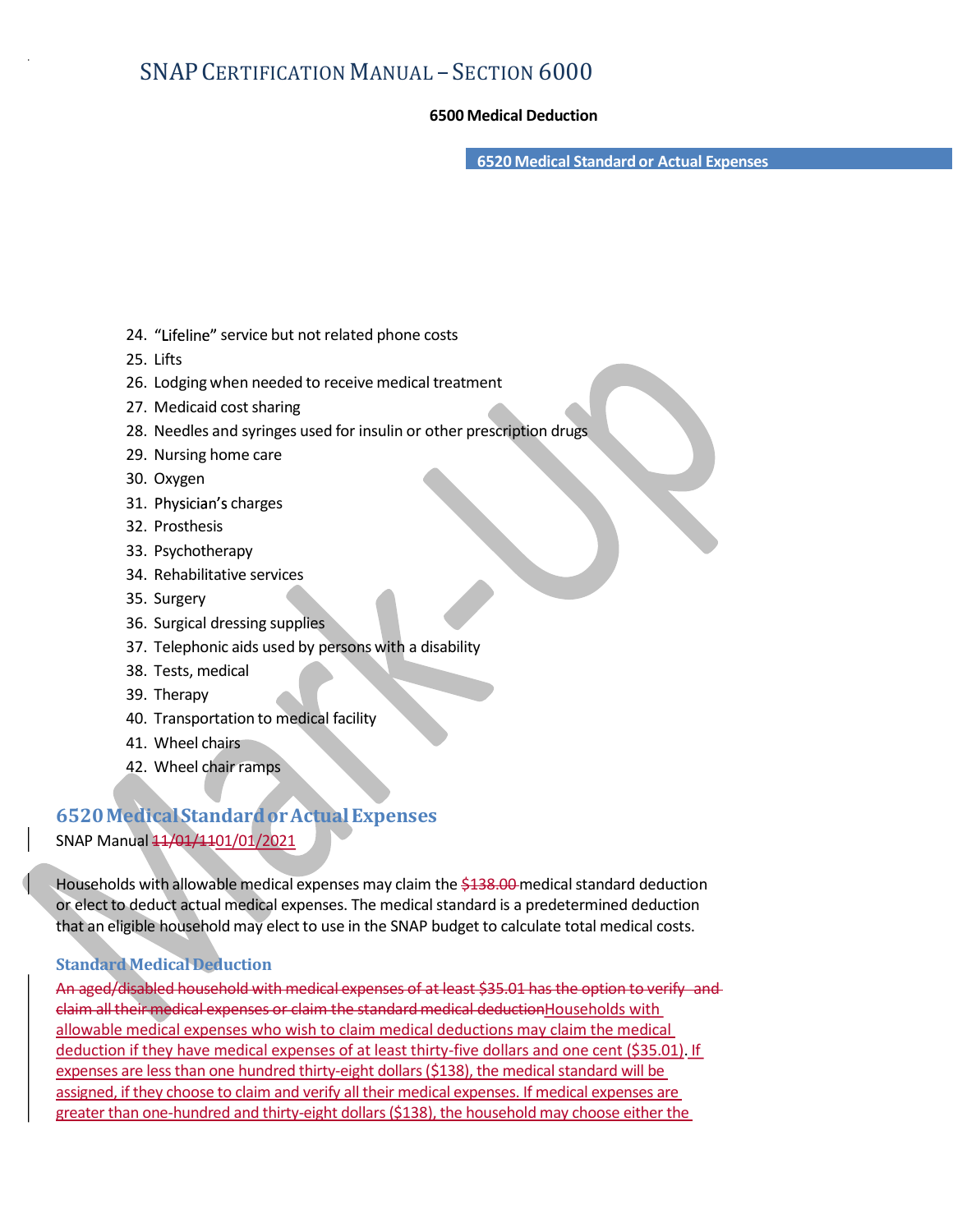24. "Lifeline" service but not related phone costs
25. Lifts
26. Lodging when needed to receive medical treatment
27. Medicaid cost sharing
28. Needles and syringes used for insulin or other prescription drugs
29. Nursing home care
30. Oxygen
31. Physician's charges
32. Prosthesis
33. Psychotherapy
34. Rehabilitative services
35. Surgery
36. Surgical dressing supplies
37. Telephonic aids used by persons with a disability
38. Tests, medical
39. Therapy
40. Transportation to medical facility
41. Wheel chairs
42. Wheel chair ramps

## 6520 Medical Standard or Actual Expenses

SNAP Manual ~~11/01/11~~01/01/2021

Households with allowable medical expenses may claim the ~~$138.00~~ medical standard deduction or elect to deduct actual medical expenses. The medical standard is a predetermined deduction that an eligible household may elect to use in the SNAP budget to calculate total medical costs.

### Standard Medical Deduction

~~An aged/disabled household with medical expenses of at least $35.01 has the option to verify and claim all their medical expenses or claim the standard medical deduction~~Households with allowable medical expenses who wish to claim medical deductions may claim the medical deduction if they have medical expenses of at least thirty-five dollars and one cent ($35.01). If expenses are less than one hundred thirty-eight dollars ($138), the medical standard will be assigned, if they choose to claim and verify all their medical expenses. If medical expenses are greater than one-hundred and thirty-eight dollars ($138), the household may choose either the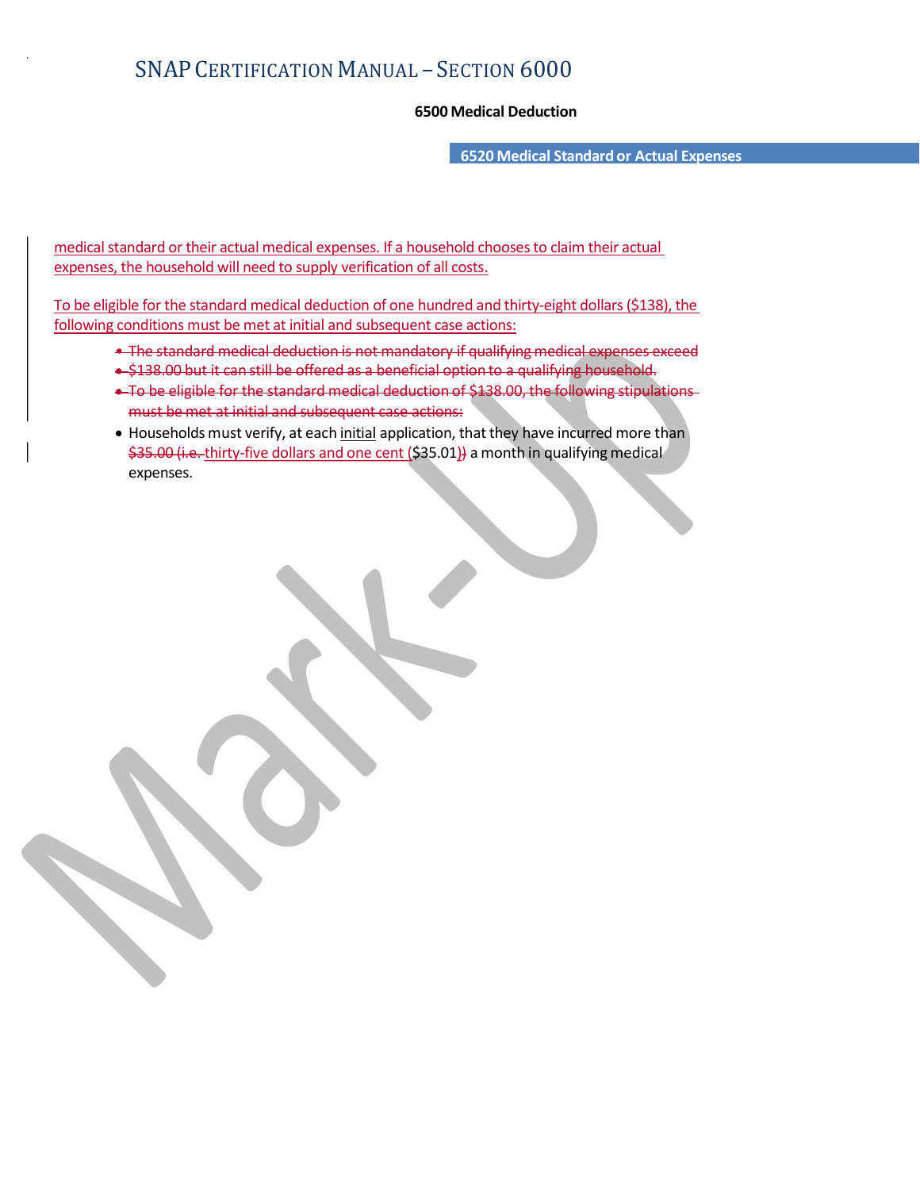## 6500 Medical Deduction

### 6520 Medical Standard or Actual Expenses

medical standard or their actual medical expenses. If a household chooses to claim their actual expenses, the household will need to supply verification of all costs.

To be eligible for the standard medical deduction of one hundred and thirty-eight dollars ($138), the following conditions must be met at initial and subsequent case actions:

- ~~The standard medical deduction is not mandatory if qualifying medical expenses exceed~~
- ~~$138.00 but it can still be offered as a beneficial option to a qualifying household.~~
- ~~To be eligible for the standard medical deduction of $138.00, the following stipulations must be met at initial and subsequent case actions:~~
- Households must verify, at each initial application, that they have incurred more than ~~$35.00 (i.e.~~ thirty-five dollars and one cent ($35.01)~~)~~ a month in qualifying medical expenses.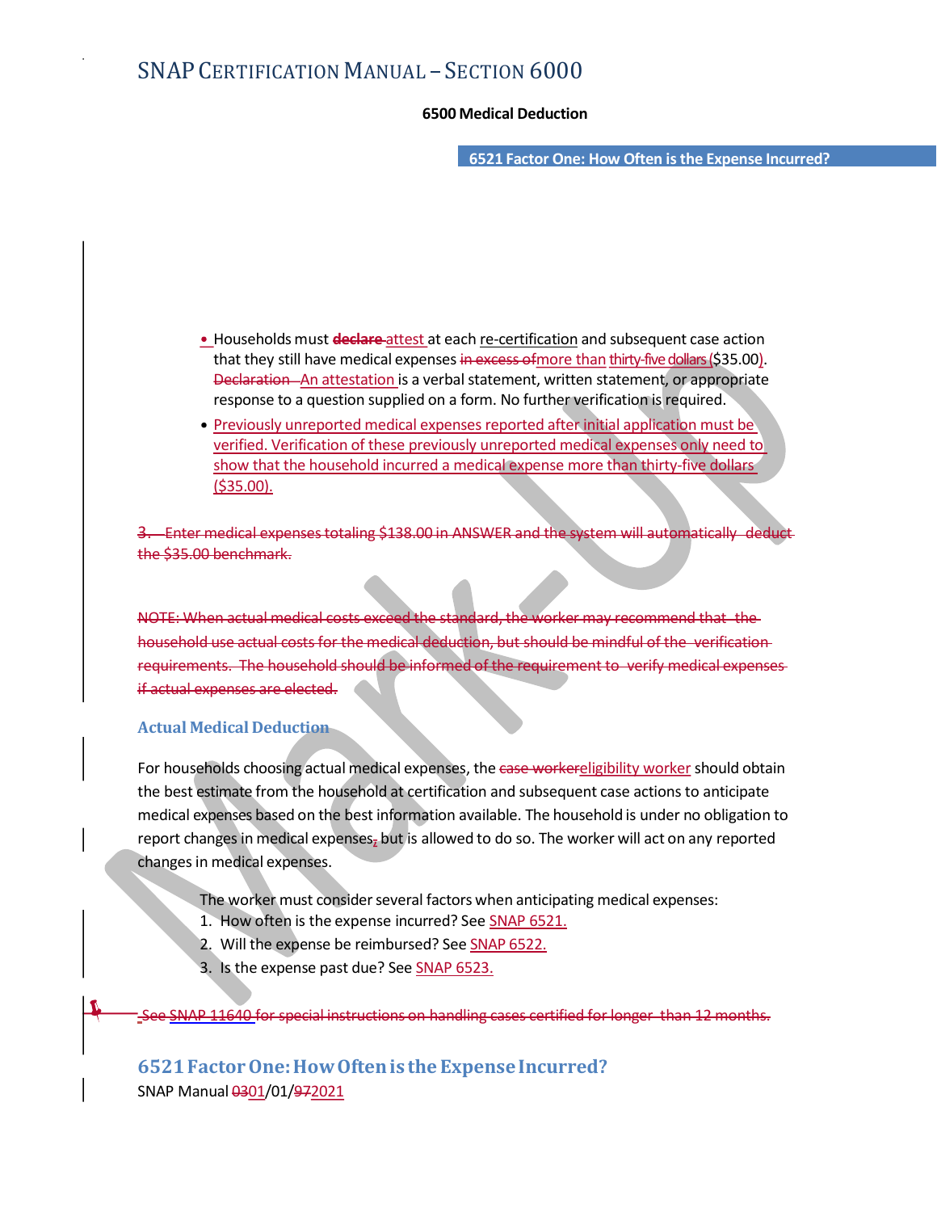- Households must ~~declare~~ attest at each re-certification and subsequent case action that they still have medical expenses ~~in excess of~~more than thirty-five dollars ($35.00). ~~Declaration~~ An attestation is a verbal statement, written statement, or appropriate response to a question supplied on a form. No further verification is required.
- Previously unreported medical expenses reported after initial application must be verified. Verification of these previously unreported medical expenses only need to show that the household incurred a medical expense more than thirty-five dollars ($35.00).

~~3. Enter medical expenses totaling $138.00 in ANSWER and the system will automatically deduct the $35.00 benchmark.~~

~~NOTE: When actual medical costs exceed the standard, the worker may recommend that the household use actual costs for the medical deduction, but should be mindful of the verification requirements. The household should be informed of the requirement to verify medical expenses if actual expenses are elected.~~

### Actual Medical Deduction

For households choosing actual medical expenses, the ~~case worker~~eligibility worker should obtain the best estimate from the household at certification and subsequent case actions to anticipate medical expenses based on the best information available. The household is under no obligation to report changes in medical expenses~~,~~ but is allowed to do so. The worker will act on any reported changes in medical expenses.

The worker must consider several factors when anticipating medical expenses:

1. How often is the expense incurred? See SNAP 6521.
2. Will the expense be reimbursed? See SNAP 6522.
3. Is the expense past due? See SNAP 6523.

~~See SNAP 11640 for special instructions on handling cases certified for longer than 12 months.~~

## 6521 Factor One: How Often is the Expense Incurred?

SNAP Manual ~~03~~01/01/~~97~~2021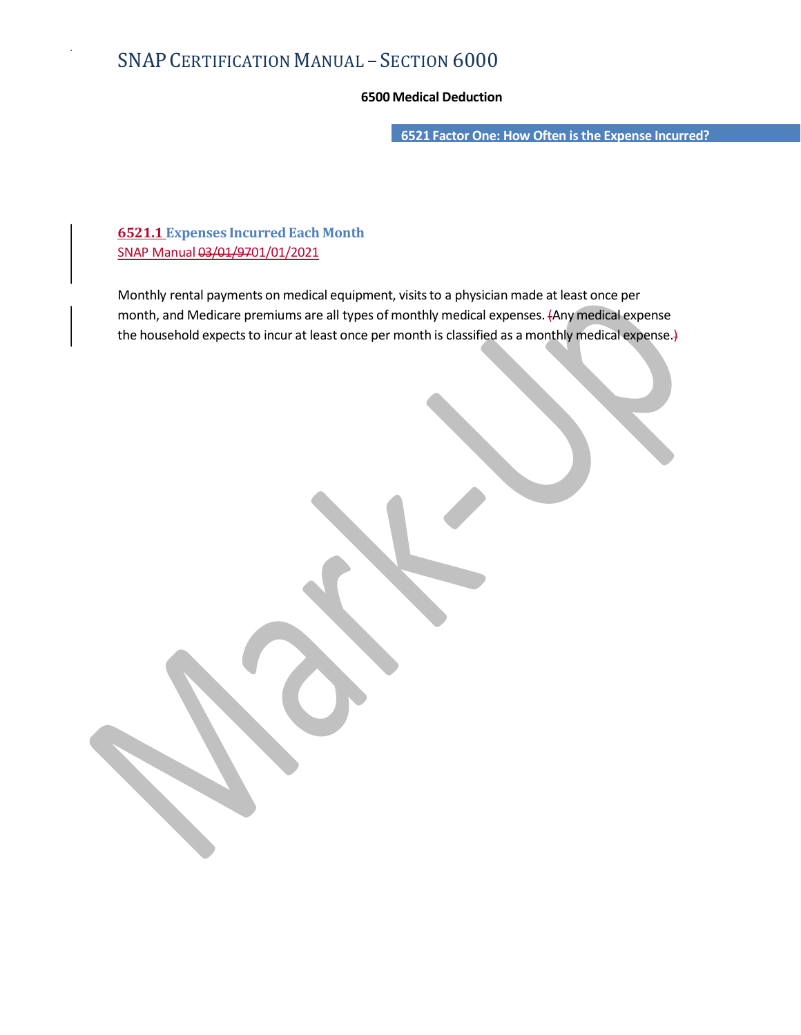# SNAP CERTIFICATION MANUAL – SECTION 6000

**6500 Medical Deduction**

**6521 Factor One: How Often is the Expense Incurred?**

### 6521.1 Expenses Incurred Each Month

SNAP Manual ~~03/01/97~~01/01/2021

Monthly rental payments on medical equipment, visits to a physician made at least once per month, and Medicare premiums are all types of monthly medical expenses. ~~(~~Any medical expense the household expects to incur at least once per month is classified as a monthly medical expense.~~)~~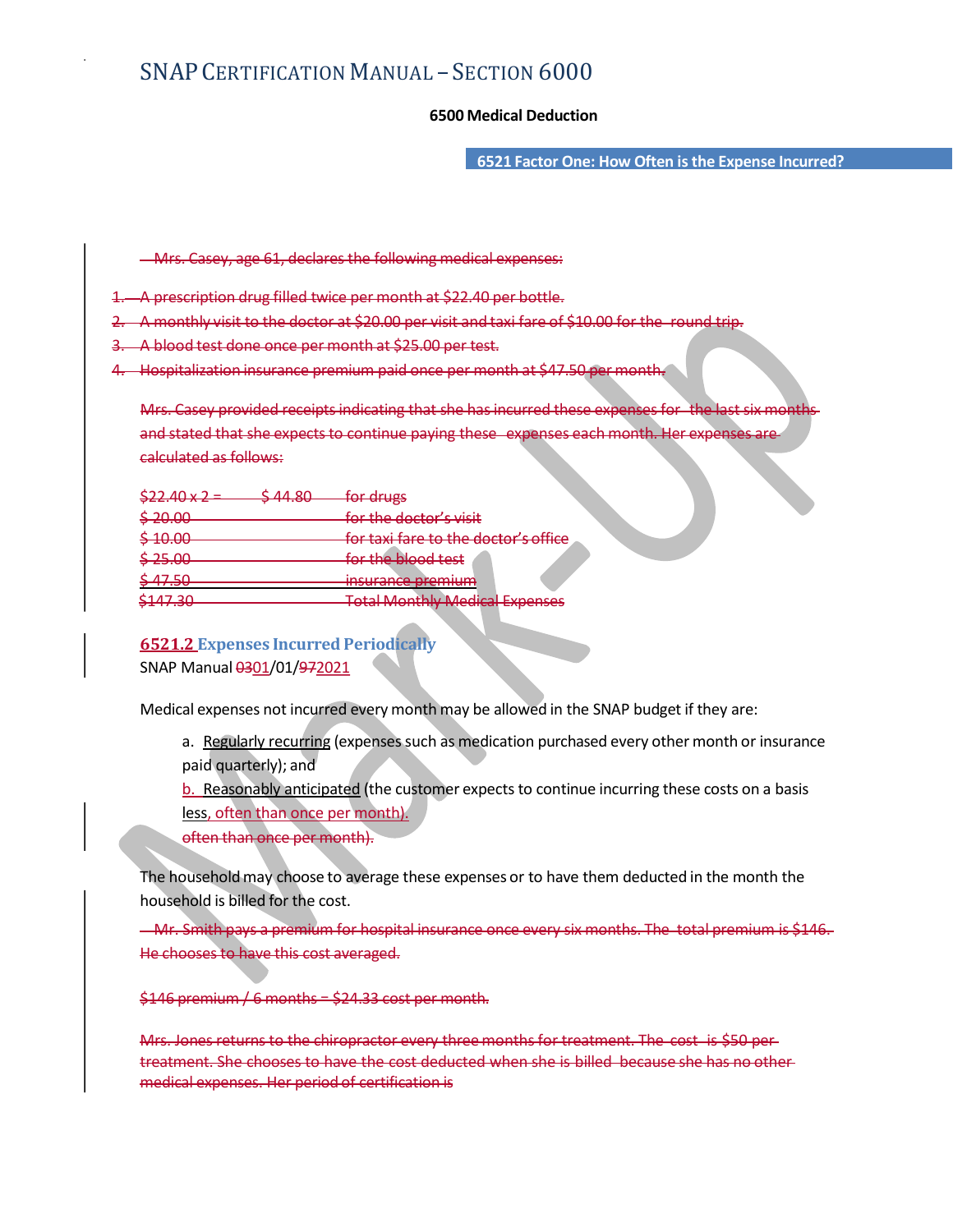# SNAP Certification Manual – Section 6000

## 6500 Medical Deduction

### 6521 Factor One: How Often is the Expense Incurred?

~~Mrs. Casey, age 61, declares the following medical expenses:~~

1. ~~A prescription drug filled twice per month at $22.40 per bottle.~~
2. ~~A monthly visit to the doctor at $20.00 per visit and taxi fare of $10.00 for the round trip.~~
3. ~~A blood test done once per month at $25.00 per test.~~
4. ~~Hospitalization insurance premium paid once per month at $47.50 per month.~~

~~Mrs. Casey provided receipts indicating that she has incurred these expenses for the last six months and stated that she expects to continue paying these expenses each month. Her expenses are calculated as follows:~~

| | | |
|---|---|---|
| ~~$22.40 x 2 =~~ | ~~$ 44.80~~ | ~~for drugs~~ |
| ~~$ 20.00~~ | | ~~for the doctor's visit~~ |
| ~~$ 10.00~~ | | ~~for taxi fare to the doctor's office~~ |
| ~~$ 25.00~~ | | ~~for the blood test~~ |
| ~~$ 47.50~~ | | ~~insurance premium~~ |
| ~~$147.30~~ | | ~~Total Monthly Medical Expenses~~ |

#### 6521.2 Expenses Incurred Periodically

SNAP Manual ~~03~~01/01/~~97~~2021

Medical expenses not incurred every month may be allowed in the SNAP budget if they are:

a. Regularly recurring (expenses such as medication purchased every other month or insurance paid quarterly); and

b. Reasonably anticipated (the customer expects to continue incurring these costs on a basis less, often than once per month).

~~often than once per month).~~

The household may choose to average these expenses or to have them deducted in the month the household is billed for the cost.

~~Mr. Smith pays a premium for hospital insurance once every six months. The total premium is $146. He chooses to have this cost averaged.~~

~~$146 premium / 6 months = $24.33 cost per month.~~

~~Mrs. Jones returns to the chiropractor every three months for treatment. The cost is $50 per treatment. She chooses to have the cost deducted when she is billed because she has no other medical expenses. Her period of certification is~~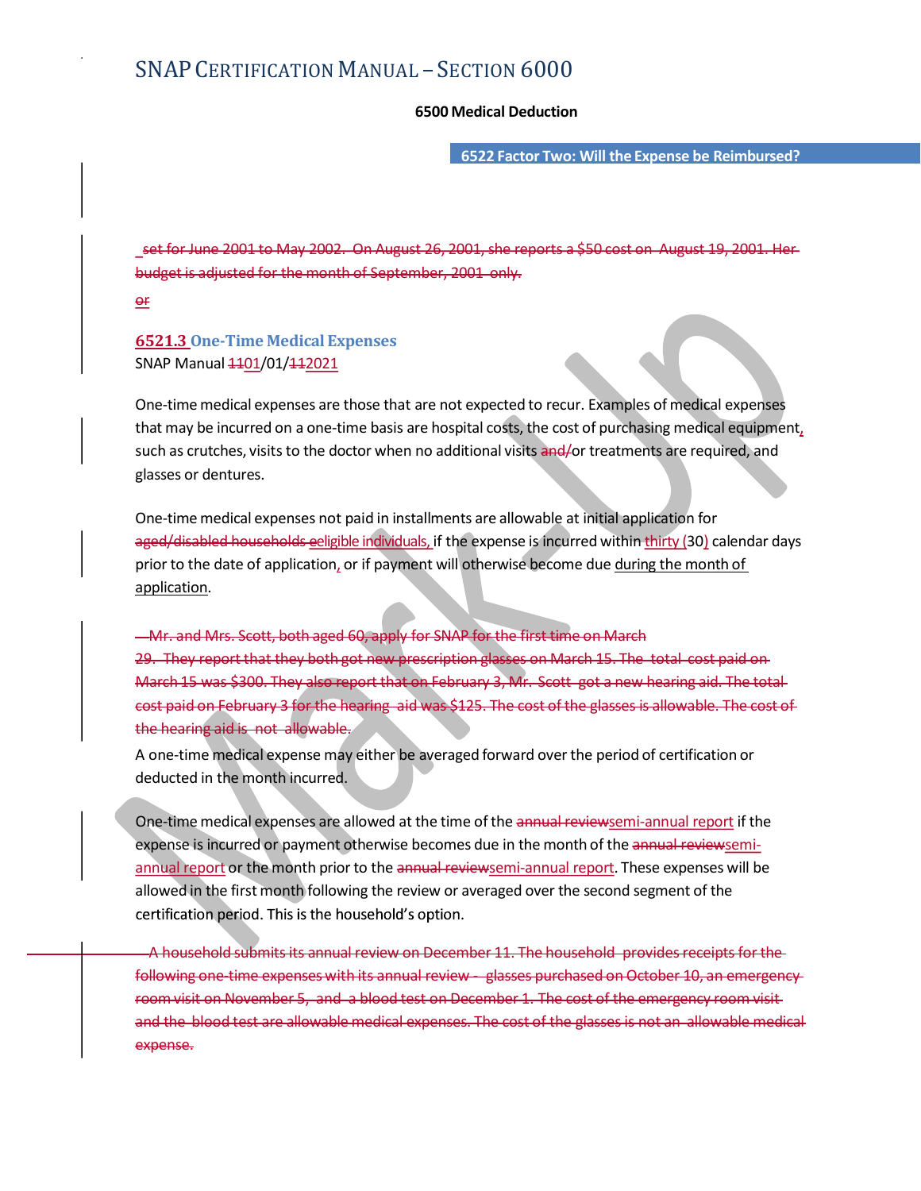## 6500 Medical Deduction

### 6522 Factor Two: Will the Expense be Reimbursed?

~~set for June 2001 to May 2002. On August 26, 2001, she reports a $50 cost on August 19, 2001. Her budget is adjusted for the month of September, 2001 only.~~

~~or~~

### 6521.3 One-Time Medical Expenses

SNAP Manual ~~11~~01/01/~~11~~2021

One-time medical expenses are those that are not expected to recur. Examples of medical expenses that may be incurred on a one-time basis are hospital costs, the cost of purchasing medical equipment, such as crutches, visits to the doctor when no additional visits ~~and/~~or treatments are required, and glasses or dentures.

One-time medical expenses not paid in installments are allowable at initial application for ~~aged/disabled households e~~eligible individuals, if the expense is incurred within thirty (30) calendar days prior to the date of application, or if payment will otherwise become due during the month of application.

~~Mr. and Mrs. Scott, both aged 60, apply for SNAP for the first time on March 29. They report that they both got new prescription glasses on March 15. The total cost paid on March 15 was $300. They also report that on February 3, Mr. Scott got a new hearing aid. The total cost paid on February 3 for the hearing aid was $125. The cost of the glasses is allowable. The cost of the hearing aid is not allowable.~~

A one-time medical expense may either be averaged forward over the period of certification or deducted in the month incurred.

One-time medical expenses are allowed at the time of the ~~annual review~~semi-annual report if the expense is incurred or payment otherwise becomes due in the month of the ~~annual review~~semi-annual report or the month prior to the ~~annual review~~semi-annual report. These expenses will be allowed in the first month following the review or averaged over the second segment of the certification period. This is the household's option.

~~A household submits its annual review on December 11. The household provides receipts for the following one-time expenses with its annual review - glasses purchased on October 10, an emergency room visit on November 5, and a blood test on December 1. The cost of the emergency room visit and the blood test are allowable medical expenses. The cost of the glasses is not an allowable medical expense.~~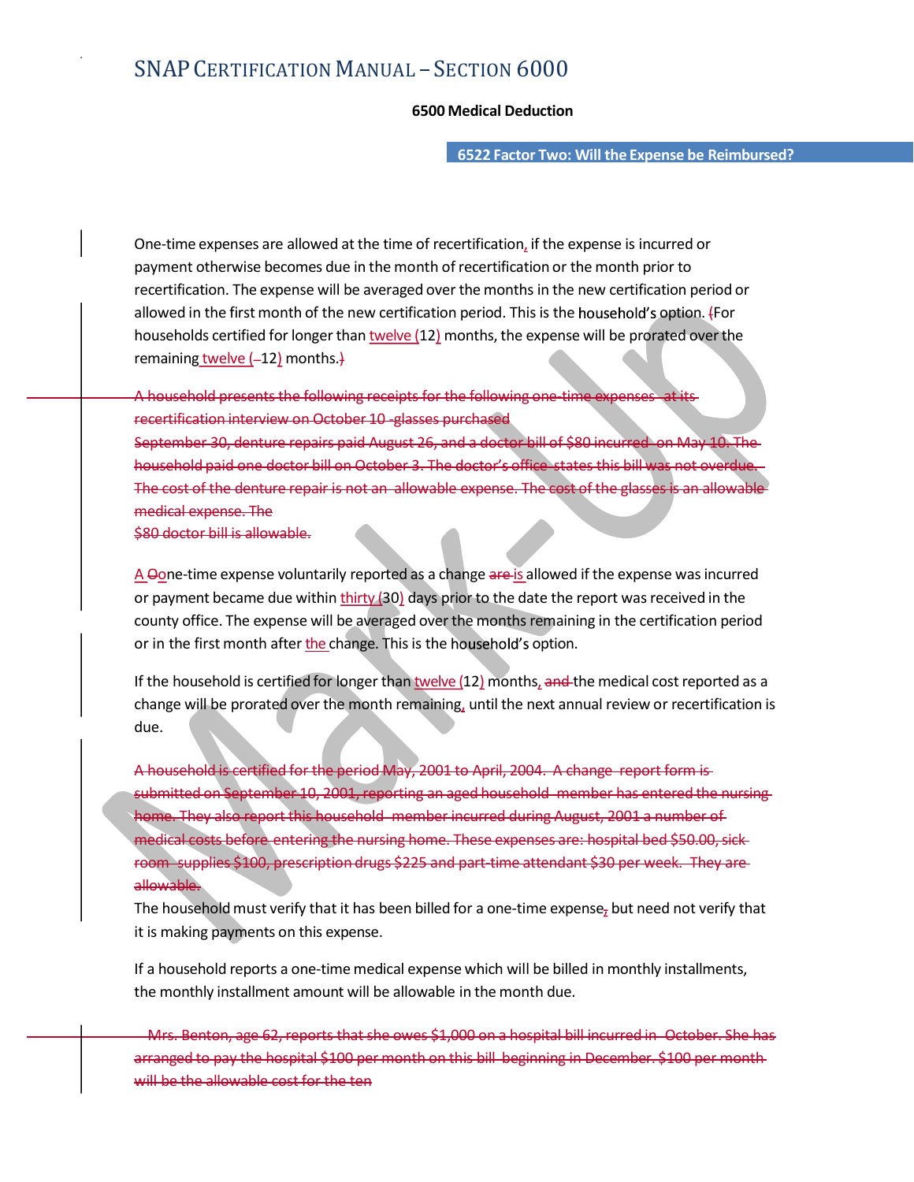## 6500 Medical Deduction

### 6522 Factor Two: Will the Expense be Reimbursed?

One-time expenses are allowed at the time of recertification, if the expense is incurred or payment otherwise becomes due in the month of recertification or the month prior to recertification. The expense will be averaged over the months in the new certification period or allowed in the first month of the new certification period. This is the household's option. ~~(~~For households certified for longer than twelve (12) months, the expense will be prorated over the remaining twelve (~~-~~12) months.~~)~~

~~A household presents the following receipts for the following one-time expenses at its recertification interview on October 10 -glasses purchased September 30, denture repairs paid August 26, and a doctor bill of $80 incurred on May 10. The household paid one doctor bill on October 3. The doctor's office states this bill was not overdue. The cost of the denture repair is not an allowable expense. The cost of the glasses is an allowable medical expense. The $80 doctor bill is allowable.~~

A ~~O~~one-time expense voluntarily reported as a change ~~are~~ is allowed if the expense was incurred or payment became due within thirty (30) days prior to the date the report was received in the county office. The expense will be averaged over the months remaining in the certification period or in the first month after the change. This is the household's option.

If the household is certified for longer than twelve (12) months, ~~and~~ the medical cost reported as a change will be prorated over the month remaining, until the next annual review or recertification is due.

~~A household is certified for the period May, 2001 to April, 2004. A change report form is submitted on September 10, 2001, reporting an aged household member has entered the nursing home. They also report this household member incurred during August, 2001 a number of medical costs before entering the nursing home. These expenses are: hospital bed $50.00, sick room supplies $100, prescription drugs $225 and part-time attendant $30 per week. They are allowable.~~

The household must verify that it has been billed for a one-time expense~~,~~ but need not verify that it is making payments on this expense.

If a household reports a one-time medical expense which will be billed in monthly installments, the monthly installment amount will be allowable in the month due.

~~Mrs. Benton, age 62, reports that she owes $1,000 on a hospital bill incurred in October. She has arranged to pay the hospital $100 per month on this bill beginning in December. $100 per month will be the allowable cost for the ten~~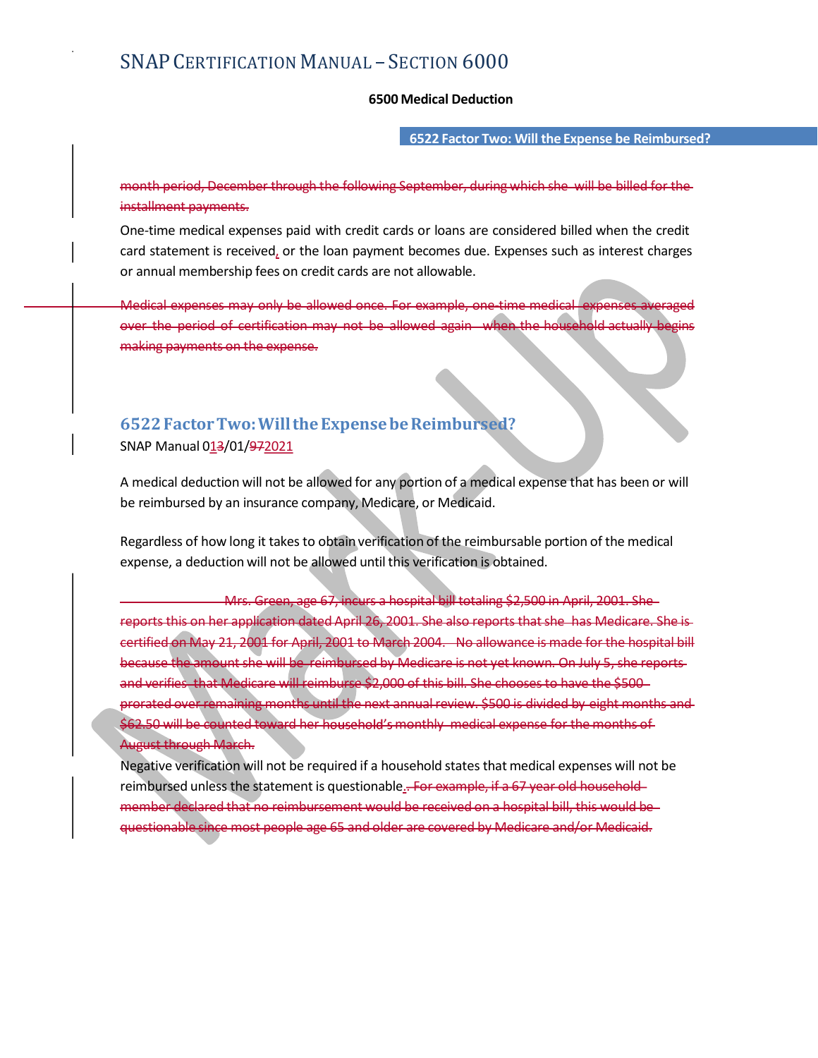~~month period, December through the following September, during which she will be billed for the installment payments.~~

One-time medical expenses paid with credit cards or loans are considered billed when the credit card statement is received, or the loan payment becomes due. Expenses such as interest charges or annual membership fees on credit cards are not allowable.

~~Medical expenses may only be allowed once. For example, one-time medical expenses averaged over the period of certification may not be allowed again when the household actually begins making payments on the expense.~~

## 6522 Factor Two: Will the Expense be Reimbursed?

SNAP Manual 0~~1~~3/01/~~97~~2021

A medical deduction will not be allowed for any portion of a medical expense that has been or will be reimbursed by an insurance company, Medicare, or Medicaid.

Regardless of how long it takes to obtain verification of the reimbursable portion of the medical expense, a deduction will not be allowed until this verification is obtained.

~~Mrs. Green, age 67, incurs a hospital bill totaling $2,500 in April, 2001. She reports this on her application dated April 26, 2001. She also reports that she has Medicare. She is certified on May 21, 2001 for April, 2001 to March 2004. No allowance is made for the hospital bill because the amount she will be reimbursed by Medicare is not yet known. On July 5, she reports and verifies that Medicare will reimburse $2,000 of this bill. She chooses to have the $500 prorated over remaining months until the next annual review. $500 is divided by eight months and $62.50 will be counted toward her household's monthly medical expense for the months of August through March.~~

Negative verification will not be required if a household states that medical expenses will not be reimbursed unless the statement is questionable.~~. For example, if a 67 year old household member declared that no reimbursement would be received on a hospital bill, this would be questionable since most people age 65 and older are covered by Medicare and/or Medicaid.~~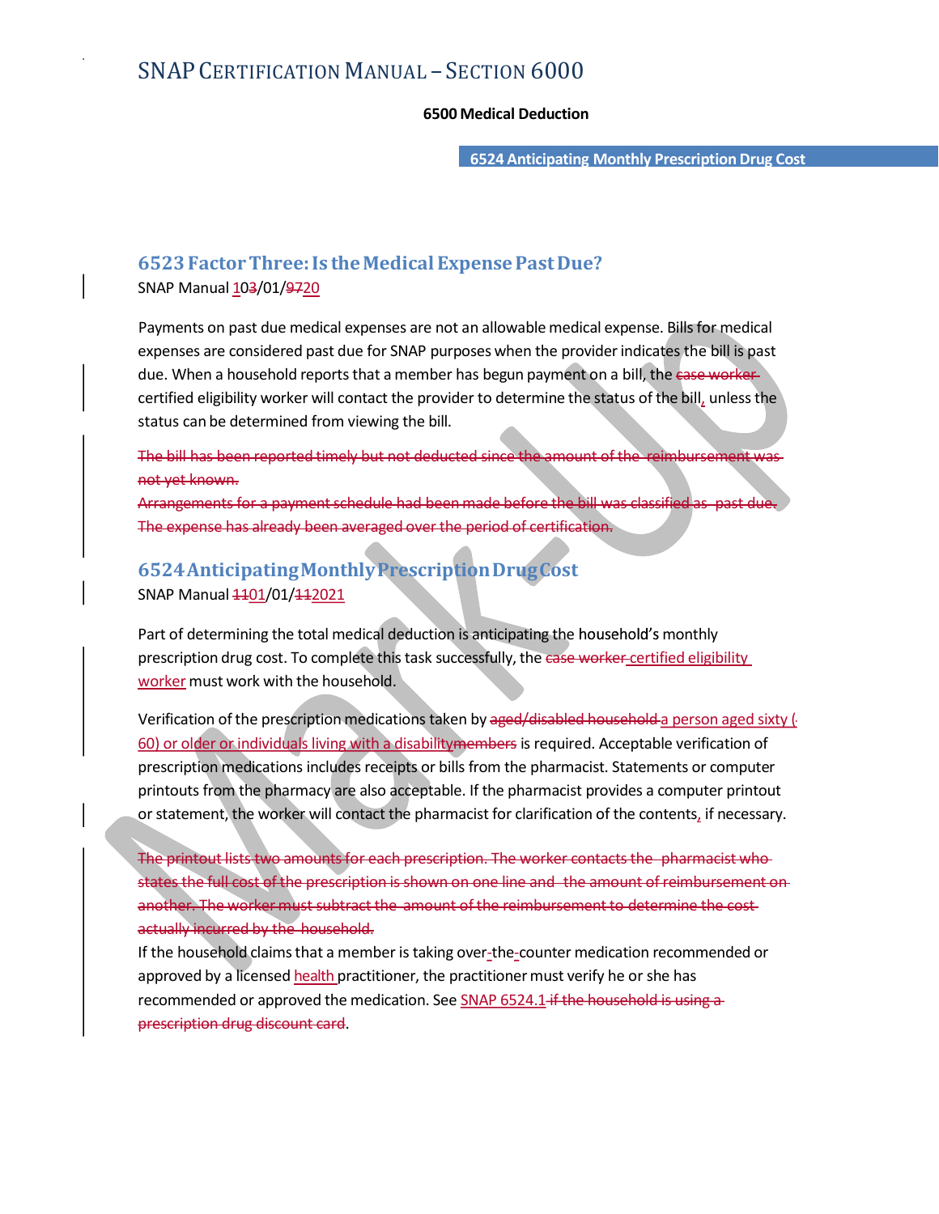## 6523 Factor Three: Is the Medical Expense Past Due?

SNAP Manual 10~~3~~/01/~~97~~20

Payments on past due medical expenses are not an allowable medical expense. Bills for medical expenses are considered past due for SNAP purposes when the provider indicates the bill is past due. When a household reports that a member has begun payment on a bill, the ~~case worker~~ certified eligibility worker will contact the provider to determine the status of the bill, unless the status can be determined from viewing the bill.

~~The bill has been reported timely but not deducted since the amount of the reimbursement was not yet known.~~
~~Arrangements for a payment schedule had been made before the bill was classified as past due.~~
~~The expense has already been averaged over the period of certification.~~

## 6524 Anticipating Monthly Prescription Drug Cost

SNAP Manual ~~11~~01/01/~~11~~2021

Part of determining the total medical deduction is anticipating the household's monthly prescription drug cost. To complete this task successfully, the ~~case worker~~ certified eligibility worker must work with the household.

Verification of the prescription medications taken by ~~aged/disabled household~~ a person aged sixty (60) or older or individuals living with a disability~~members~~ is required. Acceptable verification of prescription medications includes receipts or bills from the pharmacist. Statements or computer printouts from the pharmacy are also acceptable. If the pharmacist provides a computer printout or statement, the worker will contact the pharmacist for clarification of the contents, if necessary.

~~The printout lists two amounts for each prescription. The worker contacts the pharmacist who states the full cost of the prescription is shown on one line and the amount of reimbursement on another. The worker must subtract the amount of the reimbursement to determine the cost actually incurred by the household.~~
If the household claims that a member is taking over-the-counter medication recommended or approved by a licensed health practitioner, the practitioner must verify he or she has recommended or approved the medication. See SNAP 6524.1 ~~if the household is using a prescription drug discount card~~.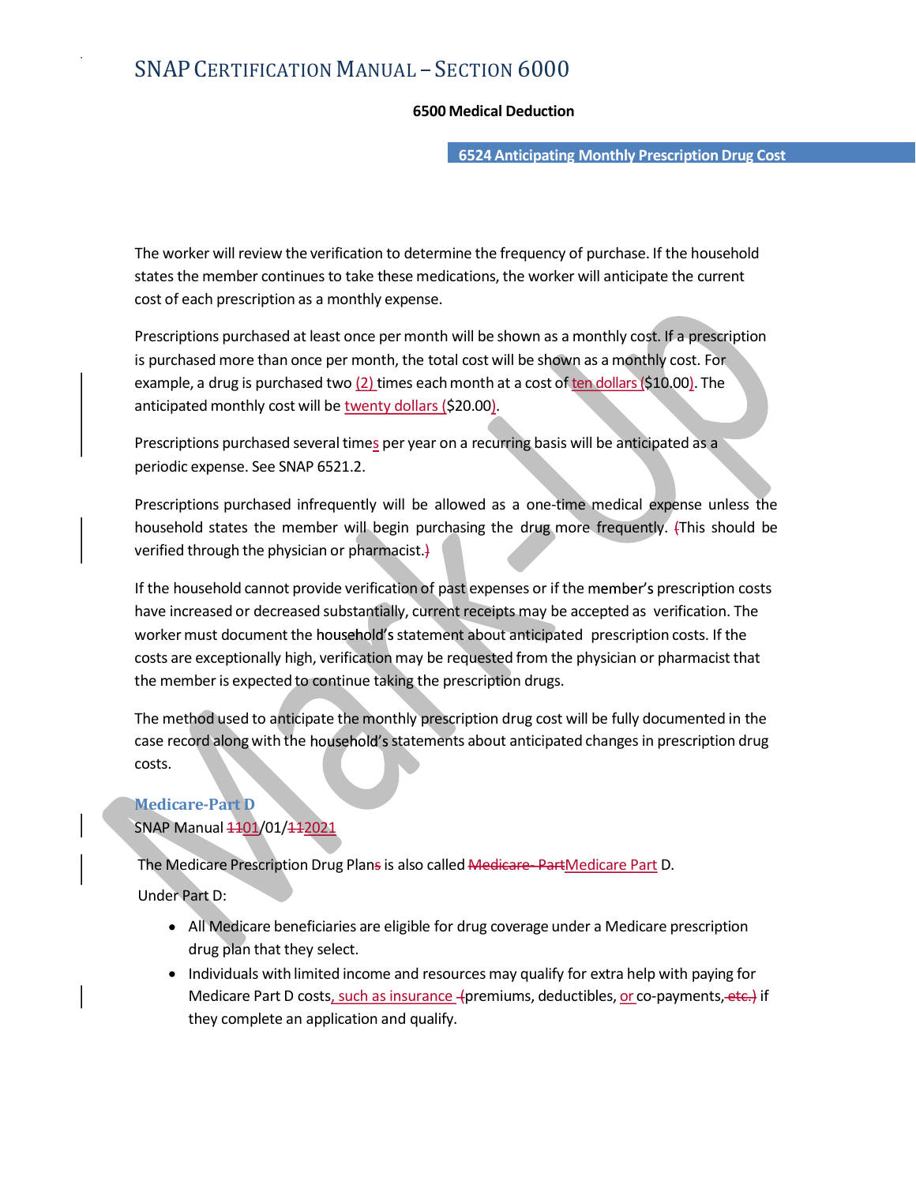# SNAP CERTIFICATION MANUAL – SECTION 6000

**6500 Medical Deduction**

## 6524 Anticipating Monthly Prescription Drug Cost

The worker will review the verification to determine the frequency of purchase. If the household states the member continues to take these medications, the worker will anticipate the current cost of each prescription as a monthly expense.

Prescriptions purchased at least once per month will be shown as a monthly cost. If a prescription is purchased more than once per month, the total cost will be shown as a monthly cost. For example, a drug is purchased two (2) times each month at a cost of ten dollars ($10.00). The anticipated monthly cost will be twenty dollars ($20.00).

Prescriptions purchased several times per year on a recurring basis will be anticipated as a periodic expense. See SNAP 6521.2.

Prescriptions purchased infrequently will be allowed as a one-time medical expense unless the household states the member will begin purchasing the drug more frequently. This should be verified through the physician or pharmacist.

If the household cannot provide verification of past expenses or if the member's prescription costs have increased or decreased substantially, current receipts may be accepted as verification. The worker must document the household's statement about anticipated prescription costs. If the costs are exceptionally high, verification may be requested from the physician or pharmacist that the member is expected to continue taking the prescription drugs.

The method used to anticipate the monthly prescription drug cost will be fully documented in the case record along with the household's statements about anticipated changes in prescription drug costs.

### Medicare-Part D

SNAP Manual 01/01/2021

The Medicare Prescription Drug Plan is also called Medicare Part D.

Under Part D:

- All Medicare beneficiaries are eligible for drug coverage under a Medicare prescription drug plan that they select.
- Individuals with limited income and resources may qualify for extra help with paying for Medicare Part D costs, such as insurance premiums, deductibles, or co-payments, if they complete an application and qualify.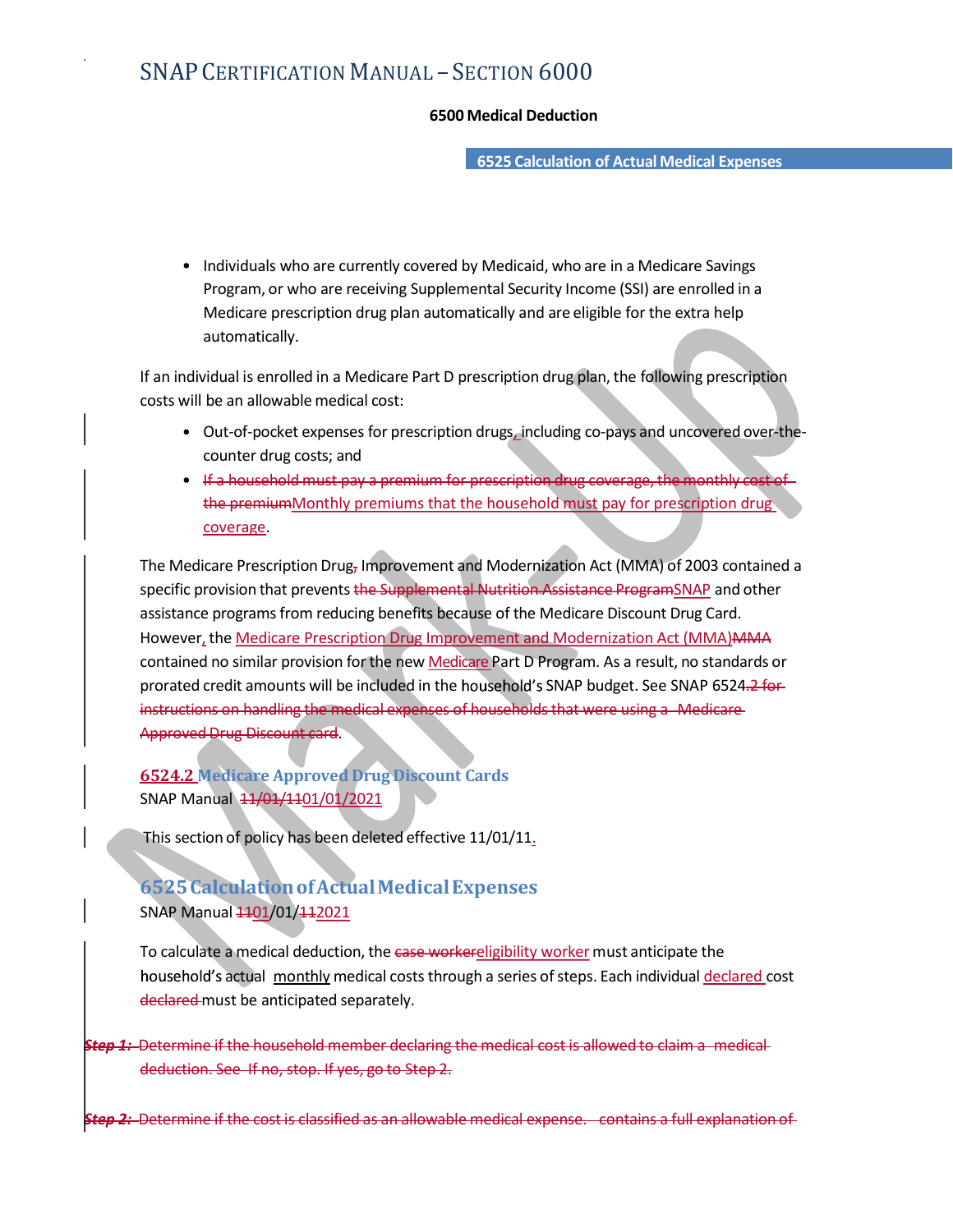- Individuals who are currently covered by Medicaid, who are in a Medicare Savings Program, or who are receiving Supplemental Security Income (SSI) are enrolled in a Medicare prescription drug plan automatically and are eligible for the extra help automatically.

If an individual is enrolled in a Medicare Part D prescription drug plan, the following prescription costs will be an allowable medical cost:

- Out-of-pocket expenses for prescription drugs, including co-pays and uncovered over-the-counter drug costs; and
- ~~If a household must pay a premium for prescription drug coverage, the monthly cost of the premium~~Monthly premiums that the household must pay for prescription drug coverage.

The Medicare Prescription Drug~~,~~ Improvement and Modernization Act (MMA) of 2003 contained a specific provision that prevents ~~the Supplemental Nutrition Assistance Program~~SNAP and other assistance programs from reducing benefits because of the Medicare Discount Drug Card. However, the Medicare Prescription Drug Improvement and Modernization Act (MMA)~~MMA~~ contained no similar provision for the new Medicare Part D Program. As a result, no standards or prorated credit amounts will be included in the household's SNAP budget. See SNAP 6524~~.2 for instructions on handling the medical expenses of households that were using a Medicare Approved Drug Discount card~~.

### 6524.2 Medicare Approved Drug Discount Cards

SNAP Manual ~~11/01/11~~01/01/2021

This section of policy has been deleted effective 11/01/11.

### 6525 Calculation of Actual Medical Expenses

SNAP Manual ~~11~~01/01/~~11~~2021

To calculate a medical deduction, the ~~case worker~~eligibility worker must anticipate the household's actual monthly medical costs through a series of steps. Each individual declared cost ~~declared~~ must be anticipated separately.

~~***Step 1:*** Determine if the household member declaring the medical cost is allowed to claim a medical deduction. See If no, stop. If yes, go to Step 2.~~

~~***Step 2:*** Determine if the cost is classified as an allowable medical expense. contains a full explanation of~~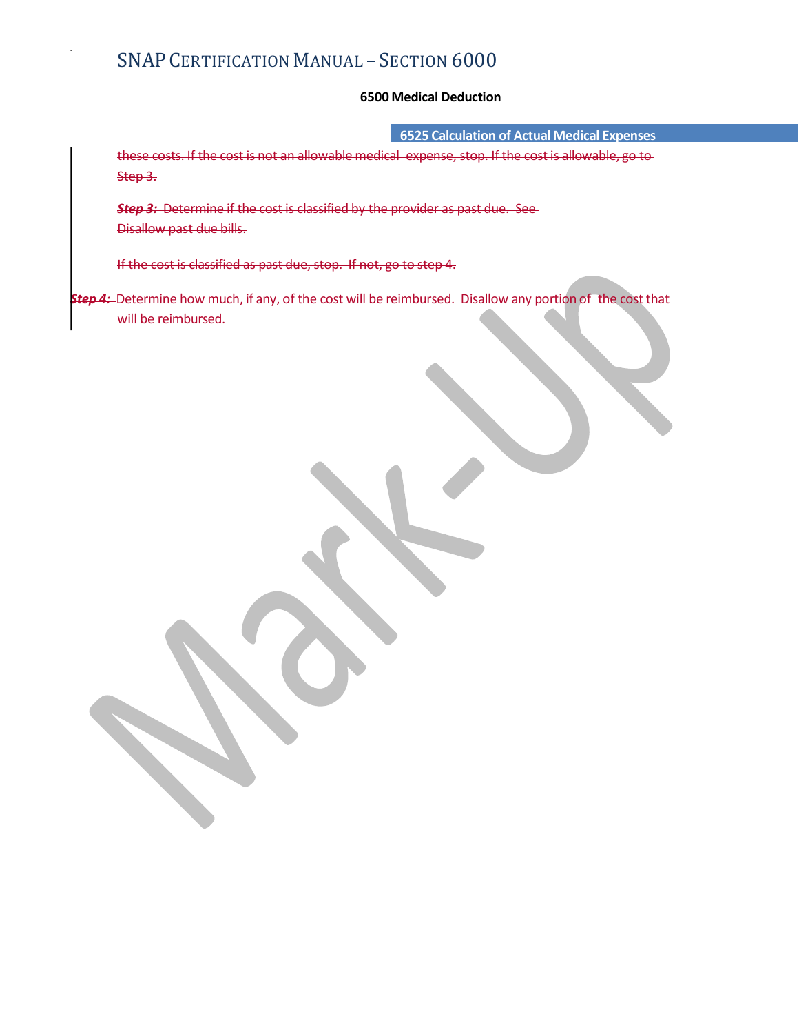~~these costs. If the cost is not an allowable medical expense, stop. If the cost is allowable, go to Step 3.~~

~~***Step 3:*** Determine if the cost is classified by the provider as past due. See Disallow past due bills.~~

~~If the cost is classified as past due, stop. If not, go to step 4.~~

~~***Step 4:*** Determine how much, if any, of the cost will be reimbursed. Disallow any portion of the cost that will be reimbursed.~~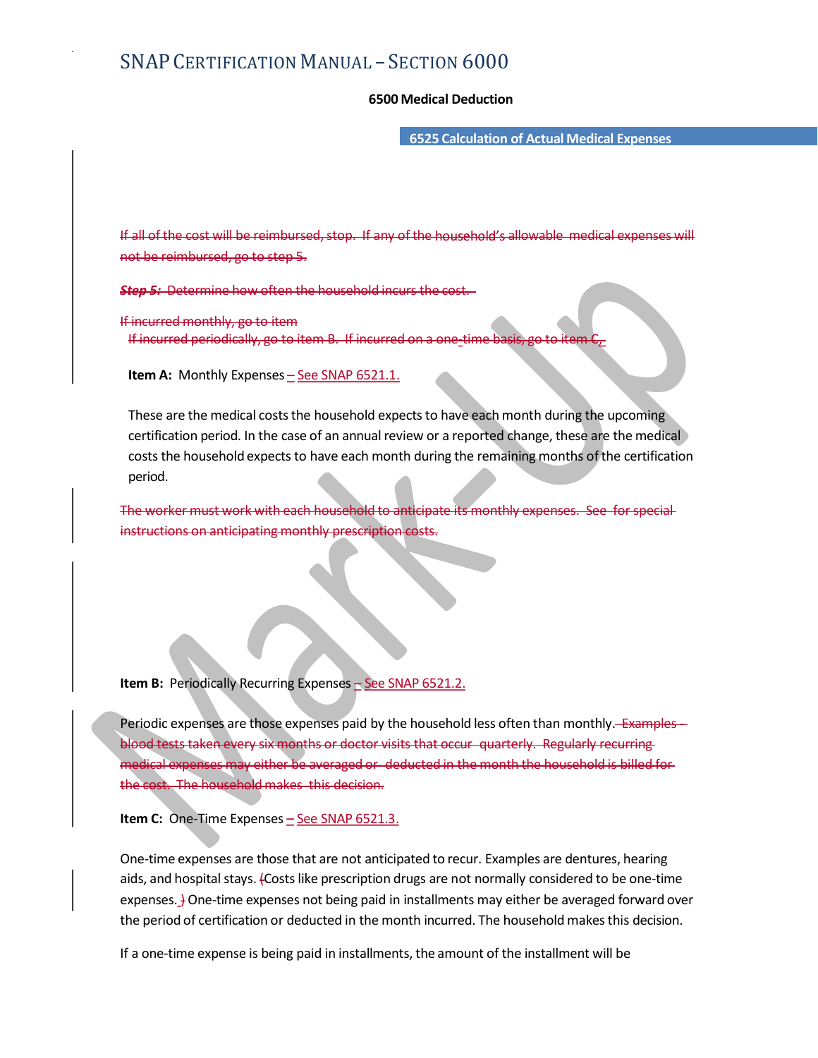# SNAP CERTIFICATION MANUAL – SECTION 6000

**6500 Medical Deduction**

**6525 Calculation of Actual Medical Expenses**

~~If all of the cost will be reimbursed, stop. If any of the household's allowable medical expenses will not be reimbursed, go to step 5.~~

~~***Step 5:*** Determine how often the household incurs the cost.~~

~~If incurred monthly, go to item~~

~~If incurred periodically, go to item B. If incurred on a one-time basis, go to item C.~~

**Item A:** Monthly Expenses – See SNAP 6521.1.

These are the medical costs the household expects to have each month during the upcoming certification period. In the case of an annual review or a reported change, these are the medical costs the household expects to have each month during the remaining months of the certification period.

~~The worker must work with each household to anticipate its monthly expenses. See for special instructions on anticipating monthly prescription costs.~~

**Item B:** Periodically Recurring Expenses – See SNAP 6521.2.

Periodic expenses are those expenses paid by the household less often than monthly. ~~Examples - blood tests taken every six months or doctor visits that occur quarterly. Regularly recurring medical expenses may either be averaged or deducted in the month the household is billed for the cost. The household makes this decision.~~

**Item C:** One-Time Expenses – See SNAP 6521.3.

One-time expenses are those that are not anticipated to recur. Examples are dentures, hearing aids, and hospital stays. ~~(~~Costs like prescription drugs are not normally considered to be one-time expenses. ~~)~~ One-time expenses not being paid in installments may either be averaged forward over the period of certification or deducted in the month incurred. The household makes this decision.

If a one-time expense is being paid in installments, the amount of the installment will be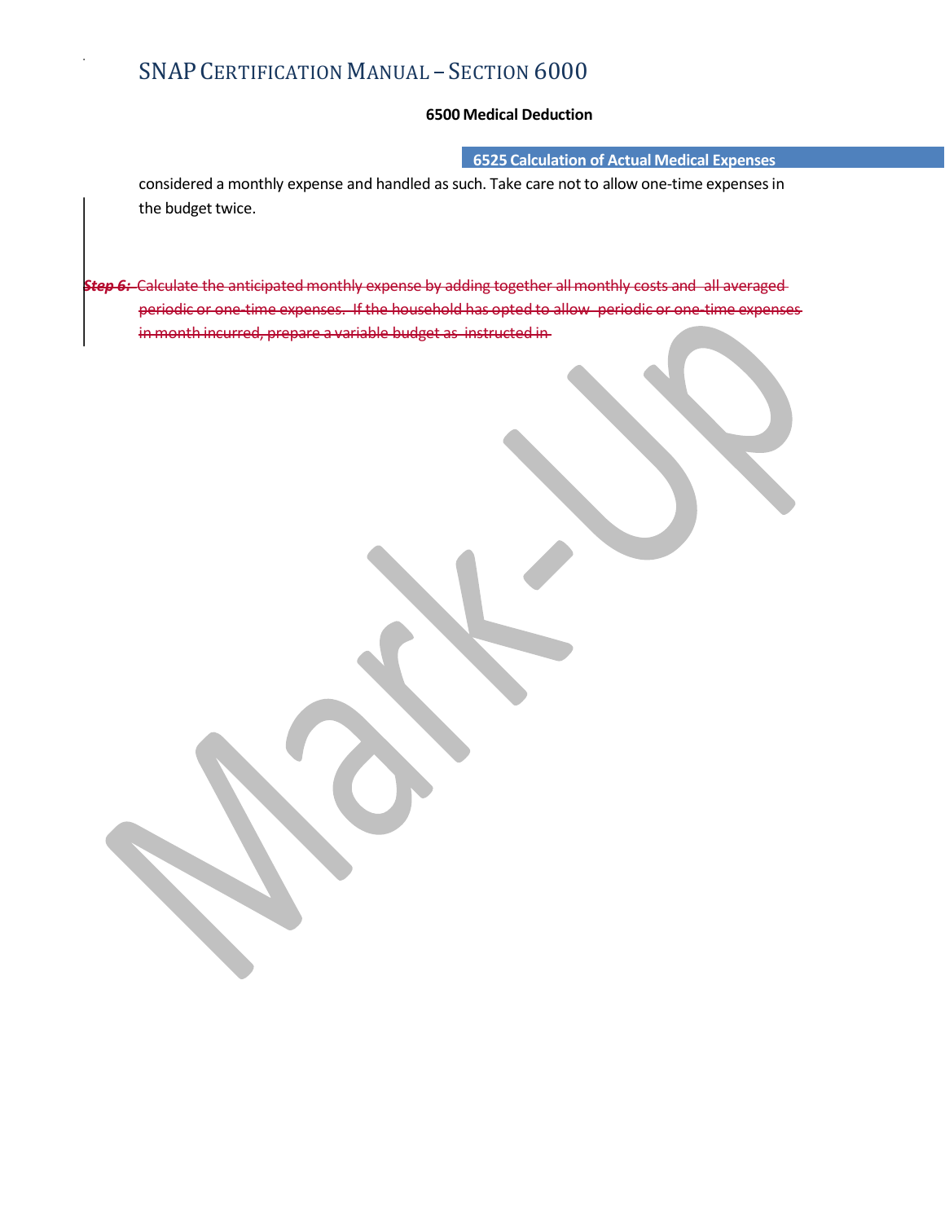considered a monthly expense and handled as such. Take care not to allow one-time expenses in the budget twice.

~~***Step 6:*** Calculate the anticipated monthly expense by adding together all monthly costs and all averaged periodic or one-time expenses. If the household has opted to allow periodic or one-time expenses in month incurred, prepare a variable budget as instructed in~~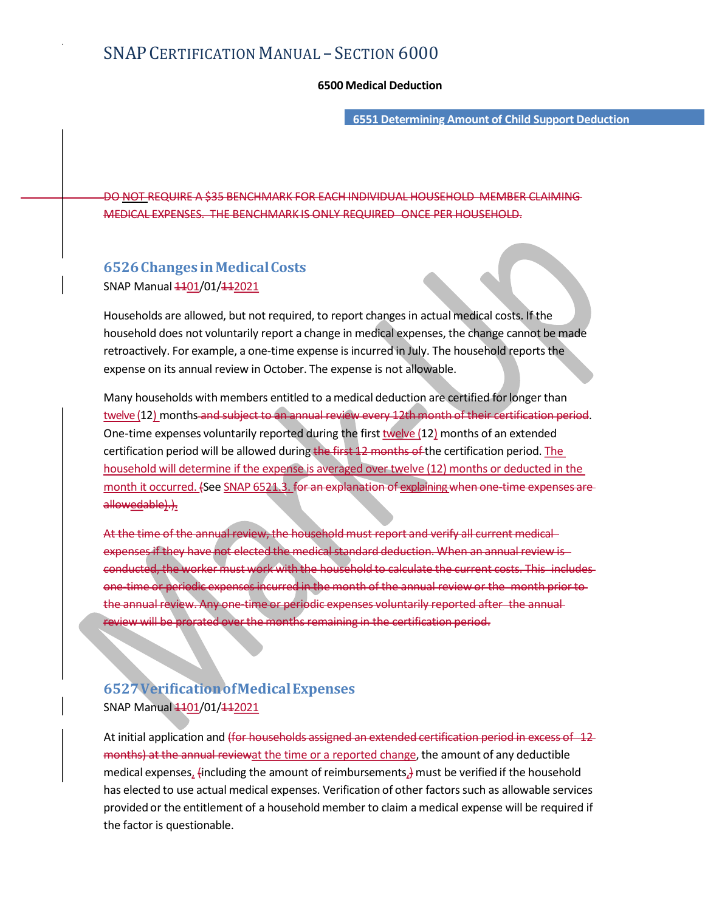# SNAP CERTIFICATION MANUAL – SECTION 6000

**6500 Medical Deduction**

**6551 Determining Amount of Child Support Deduction**

~~DO NOT REQUIRE A $35 BENCHMARK FOR EACH INDIVIDUAL HOUSEHOLD MEMBER CLAIMING MEDICAL EXPENSES. THE BENCHMARK IS ONLY REQUIRED ONCE PER HOUSEHOLD.~~

## 6526 Changes in Medical Costs

SNAP Manual ~~11~~01/01/~~11~~2021

Households are allowed, but not required, to report changes in actual medical costs. If the household does not voluntarily report a change in medical expenses, the change cannot be made retroactively. For example, a one-time expense is incurred in July. The household reports the expense on its annual review in October. The expense is not allowable.

Many households with members entitled to a medical deduction are certified for longer than twelve (12) months ~~and subject to an annual review every 12th month of their certification period~~. One-time expenses voluntarily reported during the first twelve (12) months of an extended certification period will be allowed during ~~the first 12 months of~~ the certification period. The household will determine if the expense is averaged over twelve (12) months or deducted in the month it occurred. ~~(~~See SNAP 6521.3. ~~for an explanation of explaining when one-time expenses are allowedable).).~~

~~At the time of the annual review, the household must report and verify all current medical expenses if they have not elected the medical standard deduction. When an annual review is conducted, the worker must work with the household to calculate the current costs. This includes one-time or periodic expenses incurred in the month of the annual review or the month prior to the annual review. Any one-time or periodic expenses voluntarily reported after the annual review will be prorated over the months remaining in the certification period.~~

## 6527 Verification of Medical Expenses

SNAP Manual ~~11~~01/01/~~11~~2021

At initial application and ~~(for households assigned an extended certification period in excess of 12 months) at the annual review~~at the time or a reported change, the amount of any deductible medical expenses, ~~(~~including the amount of reimbursements, ~~)~~ must be verified if the household has elected to use actual medical expenses. Verification of other factors such as allowable services provided or the entitlement of a household member to claim a medical expense will be required if the factor is questionable.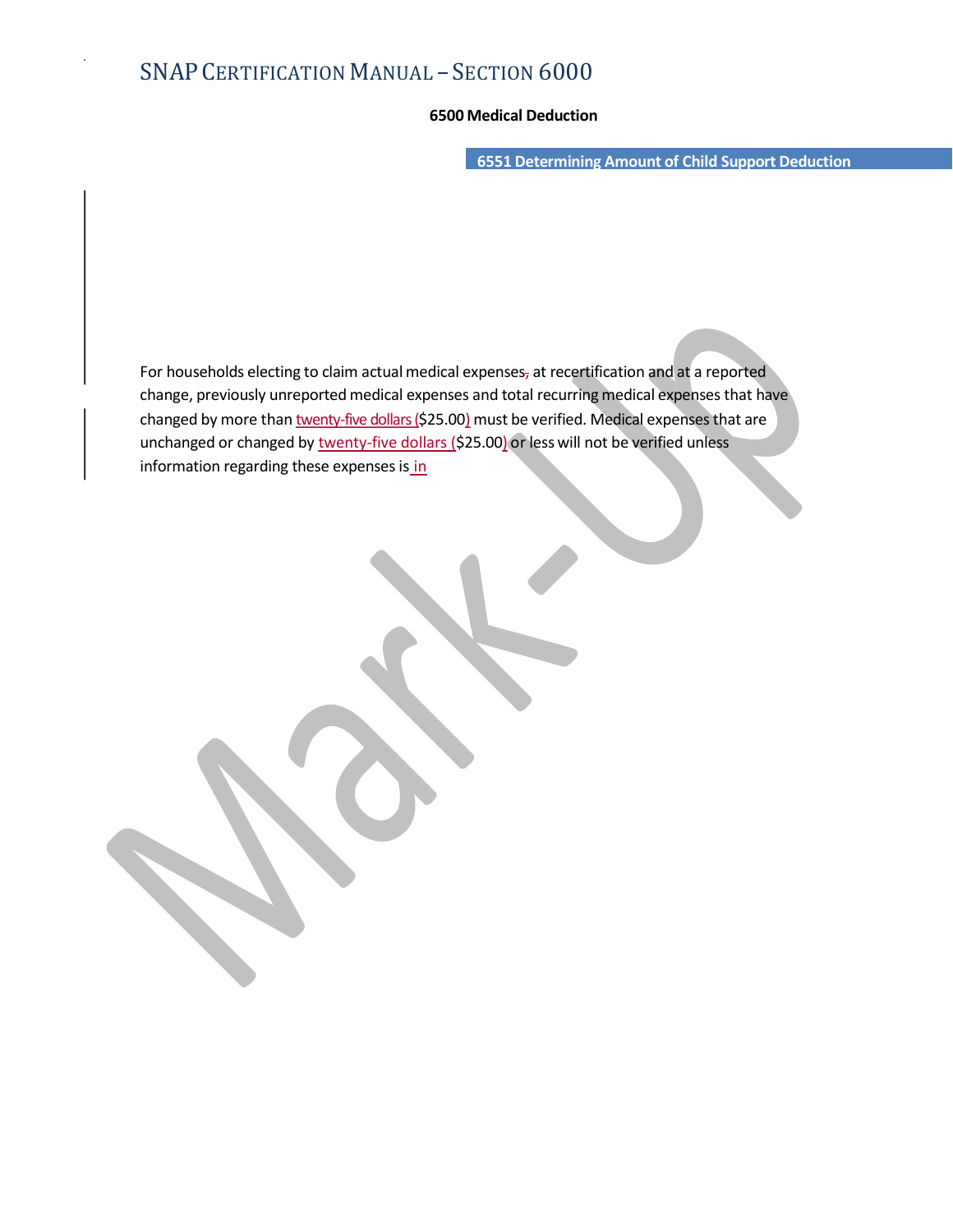# SNAP CERTIFICATION MANUAL – SECTION 6000

## 6500 Medical Deduction

### 6551 Determining Amount of Child Support Deduction

For households electing to claim actual medical expenses, at recertification and at a reported change, previously unreported medical expenses and total recurring medical expenses that have changed by more than twenty-five dollars ($25.00) must be verified. Medical expenses that are unchanged or changed by twenty-five dollars ($25.00) or less will not be verified unless information regarding these expenses is in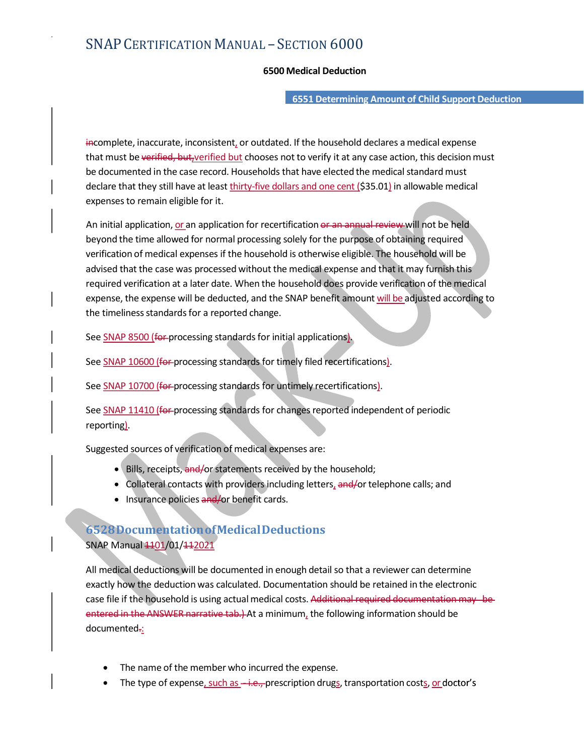incomplete, inaccurate, inconsistent, or outdated. If the household declares a medical expense that must be verified, but,verified but chooses not to verify it at any case action, this decision must be documented in the case record. Households that have elected the medical standard must declare that they still have at least thirty-five dollars and one cent ($35.01) in allowable medical expenses to remain eligible for it.

An initial application, or an application for recertification or an annual review will not be held beyond the time allowed for normal processing solely for the purpose of obtaining required verification of medical expenses if the household is otherwise eligible. The household will be advised that the case was processed without the medical expense and that it may furnish this required verification at a later date. When the household does provide verification of the medical expense, the expense will be deducted, and the SNAP benefit amount will be adjusted according to the timeliness standards for a reported change.

See SNAP 8500 (for processing standards for initial applications).

See SNAP 10600 (for processing standards for timely filed recertifications).

See SNAP 10700 (for processing standards for untimely recertifications).

See SNAP 11410 (for processing standards for changes reported independent of periodic reporting).

Suggested sources of verification of medical expenses are:

- Bills, receipts, and/or statements received by the household;
- Collateral contacts with providers including letters, and/or telephone calls; and
- Insurance policies and/or benefit cards.

## 6528 Documentation of Medical Deductions

SNAP Manual 1101/01/112021

All medical deductions will be documented in enough detail so that a reviewer can determine exactly how the deduction was calculated. Documentation should be retained in the electronic case file if the household is using actual medical costs. Additional required documentation may be entered in the ANSWER narrative tab.) At a minimum, the following information should be documented.:

- The name of the member who incurred the expense.
- The type of expense, such as – i.e., prescription drugs, transportation costs, or doctor's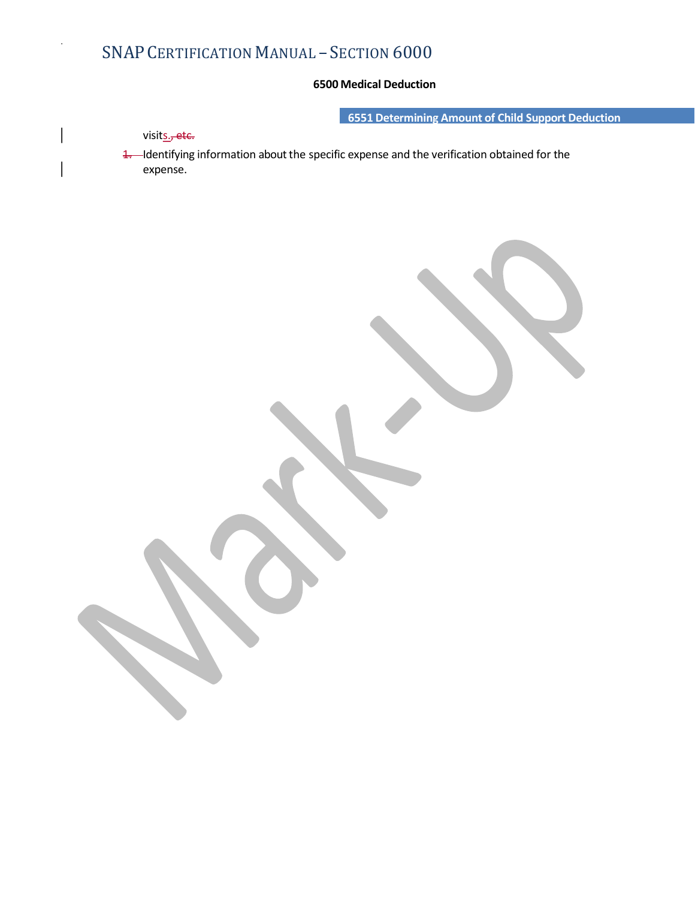visits.

Identifying information about the specific expense and the verification obtained for the expense.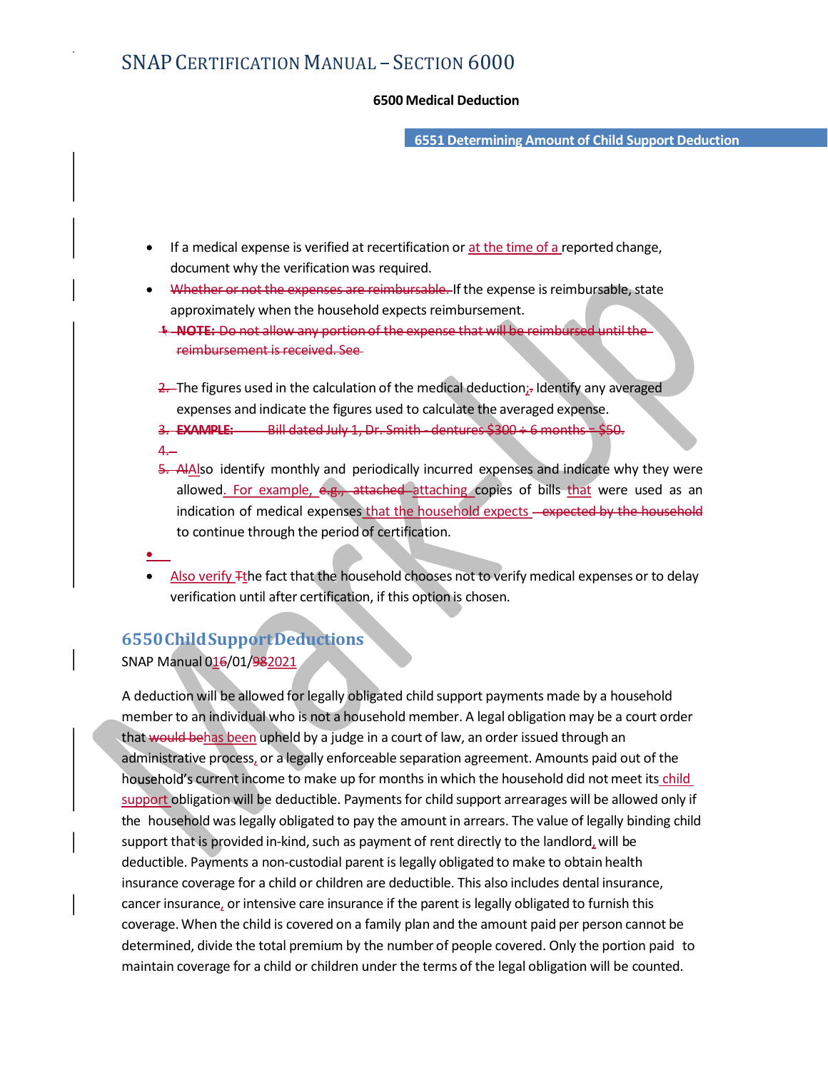- If a medical expense is verified at recertification or at the time of a reported change, document why the verification was required.
- ~~Whether or not the expenses are reimbursable.~~ If the expense is reimbursable, state approximately when the household expects reimbursement.

  ~~1. **NOTE:** Do not allow any portion of the expense that will be reimbursed until the reimbursement is received. See~~

  ~~2.~~ The figures used in the calculation of the medical deduction; ~~.~~ Identify any averaged expenses and indicate the figures used to calculate the averaged expense.

  ~~3. **EXAMPLE:** Bill dated July 1, Dr. Smith - dentures $300 ÷ 6 months = $50.~~

  ~~4.~~

  ~~5. Al~~Also identify monthly and periodically incurred expenses and indicate why they were allowed. For example, ~~e.g., attached~~ attaching copies of bills that were used as an indication of medical expenses that the household expects ~~expected by the household~~ to continue through the period of certification.

- Also verify ~~T~~the fact that the household chooses not to verify medical expenses or to delay verification until after certification, if this option is chosen.

## 6550 Child Support Deductions

SNAP Manual 01~~6~~/01/~~98~~2021

A deduction will be allowed for legally obligated child support payments made by a household member to an individual who is not a household member. A legal obligation may be a court order that ~~would be~~has been upheld by a judge in a court of law, an order issued through an administrative process, or a legally enforceable separation agreement. Amounts paid out of the household's current income to make up for months in which the household did not meet its child support obligation will be deductible. Payments for child support arrearages will be allowed only if the household was legally obligated to pay the amount in arrears. The value of legally binding child support that is provided in-kind, such as payment of rent directly to the landlord, will be deductible. Payments a non-custodial parent is legally obligated to make to obtain health insurance coverage for a child or children are deductible. This also includes dental insurance, cancer insurance, or intensive care insurance if the parent is legally obligated to furnish this coverage. When the child is covered on a family plan and the amount paid per person cannot be determined, divide the total premium by the number of people covered. Only the portion paid to maintain coverage for a child or children under the terms of the legal obligation will be counted.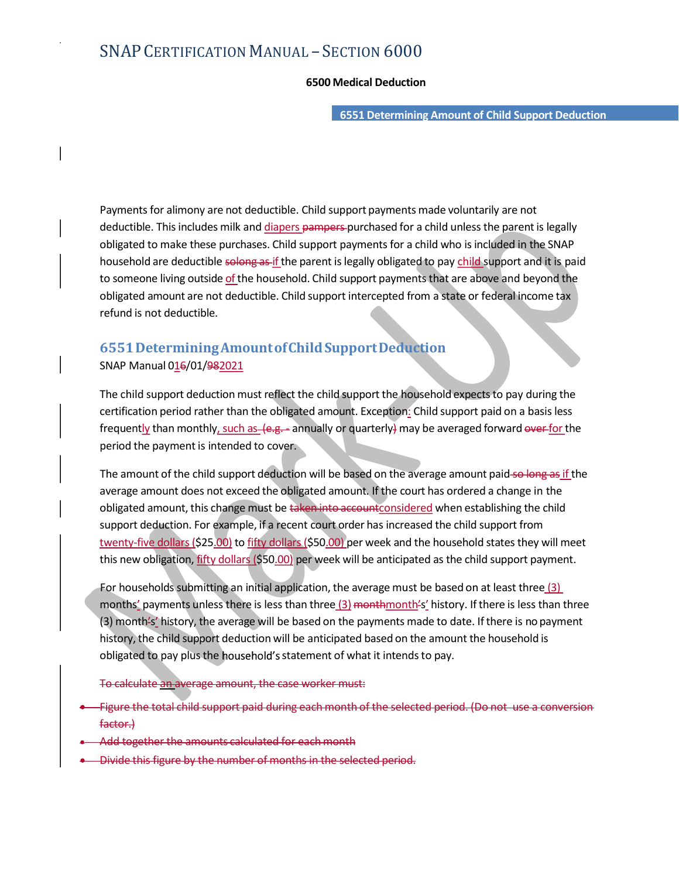Payments for alimony are not deductible. Child support payments made voluntarily are not deductible. This includes milk and diapers ~~pampers~~ purchased for a child unless the parent is legally obligated to make these purchases. Child support payments for a child who is included in the SNAP household are deductible ~~solong as~~ if the parent is legally obligated to pay child support and it is paid to someone living outside of the household. Child support payments that are above and beyond the obligated amount are not deductible. Child support intercepted from a state or federal income tax refund is not deductible.

## 6551 Determining Amount of Child Support Deduction

SNAP Manual 01~~6~~/01/~~98~~2021

The child support deduction must reflect the child support the household expects to pay during the certification period rather than the obligated amount. Exception: Child support paid on a basis less frequently than monthly, such as ~~(e.g. -~~ annually or quarterly~~)~~ may be averaged forward ~~over~~ for the period the payment is intended to cover.

The amount of the child support deduction will be based on the average amount paid ~~so long as~~ if the average amount does not exceed the obligated amount. If the court has ordered a change in the obligated amount, this change must be ~~taken into account~~considered when establishing the child support deduction. For example, if a recent court order has increased the child support from twenty-five dollars ($25.00) to fifty dollars ($50.00) per week and the household states they will meet this new obligation, fifty dollars ($50.00) per week will be anticipated as the child support payment.

For households submitting an initial application, the average must be based on at least three (3) months' payments unless there is less than three (3) ~~month~~month~~'~~s' history. If there is less than three (3) month~~'~~s' history, the average will be based on the payments made to date. If there is no payment history, the child support deduction will be anticipated based on the amount the household is obligated to pay plus the household's statement of what it intends to pay.

~~To calculate an average amount, the case worker must:~~

- ~~Figure the total child support paid during each month of the selected period. (Do not use a conversion factor.)~~
- ~~Add together the amounts calculated for each month~~
- ~~Divide this figure by the number of months in the selected period.~~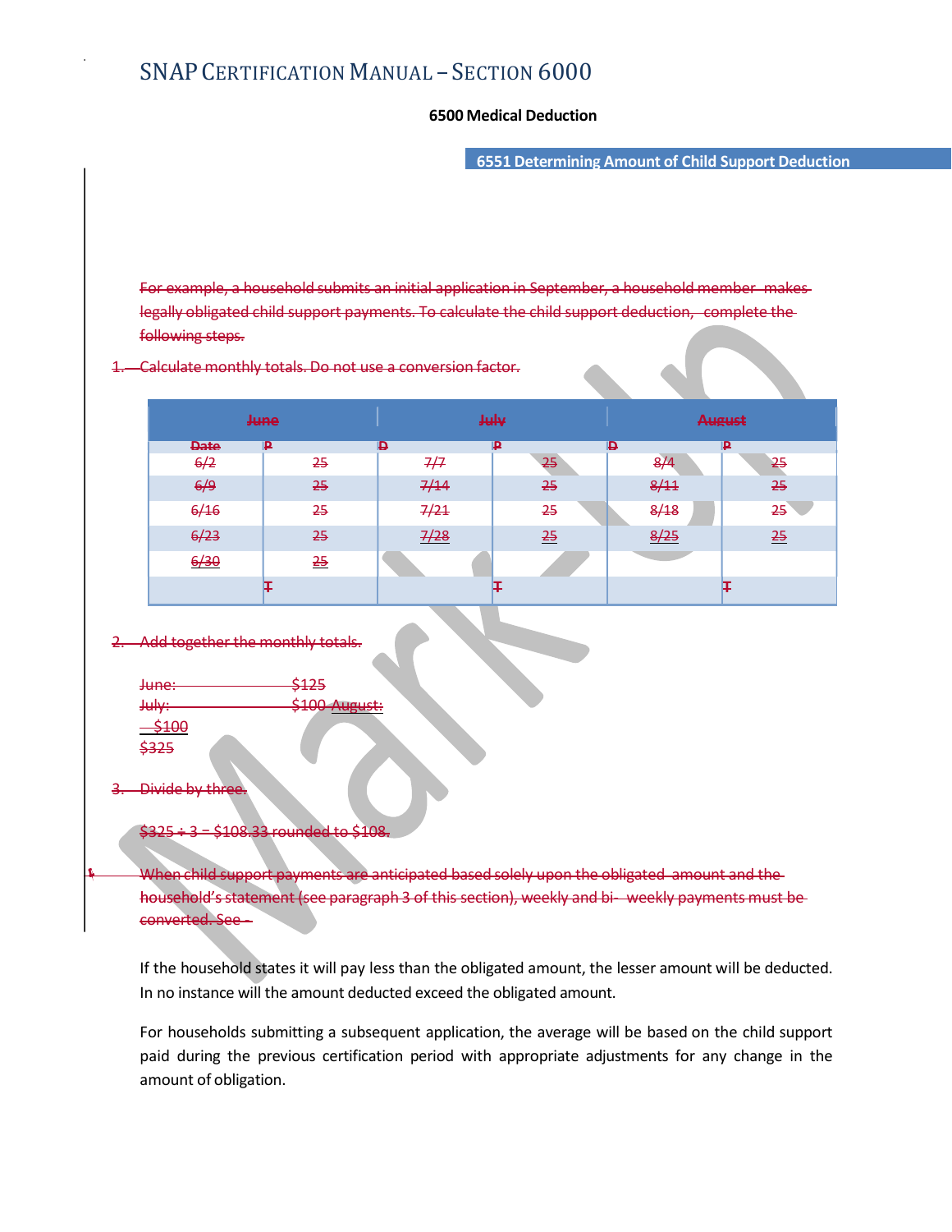## 6500 Medical Deduction

### 6551 Determining Amount of Child Support Deduction

~~For example, a household submits an initial application in September, a household member makes legally obligated child support payments. To calculate the child support deduction, complete the following steps.~~

~~1. Calculate monthly totals. Do not use a conversion factor.~~

| ~~June~~ | | ~~July~~ | | ~~August~~ | |
|---|---|---|---|---|---|
| ~~Date~~ | ~~P~~ | ~~D~~ | ~~P~~ | ~~D~~ | ~~P~~ |
| ~~6/2~~ | ~~25~~ | ~~7/7~~ | ~~25~~ | ~~8/4~~ | ~~25~~ |
| ~~6/9~~ | ~~25~~ | ~~7/14~~ | ~~25~~ | ~~8/11~~ | ~~25~~ |
| ~~6/16~~ | ~~25~~ | ~~7/21~~ | ~~25~~ | ~~8/18~~ | ~~25~~ |
| ~~6/23~~ | ~~25~~ | ~~7/28~~ | ~~25~~ | ~~8/25~~ | ~~25~~ |
| ~~6/30~~ | ~~25~~ | | | | |
| | ~~T~~ | | ~~T~~ | | ~~T~~ |

~~2. Add together the monthly totals.~~

~~June: $125~~
~~July: $100~~
~~August: $100~~
~~$325~~

~~3. Divide by three.~~

~~$325 ÷ 3 = $108.33 rounded to $108.~~

~~When child support payments are anticipated based solely upon the obligated amount and the household's statement (see paragraph 3 of this section), weekly and bi- weekly payments must be converted. See~~

If the household states it will pay less than the obligated amount, the lesser amount will be deducted. In no instance will the amount deducted exceed the obligated amount.

For households submitting a subsequent application, the average will be based on the child support paid during the previous certification period with appropriate adjustments for any change in the amount of obligation.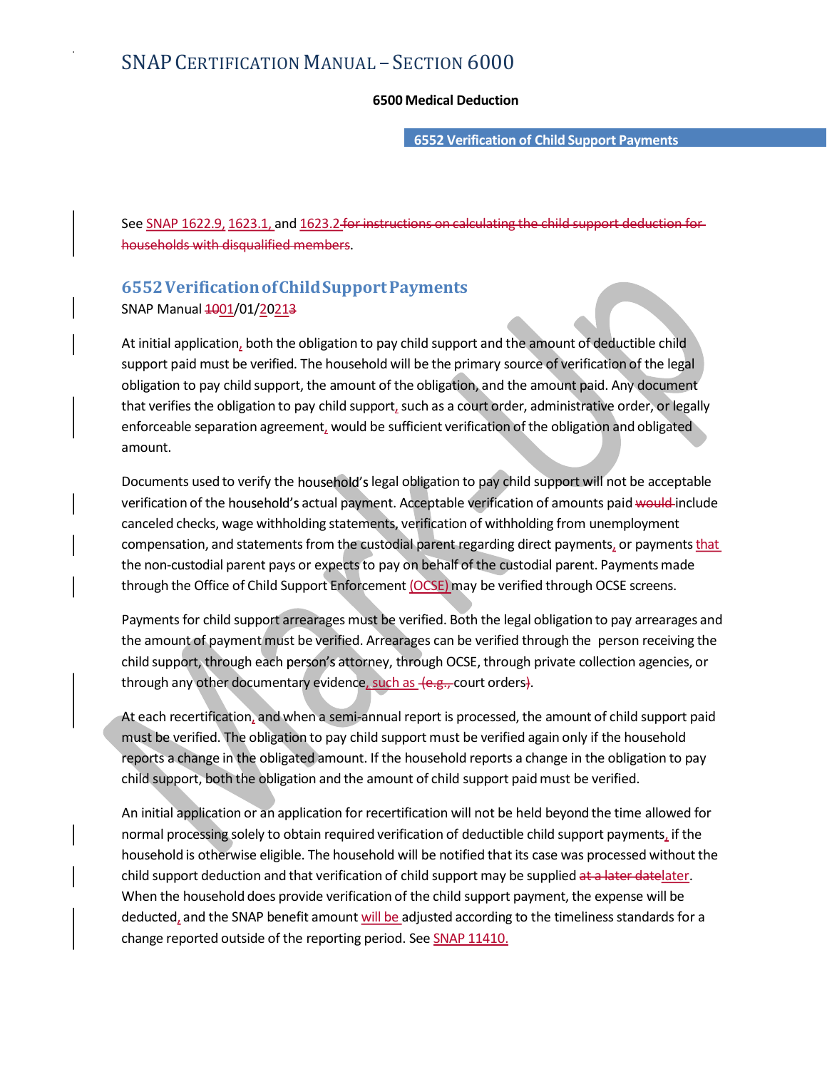# SNAP CERTIFICATION MANUAL – SECTION 6000

**6500 Medical Deduction**

**6552 Verification of Child Support Payments**

See SNAP 1622.9, 1623.1, and 1623.2 ~~for instructions on calculating the child support deduction for households with disqualified members~~.

## 6552 Verification of Child Support Payments

SNAP Manual ~~10~~01/01/20~~13~~21

At initial application, both the obligation to pay child support and the amount of deductible child support paid must be verified. The household will be the primary source of verification of the legal obligation to pay child support, the amount of the obligation, and the amount paid. Any document that verifies the obligation to pay child support, such as a court order, administrative order, or legally enforceable separation agreement, would be sufficient verification of the obligation and obligated amount.

Documents used to verify the household's legal obligation to pay child support will not be acceptable verification of the household's actual payment. Acceptable verification of amounts paid ~~would~~ include canceled checks, wage withholding statements, verification of withholding from unemployment compensation, and statements from the custodial parent regarding direct payments, or payments that the non-custodial parent pays or expects to pay on behalf of the custodial parent. Payments made through the Office of Child Support Enforcement (OCSE) may be verified through OCSE screens.

Payments for child support arrearages must be verified. Both the legal obligation to pay arrearages and the amount of payment must be verified. Arrearages can be verified through the person receiving the child support, through each person's attorney, through OCSE, through private collection agencies, or through any other documentary evidence, such as ~~(e.g.,~~ court orders~~)~~.

At each recertification, and when a semi-annual report is processed, the amount of child support paid must be verified. The obligation to pay child support must be verified again only if the household reports a change in the obligated amount. If the household reports a change in the obligation to pay child support, both the obligation and the amount of child support paid must be verified.

An initial application or an application for recertification will not be held beyond the time allowed for normal processing solely to obtain required verification of deductible child support payments, if the household is otherwise eligible. The household will be notified that its case was processed without the child support deduction and that verification of child support may be supplied ~~at a later date~~later. When the household does provide verification of the child support payment, the expense will be deducted, and the SNAP benefit amount will be adjusted according to the timeliness standards for a change reported outside of the reporting period. See SNAP 11410.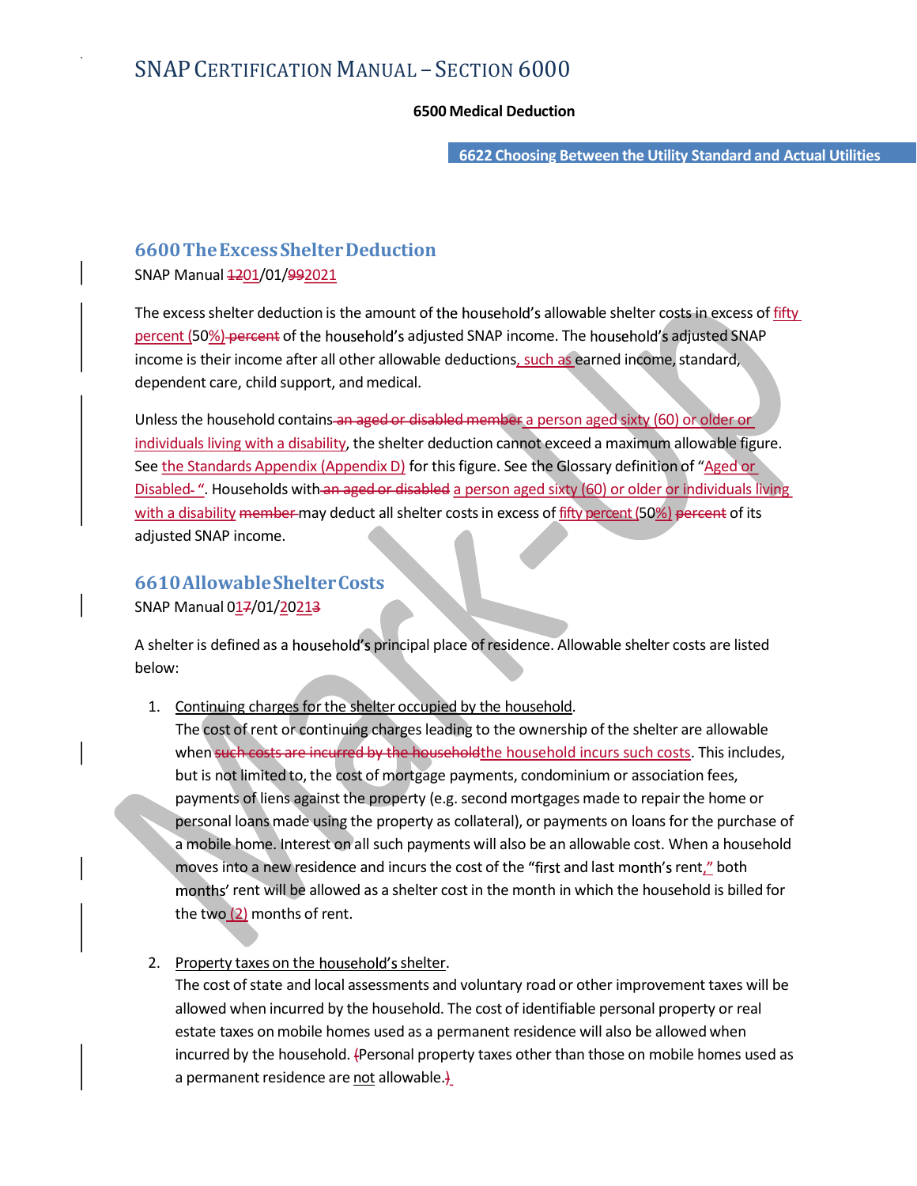## 6600 The Excess Shelter Deduction

SNAP Manual ~~12~~01/01/~~99~~2021

The excess shelter deduction is the amount of the household's allowable shelter costs in excess of fifty percent (50%) ~~percent~~ of the household's adjusted SNAP income. The household's adjusted SNAP income is their income after all other allowable deductions, such as earned income, standard, dependent care, child support, and medical.

Unless the household contains ~~an aged or disabled member~~ a person aged sixty (60) or older or individuals living with a disability, the shelter deduction cannot exceed a maximum allowable figure. See the Standards Appendix (Appendix D) for this figure. See the Glossary definition of "Aged or Disabled- ". Households with ~~an aged or disabled~~ a person aged sixty (60) or older or individuals living with a disability ~~member~~ may deduct all shelter costs in excess of fifty percent (50%) ~~percent~~ of its adjusted SNAP income.

## 6610 Allowable Shelter Costs

SNAP Manual 01~~7~~/01/2021~~3~~

A shelter is defined as a household's principal place of residence. Allowable shelter costs are listed below:

1. Continuing charges for the shelter occupied by the household.
   The cost of rent or continuing charges leading to the ownership of the shelter are allowable when ~~such costs are incurred by the household~~the household incurs such costs. This includes, but is not limited to, the cost of mortgage payments, condominium or association fees, payments of liens against the property (e.g. second mortgages made to repair the home or personal loans made using the property as collateral), or payments on loans for the purchase of a mobile home. Interest on all such payments will also be an allowable cost. When a household moves into a new residence and incurs the cost of the "first and last month's rent," both months' rent will be allowed as a shelter cost in the month in which the household is billed for the two (2) months of rent.

2. Property taxes on the household's shelter.
   The cost of state and local assessments and voluntary road or other improvement taxes will be allowed when incurred by the household. The cost of identifiable personal property or real estate taxes on mobile homes used as a permanent residence will also be allowed when incurred by the household. ~~(~~Personal property taxes other than those on mobile homes used as a permanent residence are not allowable.~~)~~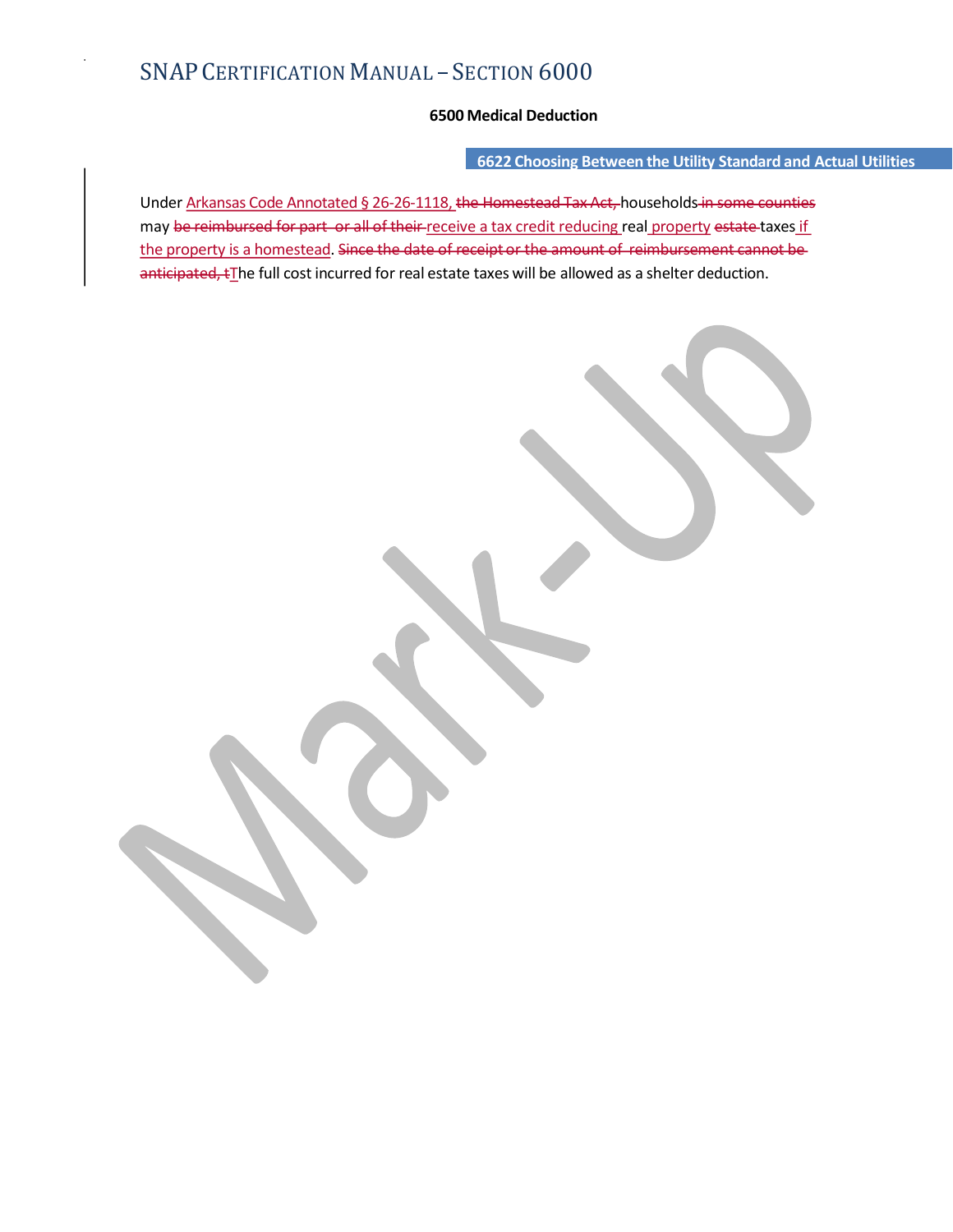**6500 Medical Deduction**

## 6622 Choosing Between the Utility Standard and Actual Utilities

Under Arkansas Code Annotated § 26-26-1118, ~~the Homestead Tax Act,~~ households ~~in some counties~~ may ~~be reimbursed for part or all of their~~ receive a tax credit reducing real property ~~estate~~ taxes if the property is a homestead. ~~Since the date of receipt or the amount of reimbursement cannot be anticipated, t~~The full cost incurred for real estate taxes will be allowed as a shelter deduction.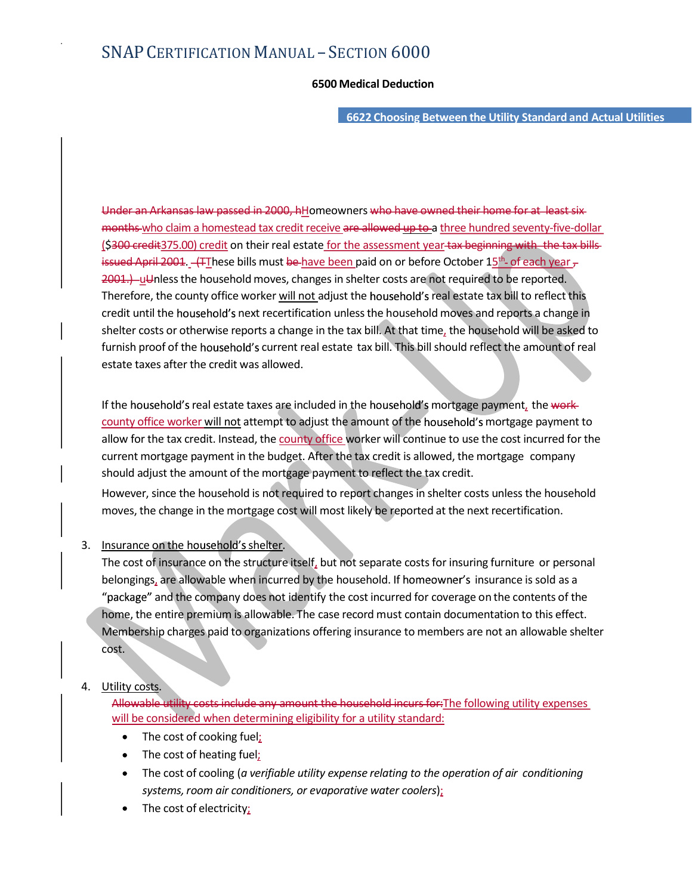~~Under an Arkansas law passed in 2000, h~~Homeowners ~~who have owned their home for at least six months~~ who claim a homestead tax credit receive ~~are allowed up to~~ a three hundred seventy-five-dollar ($~~300 credit~~375.00) credit on their real estate for the assessment year ~~tax beginning with the tax bills issued April 2001~~. ~~(T~~These bills must ~~be~~ have been paid on or before October 15th of each year ~~, 2001.)~~ ~~u~~Unless the household moves, changes in shelter costs are not required to be reported. Therefore, the county office worker will not adjust the household's real estate tax bill to reflect this credit until the household's next recertification unless the household moves and reports a change in shelter costs or otherwise reports a change in the tax bill. At that time, the household will be asked to furnish proof of the household's current real estate tax bill. This bill should reflect the amount of real estate taxes after the credit was allowed.

If the household's real estate taxes are included in the household's mortgage payment, the ~~work~~ county office worker will not attempt to adjust the amount of the household's mortgage payment to allow for the tax credit. Instead, the county office worker will continue to use the cost incurred for the current mortgage payment in the budget. After the tax credit is allowed, the mortgage company should adjust the amount of the mortgage payment to reflect the tax credit.

However, since the household is not required to report changes in shelter costs unless the household moves, the change in the mortgage cost will most likely be reported at the next recertification.

3. Insurance on the household's shelter.

   The cost of insurance on the structure itself, but not separate costs for insuring furniture or personal belongings, are allowable when incurred by the household. If homeowner's insurance is sold as a "package" and the company does not identify the cost incurred for coverage on the contents of the home, the entire premium is allowable. The case record must contain documentation to this effect. Membership charges paid to organizations offering insurance to members are not an allowable shelter cost.

4. Utility costs.

   ~~Allowable utility costs include any amount the household incurs for:~~The following utility expenses will be considered when determining eligibility for a utility standard:

   - The cost of cooking fuel;
   - The cost of heating fuel;
   - The cost of cooling (*a verifiable utility expense relating to the operation of air conditioning systems, room air conditioners, or evaporative water coolers*);
   - The cost of electricity;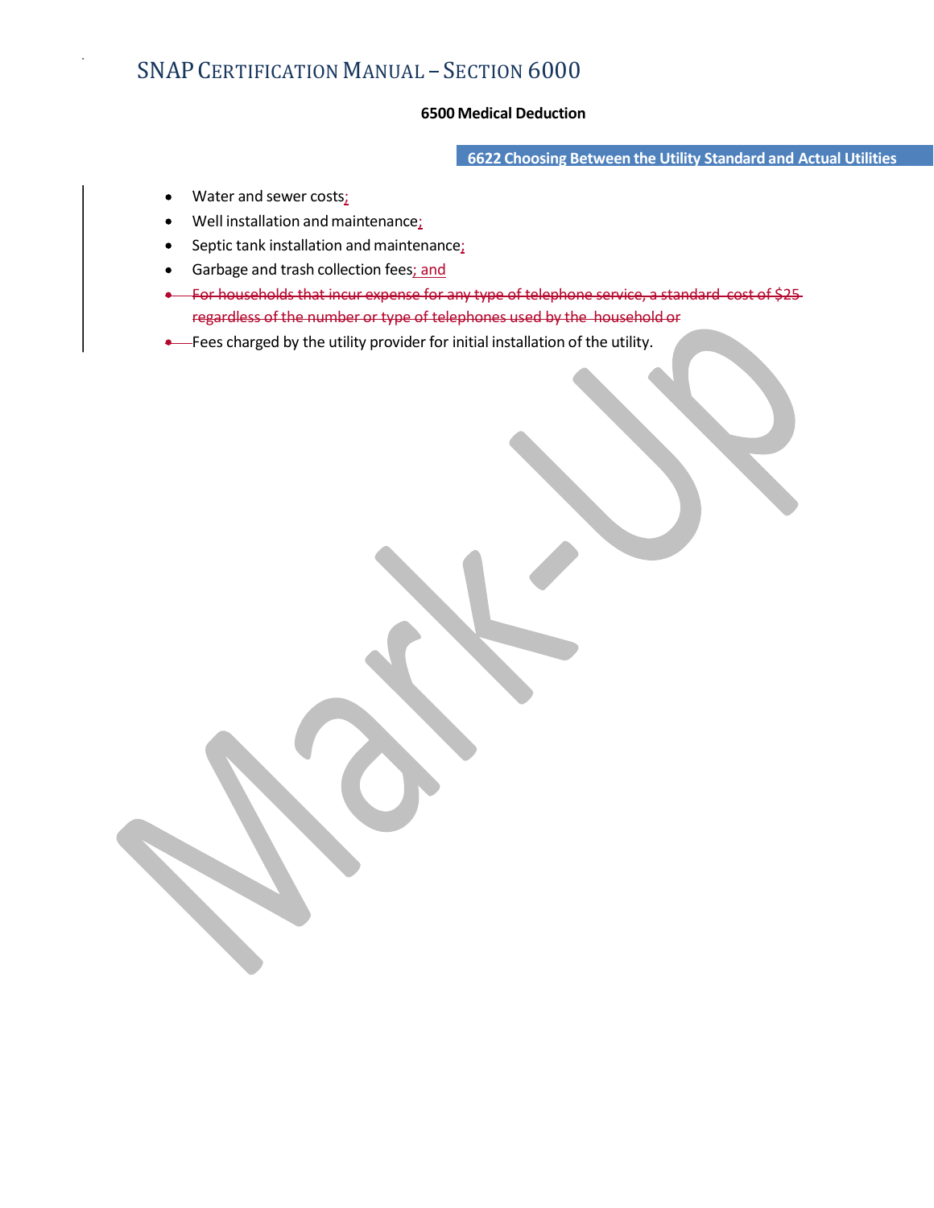#### 6500 Medical Deduction

##### 6622 Choosing Between the Utility Standard and Actual Utilities

- Water and sewer costs;
- Well installation and maintenance;
- Septic tank installation and maintenance;
- Garbage and trash collection fees; and
- ~~For households that incur expense for any type of telephone service, a standard cost of $25 regardless of the number or type of telephones used by the household or~~
- Fees charged by the utility provider for initial installation of the utility.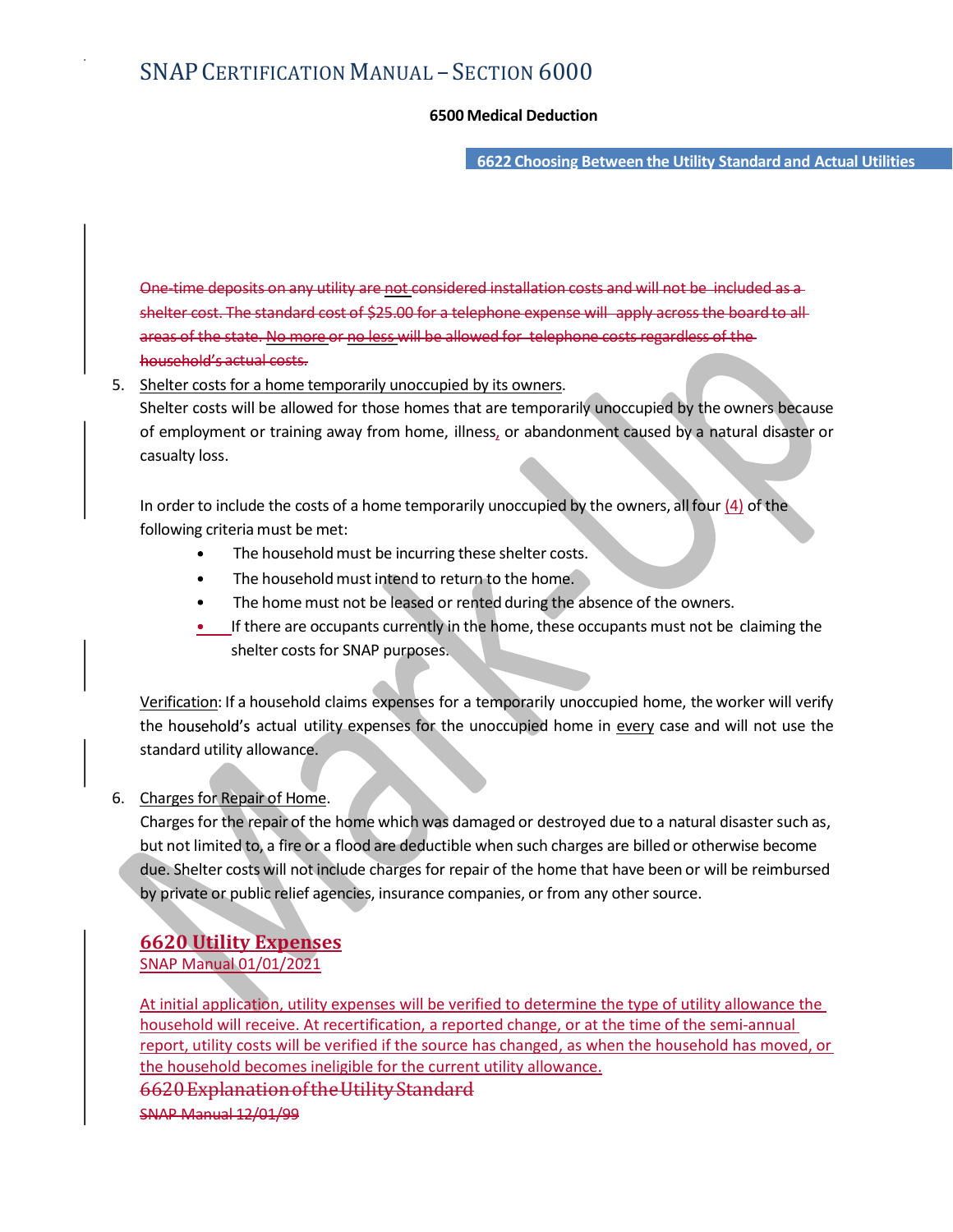One-time deposits on any utility are not considered installation costs and will not be included as a shelter cost. The standard cost of $25.00 for a telephone expense will apply across the board to all areas of the state. No more or no less will be allowed for telephone costs regardless of the household's actual costs.

5. Shelter costs for a home temporarily unoccupied by its owners.
   Shelter costs will be allowed for those homes that are temporarily unoccupied by the owners because of employment or training away from home, illness, or abandonment caused by a natural disaster or casualty loss.

   In order to include the costs of a home temporarily unoccupied by the owners, all four (4) of the following criteria must be met:

   - The household must be incurring these shelter costs.
   - The household must intend to return to the home.
   - The home must not be leased or rented during the absence of the owners.
   - If there are occupants currently in the home, these occupants must not be claiming the shelter costs for SNAP purposes.

   Verification: If a household claims expenses for a temporarily unoccupied home, the worker will verify the household's actual utility expenses for the unoccupied home in every case and will not use the standard utility allowance.

6. Charges for Repair of Home.
   Charges for the repair of the home which was damaged or destroyed due to a natural disaster such as, but not limited to, a fire or a flood are deductible when such charges are billed or otherwise become due. Shelter costs will not include charges for repair of the home that have been or will be reimbursed by private or public relief agencies, insurance companies, or from any other source.

## 6620 Utility Expenses

SNAP Manual 01/01/2021

At initial application, utility expenses will be verified to determine the type of utility allowance the household will receive. At recertification, a reported change, or at the time of the semi-annual report, utility costs will be verified if the source has changed, as when the household has moved, or the household becomes ineligible for the current utility allowance.

## 6620 Explanation of the Utility Standard

SNAP Manual 12/01/99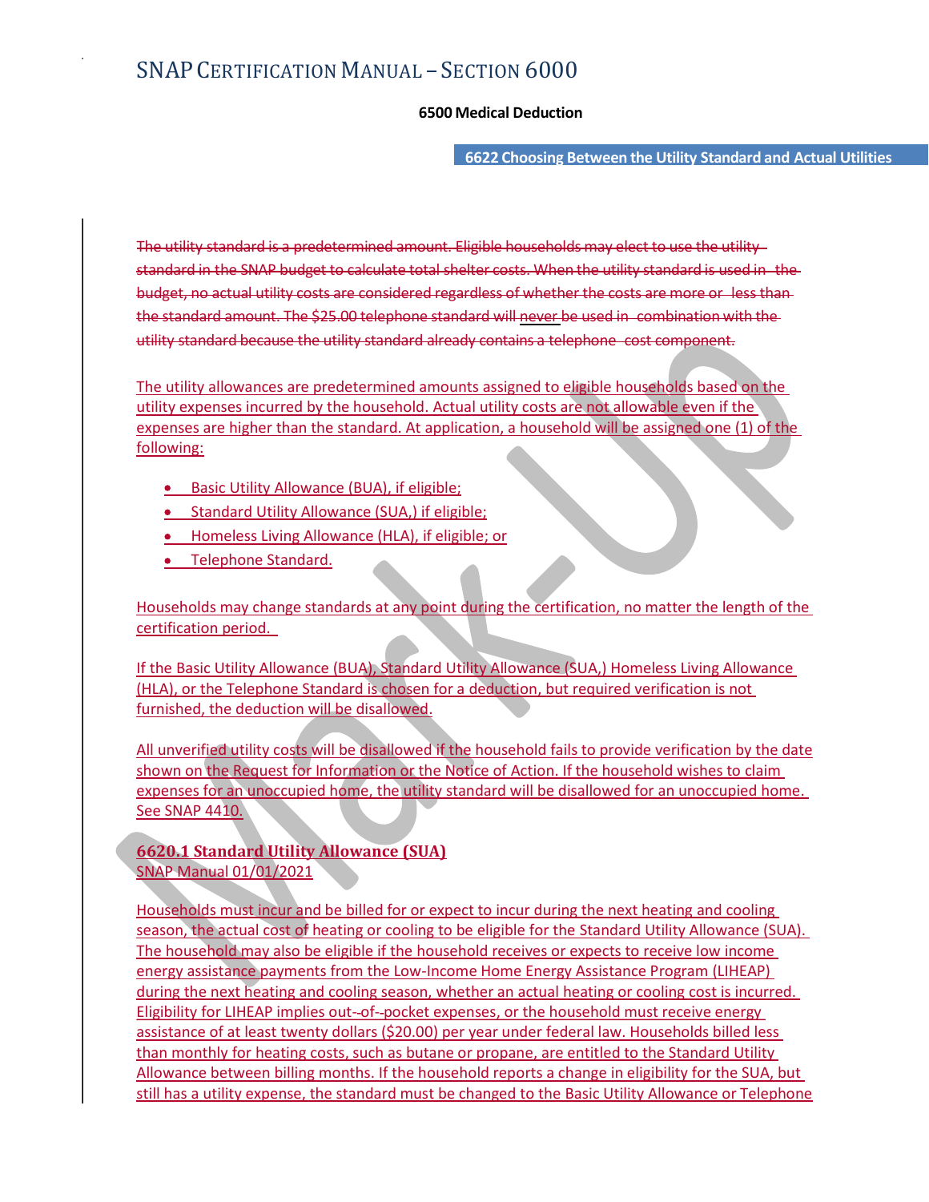# SNAP CERTIFICATION MANUAL – SECTION 6000

**6500 Medical Deduction**

**6622 Choosing Between the Utility Standard and Actual Utilities**

~~The utility standard is a predetermined amount. Eligible households may elect to use the utility standard in the SNAP budget to calculate total shelter costs. When the utility standard is used in the budget, no actual utility costs are considered regardless of whether the costs are more or less than the standard amount. The $25.00 telephone standard will never be used in combination with the utility standard because the utility standard already contains a telephone cost component.~~

The utility allowances are predetermined amounts assigned to eligible households based on the utility expenses incurred by the household. Actual utility costs are not allowable even if the expenses are higher than the standard. At application, a household will be assigned one (1) of the following:

- Basic Utility Allowance (BUA), if eligible;
- Standard Utility Allowance (SUA,) if eligible;
- Homeless Living Allowance (HLA), if eligible; or
- Telephone Standard.

Households may change standards at any point during the certification, no matter the length of the certification period.

If the Basic Utility Allowance (BUA), Standard Utility Allowance (SUA,) Homeless Living Allowance (HLA), or the Telephone Standard is chosen for a deduction, but required verification is not furnished, the deduction will be disallowed.

All unverified utility costs will be disallowed if the household fails to provide verification by the date shown on the Request for Information or the Notice of Action. If the household wishes to claim expenses for an unoccupied home, the utility standard will be disallowed for an unoccupied home. See SNAP 4410.

## 6620.1 Standard Utility Allowance (SUA)

SNAP Manual 01/01/2021

Households must incur and be billed for or expect to incur during the next heating and cooling season, the actual cost of heating or cooling to be eligible for the Standard Utility Allowance (SUA). The household may also be eligible if the household receives or expects to receive low income energy assistance payments from the Low-Income Home Energy Assistance Program (LIHEAP) during the next heating and cooling season, whether an actual heating or cooling cost is incurred. Eligibility for LIHEAP implies out--of--pocket expenses, or the household must receive energy assistance of at least twenty dollars ($20.00) per year under federal law. Households billed less than monthly for heating costs, such as butane or propane, are entitled to the Standard Utility Allowance between billing months. If the household reports a change in eligibility for the SUA, but still has a utility expense, the standard must be changed to the Basic Utility Allowance or Telephone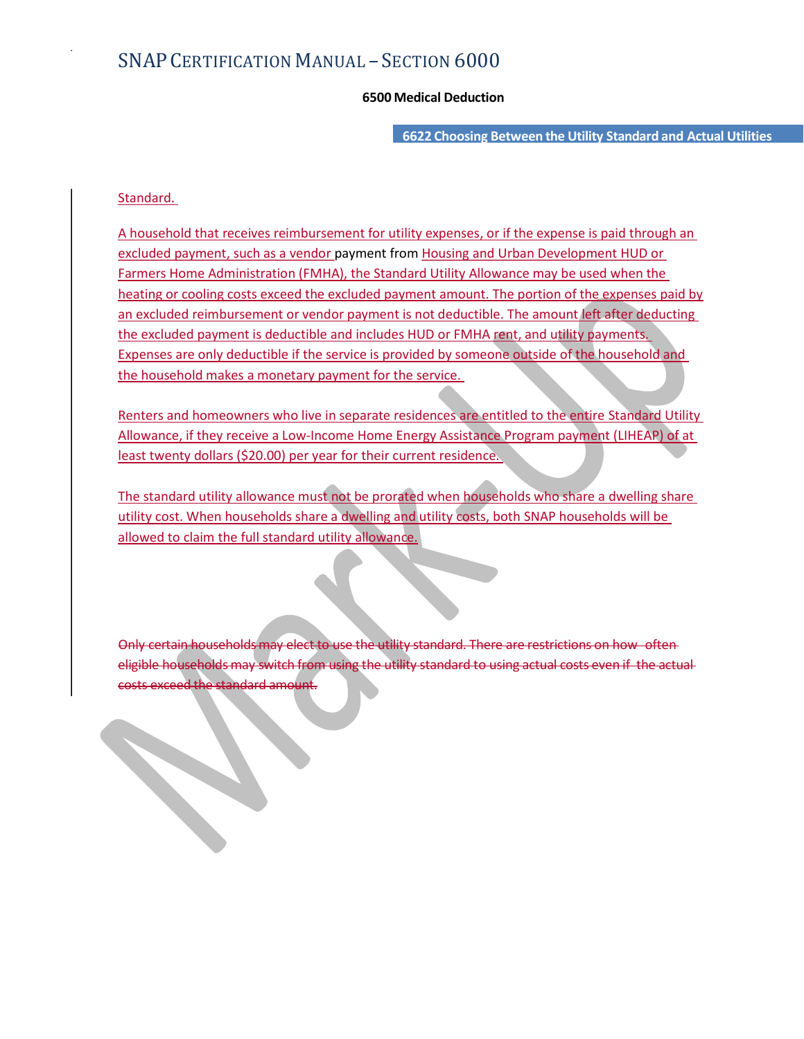# SNAP CERTIFICATION MANUAL – SECTION 6000

**6500 Medical Deduction**

**6622 Choosing Between the Utility Standard and Actual Utilities**

Standard.

A household that receives reimbursement for utility expenses, or if the expense is paid through an excluded payment, such as a vendor payment from Housing and Urban Development HUD or Farmers Home Administration (FMHA), the Standard Utility Allowance may be used when the heating or cooling costs exceed the excluded payment amount. The portion of the expenses paid by an excluded reimbursement or vendor payment is not deductible. The amount left after deducting the excluded payment is deductible and includes HUD or FMHA rent, and utility payments. Expenses are only deductible if the service is provided by someone outside of the household and the household makes a monetary payment for the service.

Renters and homeowners who live in separate residences are entitled to the entire Standard Utility Allowance, if they receive a Low-Income Home Energy Assistance Program payment (LIHEAP) of at least twenty dollars ($20.00) per year for their current residence.

The standard utility allowance must not be prorated when households who share a dwelling share utility cost. When households share a dwelling and utility costs, both SNAP households will be allowed to claim the full standard utility allowance.

~~Only certain households may elect to use the utility standard. There are restrictions on how often eligible households may switch from using the utility standard to using actual costs even if the actual costs exceed the standard amount.~~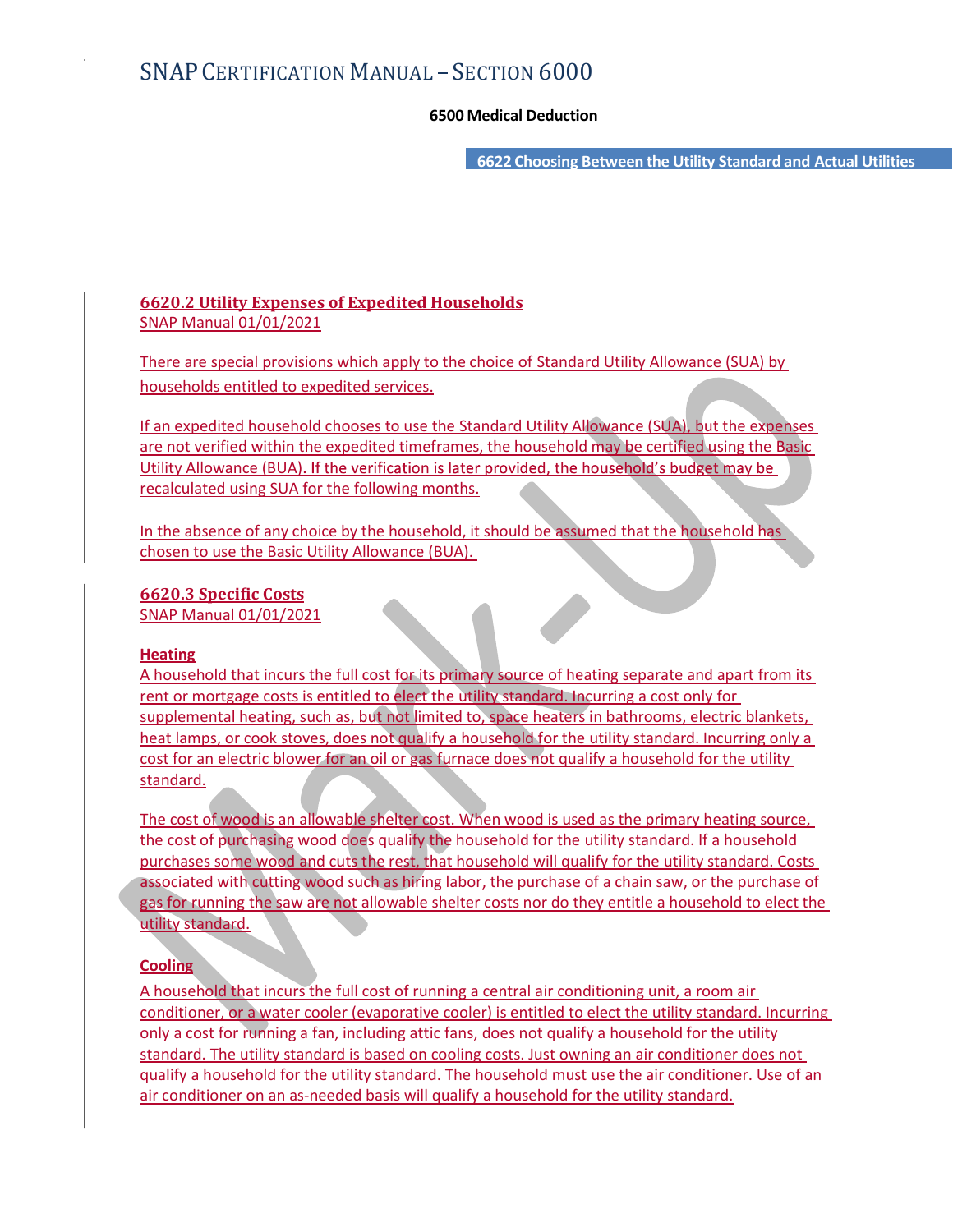### 6620.2 Utility Expenses of Expedited Households

SNAP Manual 01/01/2021

There are special provisions which apply to the choice of Standard Utility Allowance (SUA) by households entitled to expedited services.

If an expedited household chooses to use the Standard Utility Allowance (SUA), but the expenses are not verified within the expedited timeframes, the household may be certified using the Basic Utility Allowance (BUA). If the verification is later provided, the household's budget may be recalculated using SUA for the following months.

In the absence of any choice by the household, it should be assumed that the household has chosen to use the Basic Utility Allowance (BUA).

### 6620.3 Specific Costs

SNAP Manual 01/01/2021

**Heating**

A household that incurs the full cost for its primary source of heating separate and apart from its rent or mortgage costs is entitled to elect the utility standard. Incurring a cost only for supplemental heating, such as, but not limited to, space heaters in bathrooms, electric blankets, heat lamps, or cook stoves, does not qualify a household for the utility standard. Incurring only a cost for an electric blower for an oil or gas furnace does not qualify a household for the utility standard.

The cost of wood is an allowable shelter cost. When wood is used as the primary heating source, the cost of purchasing wood does qualify the household for the utility standard. If a household purchases some wood and cuts the rest, that household will qualify for the utility standard. Costs associated with cutting wood such as hiring labor, the purchase of a chain saw, or the purchase of gas for running the saw are not allowable shelter costs nor do they entitle a household to elect the utility standard.

**Cooling**

A household that incurs the full cost of running a central air conditioning unit, a room air conditioner, or a water cooler (evaporative cooler) is entitled to elect the utility standard. Incurring only a cost for running a fan, including attic fans, does not qualify a household for the utility standard. The utility standard is based on cooling costs. Just owning an air conditioner does not qualify a household for the utility standard. The household must use the air conditioner. Use of an air conditioner on an as-needed basis will qualify a household for the utility standard.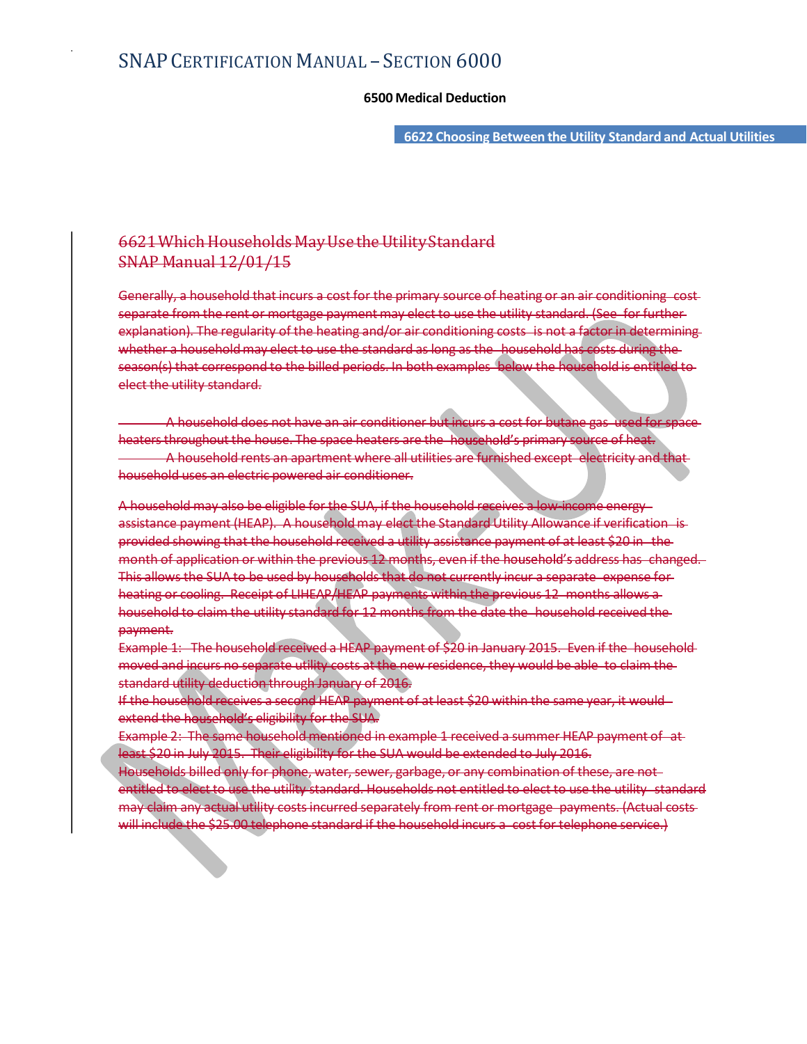6500 Medical Deduction

6622 Choosing Between the Utility Standard and Actual Utilities

## ~~6621 Which Households May Use the Utility Standard~~
~~SNAP Manual 12/01/15~~

~~Generally, a household that incurs a cost for the primary source of heating or an air conditioning cost separate from the rent or mortgage payment may elect to use the utility standard. (See for further explanation). The regularity of the heating and/or air conditioning costs is not a factor in determining whether a household may elect to use the standard as long as the household has costs during the season(s) that correspond to the billed periods. In both examples below the household is entitled to elect the utility standard.~~

- ~~A household does not have an air conditioner but incurs a cost for butane gas used for space heaters throughout the house. The space heaters are the household's primary source of heat.~~
- ~~A household rents an apartment where all utilities are furnished except electricity and that household uses an electric powered air conditioner.~~

~~A household may also be eligible for the SUA, if the household receives a low-income energy assistance payment (HEAP). A household may elect the Standard Utility Allowance if verification is provided showing that the household received a utility assistance payment of at least $20 in the month of application or within the previous 12 months, even if the household's address has changed. This allows the SUA to be used by households that do not currently incur a separate expense for heating or cooling. Receipt of LIHEAP/HEAP payments within the previous 12 months allows a household to claim the utility standard for 12 months from the date the household received the payment.~~

~~Example 1: The household received a HEAP payment of $20 in January 2015. Even if the household moved and incurs no separate utility costs at the new residence, they would be able to claim the standard utility deduction through January of 2016.~~

~~If the household receives a second HEAP payment of at least $20 within the same year, it would extend the household's eligibility for the SUA.~~

~~Example 2: The same household mentioned in example 1 received a summer HEAP payment of at least $20 in July 2015. Their eligibility for the SUA would be extended to July 2016.~~

~~Households billed only for phone, water, sewer, garbage, or any combination of these, are not entitled to elect to use the utility standard. Households not entitled to elect to use the utility standard may claim any actual utility costs incurred separately from rent or mortgage payments. (Actual costs will include the $25.00 telephone standard if the household incurs a cost for telephone service.)~~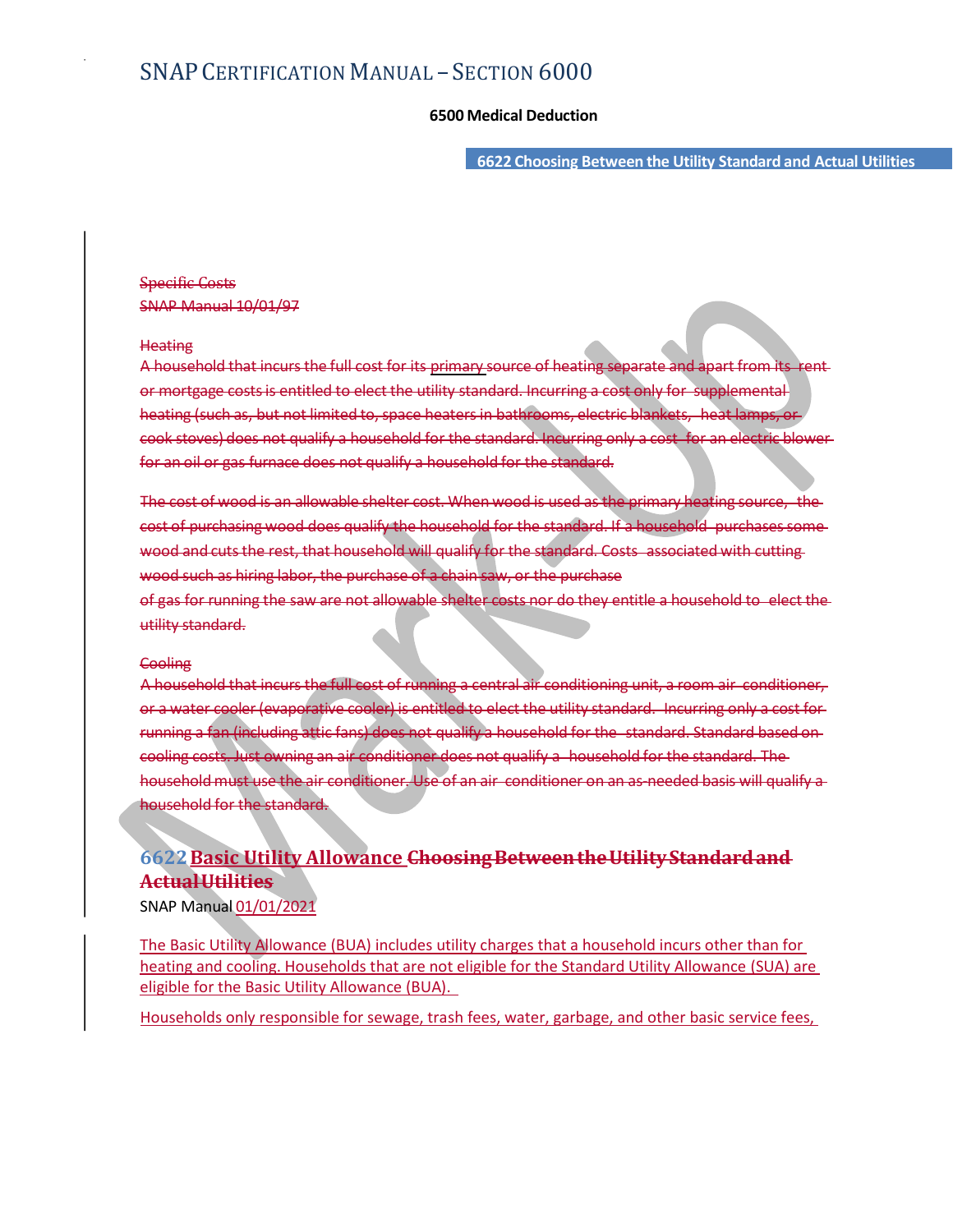~~Specific Costs~~
~~SNAP Manual 10/01/97~~

~~Heating~~
~~A household that incurs the full cost for its primary source of heating separate and apart from its rent or mortgage costs is entitled to elect the utility standard. Incurring a cost only for supplemental heating (such as, but not limited to, space heaters in bathrooms, electric blankets, heat lamps, or cook stoves) does not qualify a household for the standard. Incurring only a cost for an electric blower for an oil or gas furnace does not qualify a household for the standard.~~

~~The cost of wood is an allowable shelter cost. When wood is used as the primary heating source, the cost of purchasing wood does qualify the household for the standard. If a household purchases some wood and cuts the rest, that household will qualify for the standard. Costs associated with cutting wood such as hiring labor, the purchase of a chain saw, or the purchase of gas for running the saw are not allowable shelter costs nor do they entitle a household to elect the utility standard.~~

~~Cooling~~
~~A household that incurs the full cost of running a central air conditioning unit, a room air conditioner, or a water cooler (evaporative cooler) is entitled to elect the utility standard. Incurring only a cost for running a fan (including attic fans) does not qualify a household for the standard. Standard based on cooling costs. Just owning an air conditioner does not qualify a household for the standard. The household must use the air conditioner. Use of an air conditioner on an as-needed basis will qualify a household for the standard.~~

## 6622 Basic Utility Allowance ~~Choosing Between the Utility Standard and Actual Utilities~~

SNAP Manual 01/01/2021

The Basic Utility Allowance (BUA) includes utility charges that a household incurs other than for heating and cooling. Households that are not eligible for the Standard Utility Allowance (SUA) are eligible for the Basic Utility Allowance (BUA).

Households only responsible for sewage, trash fees, water, garbage, and other basic service fees,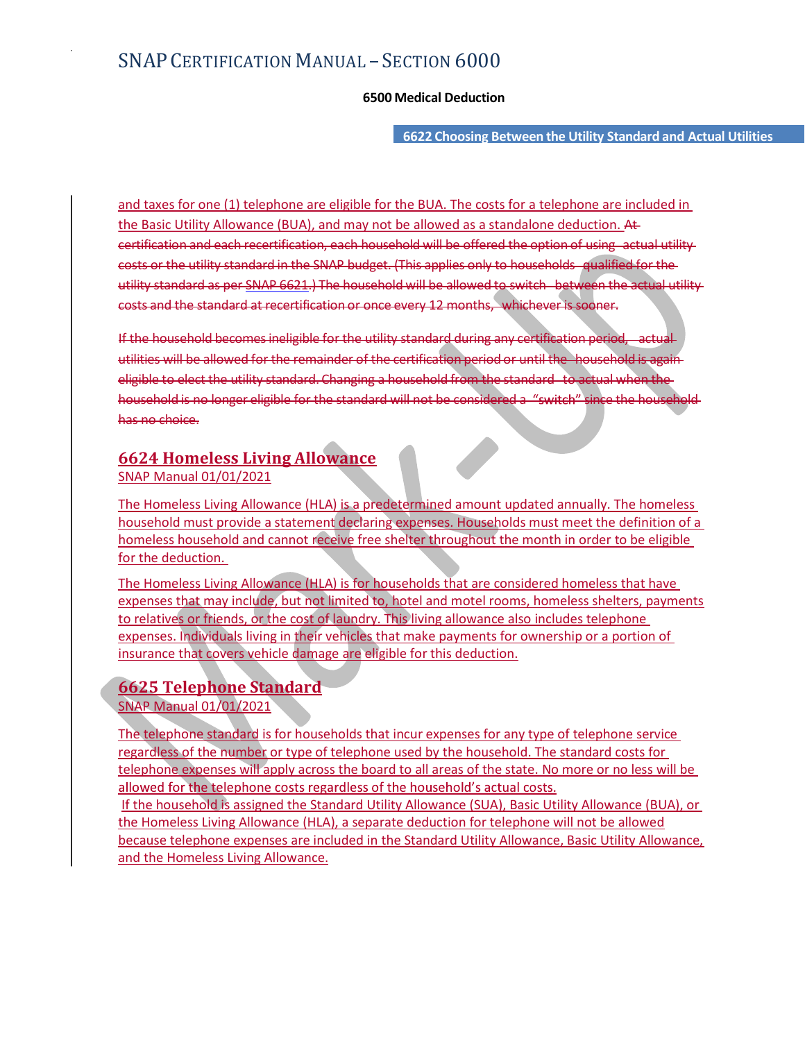and taxes for one (1) telephone are eligible for the BUA. The costs for a telephone are included in the Basic Utility Allowance (BUA), and may not be allowed as a standalone deduction. ~~At certification and each recertification, each household will be offered the option of using actual utility costs or the utility standard in the SNAP budget. (This applies only to households qualified for the utility standard as per SNAP 6621.) The household will be allowed to switch between the actual utility costs and the standard at recertification or once every 12 months, whichever is sooner.~~

~~If the household becomes ineligible for the utility standard during any certification period, actual utilities will be allowed for the remainder of the certification period or until the household is again eligible to elect the utility standard. Changing a household from the standard to actual when the household is no longer eligible for the standard will not be considered a "switch" since the household has no choice.~~

## 6624 Homeless Living Allowance

SNAP Manual 01/01/2021

The Homeless Living Allowance (HLA) is a predetermined amount updated annually. The homeless household must provide a statement declaring expenses. Households must meet the definition of a homeless household and cannot receive free shelter throughout the month in order to be eligible for the deduction.

The Homeless Living Allowance (HLA) is for households that are considered homeless that have expenses that may include, but not limited to, hotel and motel rooms, homeless shelters, payments to relatives or friends, or the cost of laundry. This living allowance also includes telephone expenses. Individuals living in their vehicles that make payments for ownership or a portion of insurance that covers vehicle damage are eligible for this deduction.

## 6625 Telephone Standard

SNAP Manual 01/01/2021

The telephone standard is for households that incur expenses for any type of telephone service regardless of the number or type of telephone used by the household. The standard costs for telephone expenses will apply across the board to all areas of the state. No more or no less will be allowed for the telephone costs regardless of the household's actual costs.

If the household is assigned the Standard Utility Allowance (SUA), Basic Utility Allowance (BUA), or the Homeless Living Allowance (HLA), a separate deduction for telephone will not be allowed because telephone expenses are included in the Standard Utility Allowance, Basic Utility Allowance, and the Homeless Living Allowance.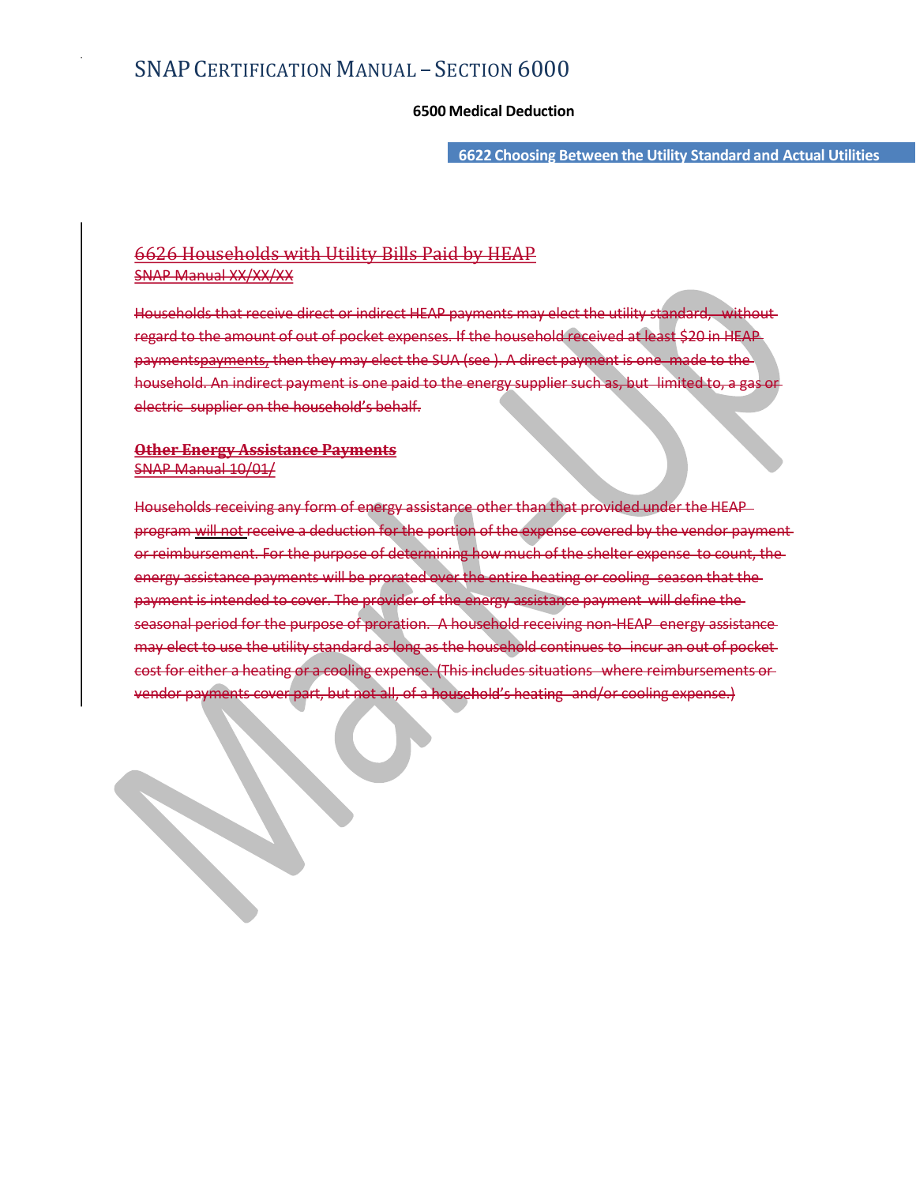6500 Medical Deduction

6622 Choosing Between the Utility Standard and Actual Utilities

## ~~6626 Households with Utility Bills Paid by HEAP~~

~~SNAP Manual XX/XX/XX~~

~~Households that receive direct or indirect HEAP payments may elect the utility standard, without regard to the amount of out of pocket expenses. If the household received at least $20 in HEAP paymentspayments, then they may elect the SUA (see ). A direct payment is one made to the household. An indirect payment is one paid to the energy supplier such as, but limited to, a gas or electric supplier on the household's behalf.~~

### ~~Other Energy Assistance Payments~~

~~SNAP Manual 10/01/~~

~~Households receiving any form of energy assistance other than that provided under the HEAP program will not receive a deduction for the portion of the expense covered by the vendor payment or reimbursement. For the purpose of determining how much of the shelter expense to count, the energy assistance payments will be prorated over the entire heating or cooling season that the payment is intended to cover. The provider of the energy assistance payment will define the seasonal period for the purpose of proration. A household receiving non-HEAP energy assistance may elect to use the utility standard as long as the household continues to incur an out of pocket cost for either a heating or a cooling expense. (This includes situations where reimbursements or vendor payments cover part, but not all, of a household's heating and/or cooling expense.)~~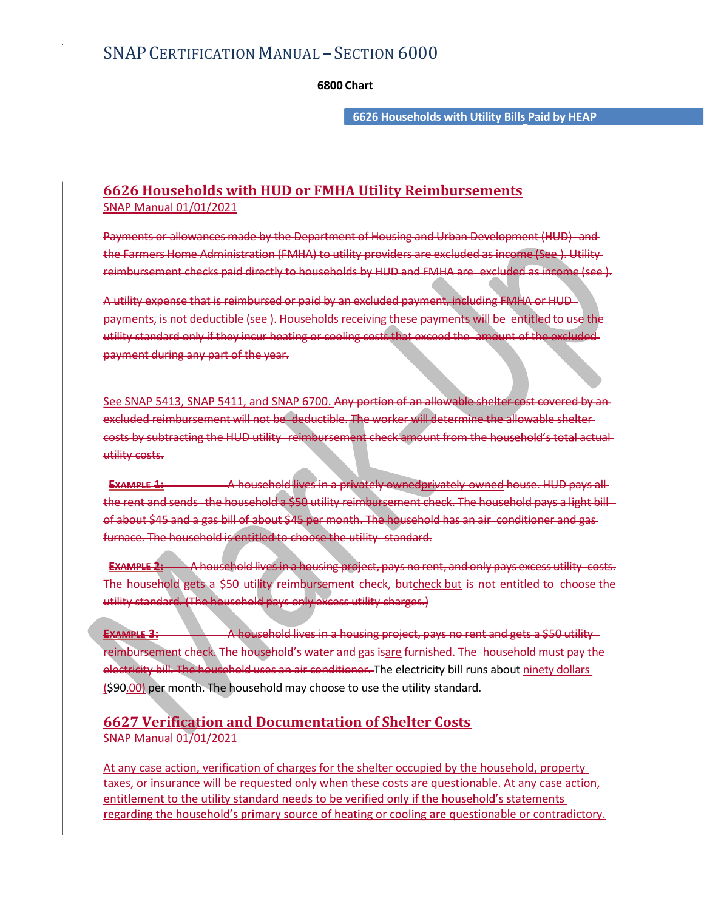# SNAP CERTIFICATION MANUAL – SECTION 6000

**6800 Chart**

**6626 Households with Utility Bills Paid by HEAP**

## 6626 Households with HUD or FMHA Utility Reimbursements

SNAP Manual 01/01/2021

~~Payments or allowances made by the Department of Housing and Urban Development (HUD) and the Farmers Home Administration (FMHA) to utility providers are excluded as income (See ). Utility reimbursement checks paid directly to households by HUD and FMHA are excluded as income (see ).~~

~~A utility expense that is reimbursed or paid by an excluded payment, including FMHA or HUD payments, is not deductible (see ). Households receiving these payments will be entitled to use the utility standard only if they incur heating or cooling costs that exceed the amount of the excluded payment during any part of the year.~~

See SNAP 5413, SNAP 5411, and SNAP 6700. ~~Any portion of an allowable shelter cost covered by an excluded reimbursement will not be deductible. The worker will determine the allowable shelter costs by subtracting the HUD utility reimbursement check amount from the household's total actual utility costs.~~

~~**EXAMPLE 1:** A household lives in a privately ownedprivately-owned house. HUD pays all the rent and sends the household a $50 utility reimbursement check. The household pays a light bill of about $45 and a gas bill of about $45 per month. The household has an air conditioner and gas furnace. The household is entitled to choose the utility standard.~~

~~**EXAMPLE 2:** A household lives in a housing project, pays no rent, and only pays excess utility costs. The household gets a $50 utility reimbursement check, butcheck but is not entitled to choose the utility standard. (The household pays only excess utility charges.)~~

~~**EXAMPLE 3:** A household lives in a housing project, pays no rent and gets a $50 utility reimbursement check. The household's water and gas isare furnished. The household must pay the electricity bill. The household uses an air conditioner.~~ The electricity bill runs about ninety dollars ($90.00) per month. The household may choose to use the utility standard.

## 6627 Verification and Documentation of Shelter Costs

SNAP Manual 01/01/2021

At any case action, verification of charges for the shelter occupied by the household, property taxes, or insurance will be requested only when these costs are questionable. At any case action, entitlement to the utility standard needs to be verified only if the household's statements regarding the household's primary source of heating or cooling are questionable or contradictory.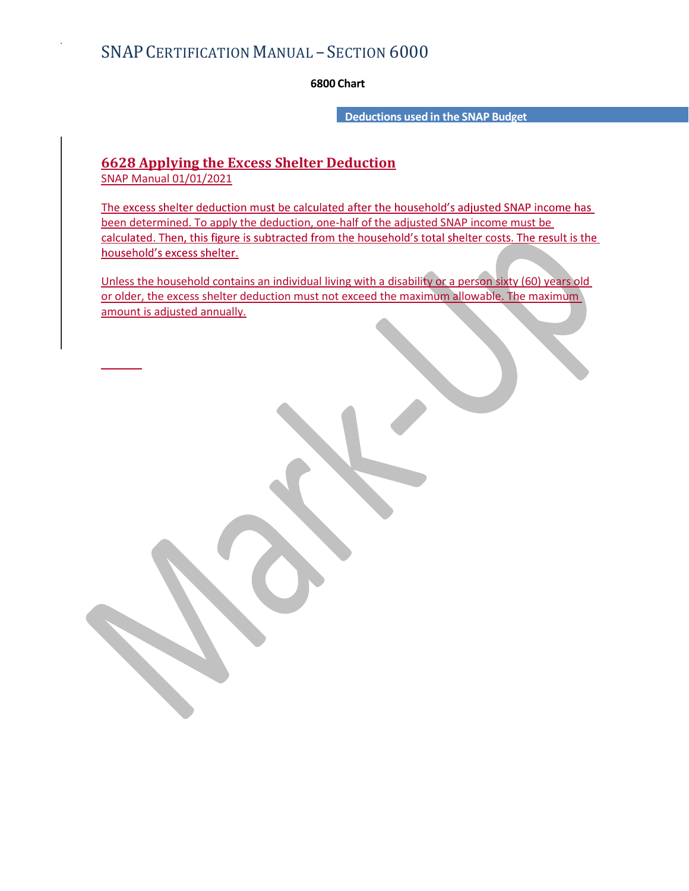6800 Chart

Deductions used in the SNAP Budget

## 6628 Applying the Excess Shelter Deduction

SNAP Manual 01/01/2021

The excess shelter deduction must be calculated after the household's adjusted SNAP income has been determined. To apply the deduction, one-half of the adjusted SNAP income must be calculated. Then, this figure is subtracted from the household's total shelter costs. The result is the household's excess shelter.

Unless the household contains an individual living with a disability or a person sixty (60) years old or older, the excess shelter deduction must not exceed the maximum allowable. The maximum amount is adjusted annually.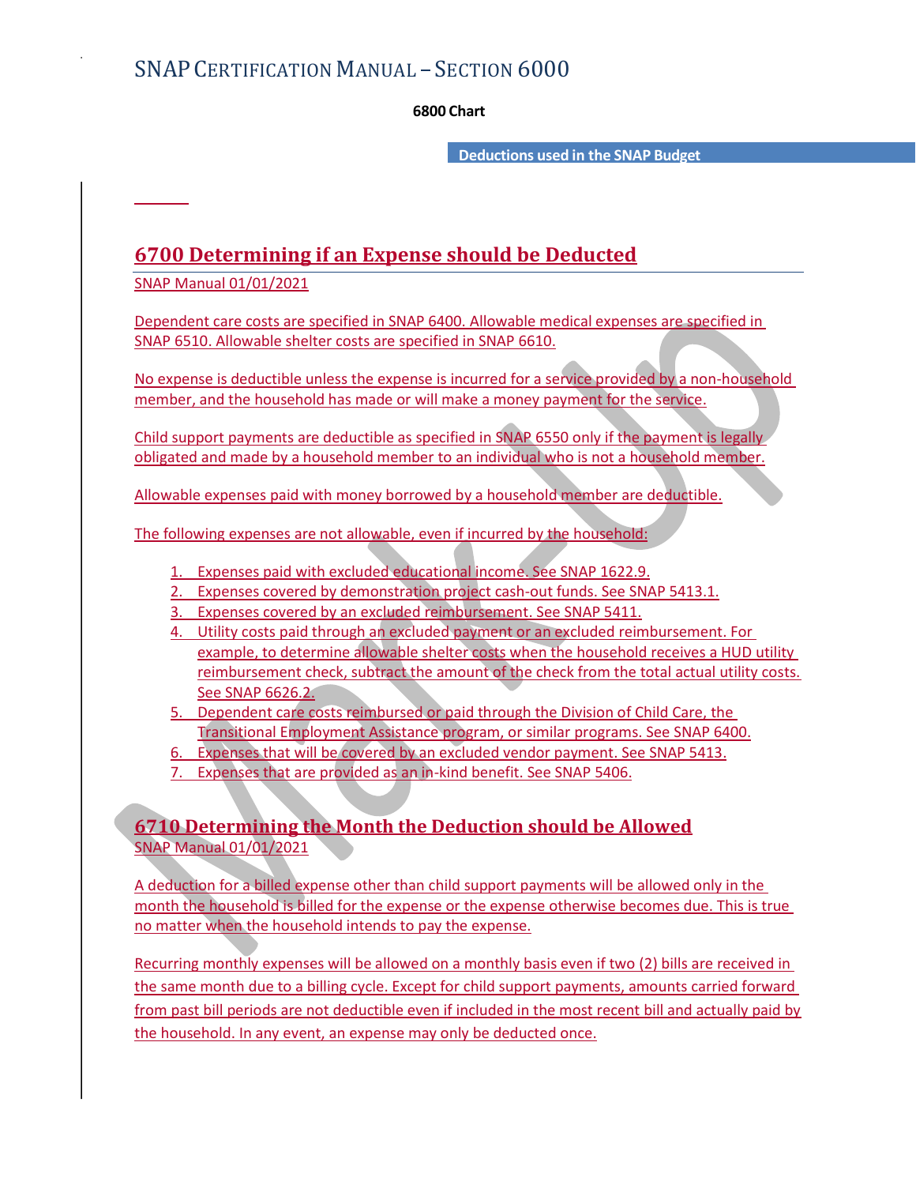6800 Chart

Deductions used in the SNAP Budget

## 6700 Determining if an Expense should be Deducted

SNAP Manual 01/01/2021

Dependent care costs are specified in SNAP 6400. Allowable medical expenses are specified in SNAP 6510. Allowable shelter costs are specified in SNAP 6610.

No expense is deductible unless the expense is incurred for a service provided by a non-household member, and the household has made or will make a money payment for the service.

Child support payments are deductible as specified in SNAP 6550 only if the payment is legally obligated and made by a household member to an individual who is not a household member.

Allowable expenses paid with money borrowed by a household member are deductible.

The following expenses are not allowable, even if incurred by the household:

1. Expenses paid with excluded educational income. See SNAP 1622.9.
2. Expenses covered by demonstration project cash-out funds. See SNAP 5413.1.
3. Expenses covered by an excluded reimbursement. See SNAP 5411.
4. Utility costs paid through an excluded payment or an excluded reimbursement. For example, to determine allowable shelter costs when the household receives a HUD utility reimbursement check, subtract the amount of the check from the total actual utility costs. See SNAP 6626.2.
5. Dependent care costs reimbursed or paid through the Division of Child Care, the Transitional Employment Assistance program, or similar programs. See SNAP 6400.
6. Expenses that will be covered by an excluded vendor payment. See SNAP 5413.
7. Expenses that are provided as an in-kind benefit. See SNAP 5406.

## 6710 Determining the Month the Deduction should be Allowed

SNAP Manual 01/01/2021

A deduction for a billed expense other than child support payments will be allowed only in the month the household is billed for the expense or the expense otherwise becomes due. This is true no matter when the household intends to pay the expense.

Recurring monthly expenses will be allowed on a monthly basis even if two (2) bills are received in the same month due to a billing cycle. Except for child support payments, amounts carried forward from past bill periods are not deductible even if included in the most recent bill and actually paid by the household. In any event, an expense may only be deducted once.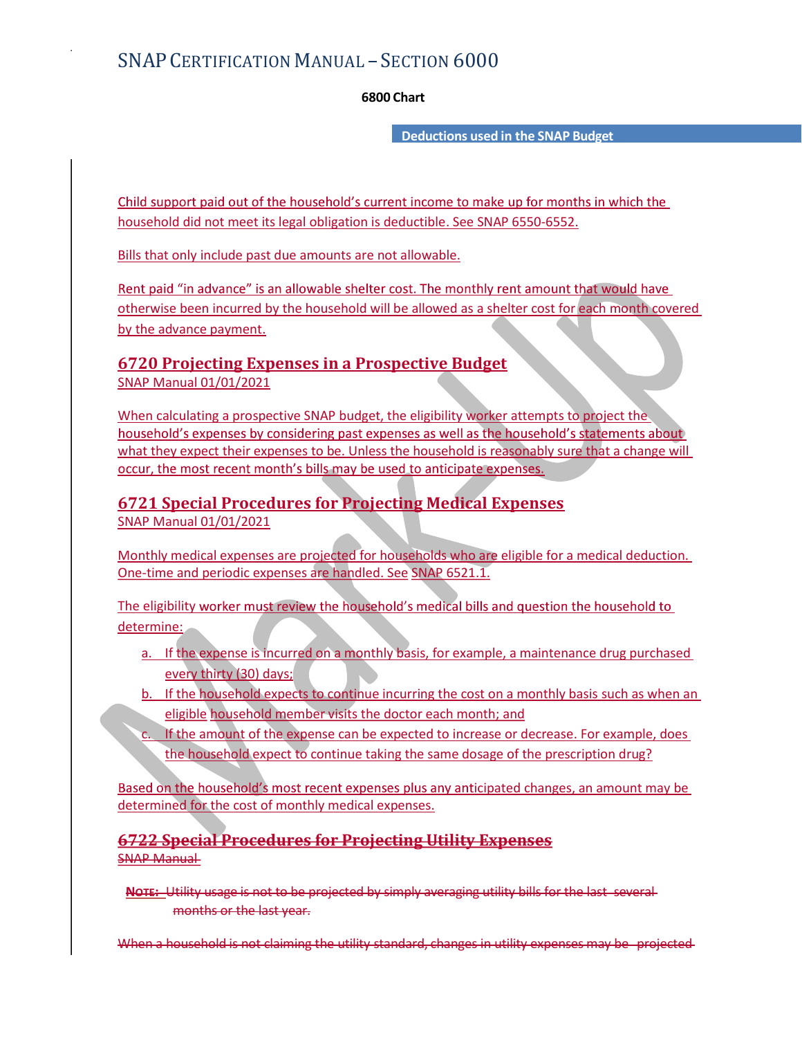Child support paid out of the household's current income to make up for months in which the household did not meet its legal obligation is deductible. See SNAP 6550-6552.

Bills that only include past due amounts are not allowable.

Rent paid "in advance" is an allowable shelter cost. The monthly rent amount that would have otherwise been incurred by the household will be allowed as a shelter cost for each month covered by the advance payment.

## 6720 Projecting Expenses in a Prospective Budget

SNAP Manual 01/01/2021

When calculating a prospective SNAP budget, the eligibility worker attempts to project the household's expenses by considering past expenses as well as the household's statements about what they expect their expenses to be. Unless the household is reasonably sure that a change will occur, the most recent month's bills may be used to anticipate expenses.

## 6721 Special Procedures for Projecting Medical Expenses

SNAP Manual 01/01/2021

Monthly medical expenses are projected for households who are eligible for a medical deduction. One-time and periodic expenses are handled. See SNAP 6521.1.

The eligibility worker must review the household's medical bills and question the household to determine:

a. If the expense is incurred on a monthly basis, for example, a maintenance drug purchased every thirty (30) days;
b. If the household expects to continue incurring the cost on a monthly basis such as when an eligible household member visits the doctor each month; and
c. If the amount of the expense can be expected to increase or decrease. For example, does the household expect to continue taking the same dosage of the prescription drug?

Based on the household's most recent expenses plus any anticipated changes, an amount may be determined for the cost of monthly medical expenses.

## ~~6722 Special Procedures for Projecting Utility Expenses~~

~~SNAP Manual~~

**~~NOTE:~~** ~~Utility usage is not to be projected by simply averaging utility bills for the last several months or the last year.~~

~~When a household is not claiming the utility standard, changes in utility expenses may be projected~~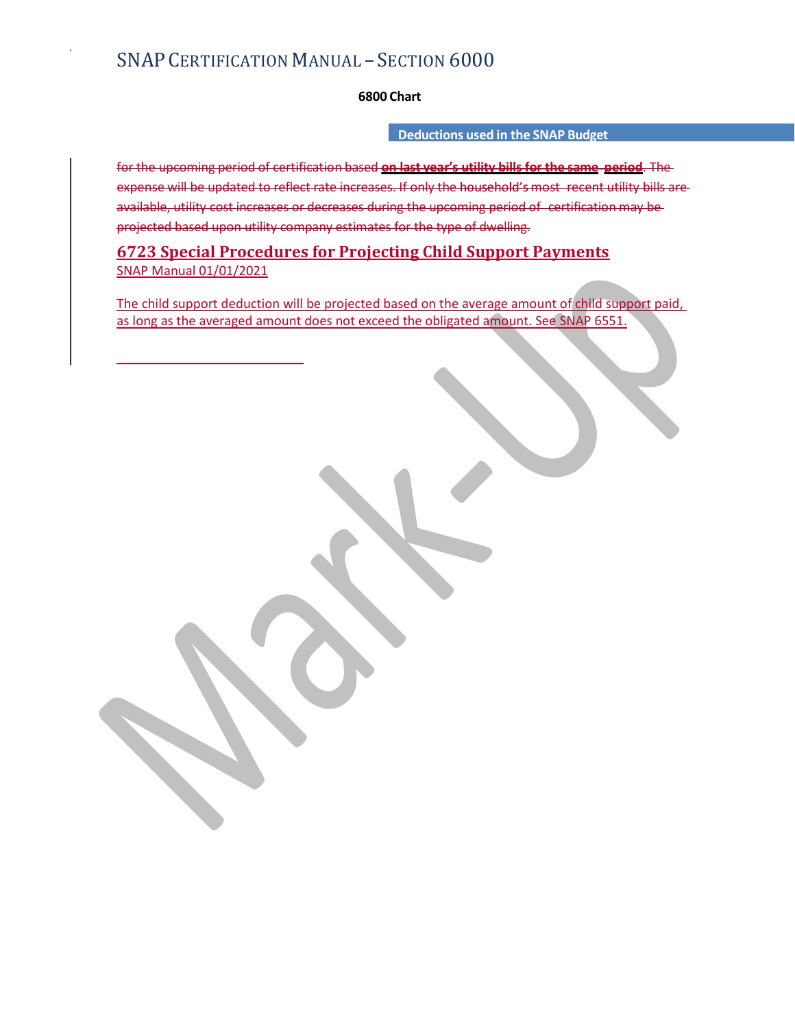6800 Chart

Deductions used in the SNAP Budget

~~for the upcoming period of certification based on last year's utility bills for the same period. The expense will be updated to reflect rate increases. If only the household's most recent utility bills are available, utility cost increases or decreases during the upcoming period of certification may be projected based upon utility company estimates for the type of dwelling.~~

## 6723 Special Procedures for Projecting Child Support Payments

SNAP Manual 01/01/2021

The child support deduction will be projected based on the average amount of child support paid, as long as the averaged amount does not exceed the obligated amount. See SNAP 6551.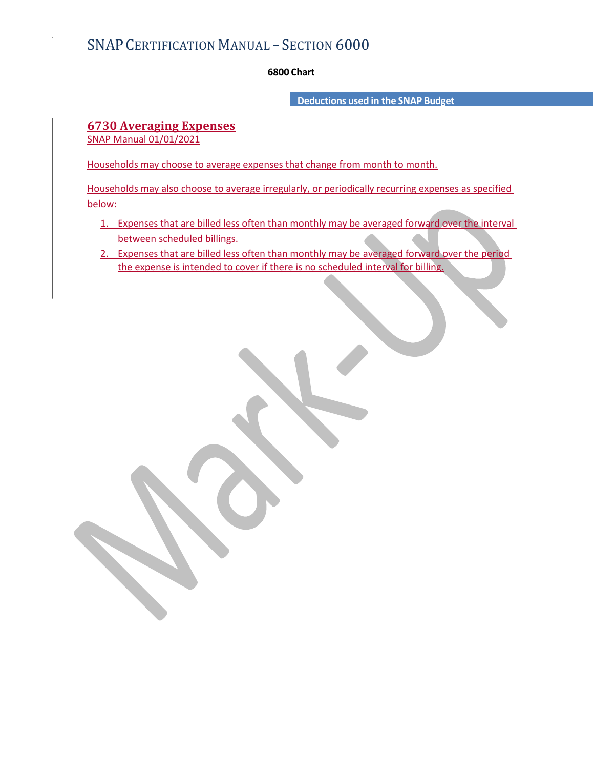6800 Chart

Deductions used in the SNAP Budget

## 6730 Averaging Expenses

SNAP Manual 01/01/2021

Households may choose to average expenses that change from month to month.

Households may also choose to average irregularly, or periodically recurring expenses as specified below:

1. Expenses that are billed less often than monthly may be averaged forward over the interval between scheduled billings.
2. Expenses that are billed less often than monthly may be averaged forward over the period the expense is intended to cover if there is no scheduled interval for billing.